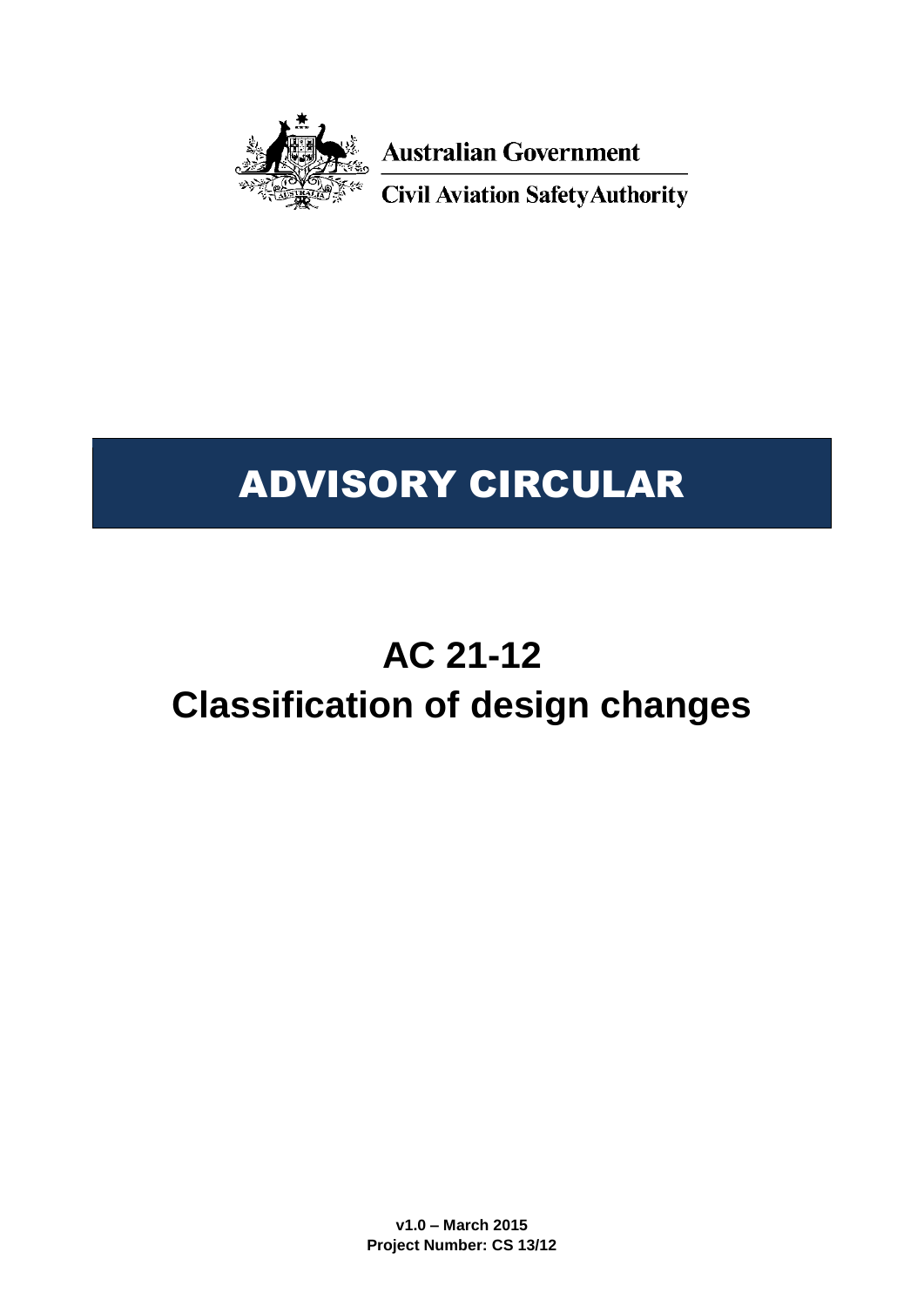Australian Government

Civil Aviation Safety Authority

# ADVISORY CIRCULAR

# AC 21-12
# Classification of design changes

**v1.0 – March 2015**
**Project Number: CS 13/12**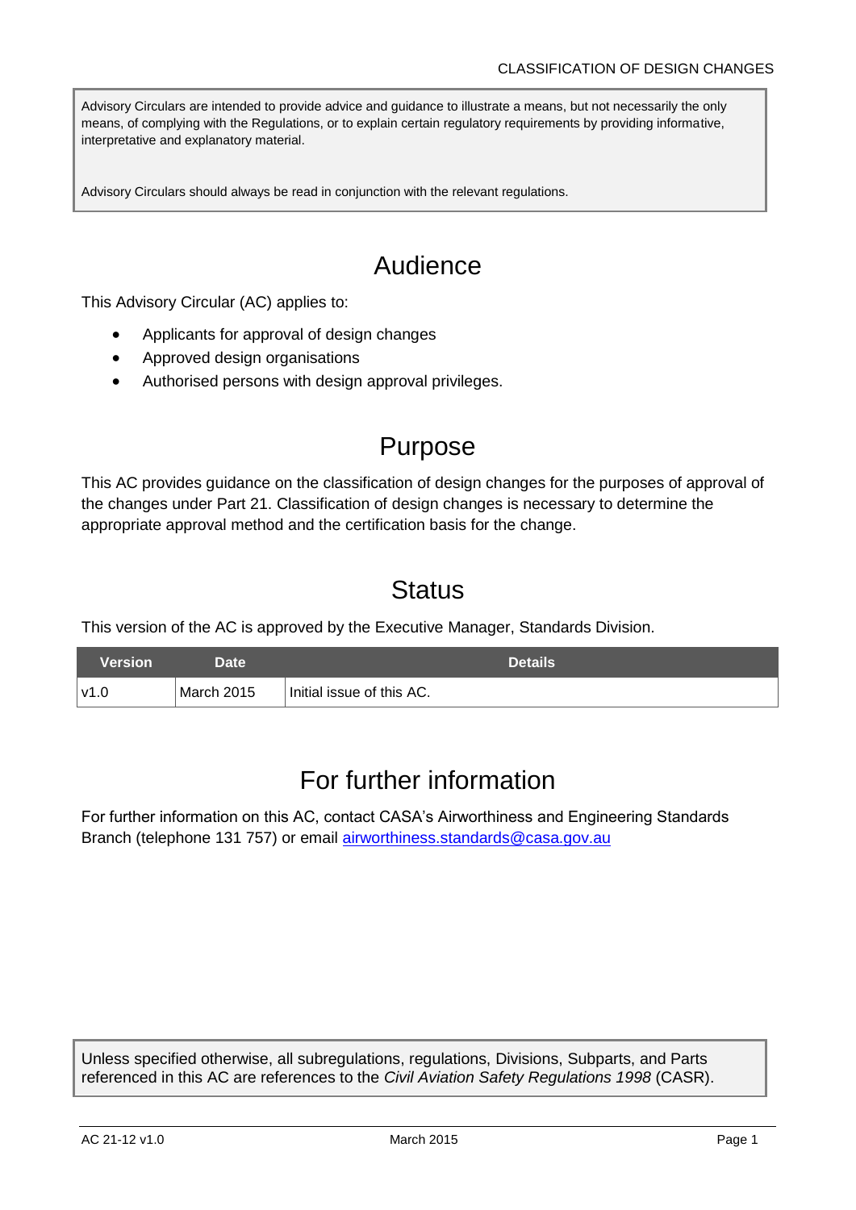Advisory Circulars are intended to provide advice and guidance to illustrate a means, but not necessarily the only means, of complying with the Regulations, or to explain certain regulatory requirements by providing informative, interpretative and explanatory material.

Advisory Circulars should always be read in conjunction with the relevant regulations.

# Audience

This Advisory Circular (AC) applies to:

- Applicants for approval of design changes
- Approved design organisations
- Authorised persons with design approval privileges.

# Purpose

This AC provides guidance on the classification of design changes for the purposes of approval of the changes under Part 21. Classification of design changes is necessary to determine the appropriate approval method and the certification basis for the change.

# Status

This version of the AC is approved by the Executive Manager, Standards Division.

| Version | Date | Details |
|---|---|---|
| v1.0 | March 2015 | Initial issue of this AC. |

# For further information

For further information on this AC, contact CASA's Airworthiness and Engineering Standards Branch (telephone 131 757) or email [airworthiness.standards@casa.gov.au](mailto:airworthiness.standards@casa.gov.au)

Unless specified otherwise, all subregulations, regulations, Divisions, Subparts, and Parts referenced in this AC are references to the *Civil Aviation Safety Regulations 1998* (CASR).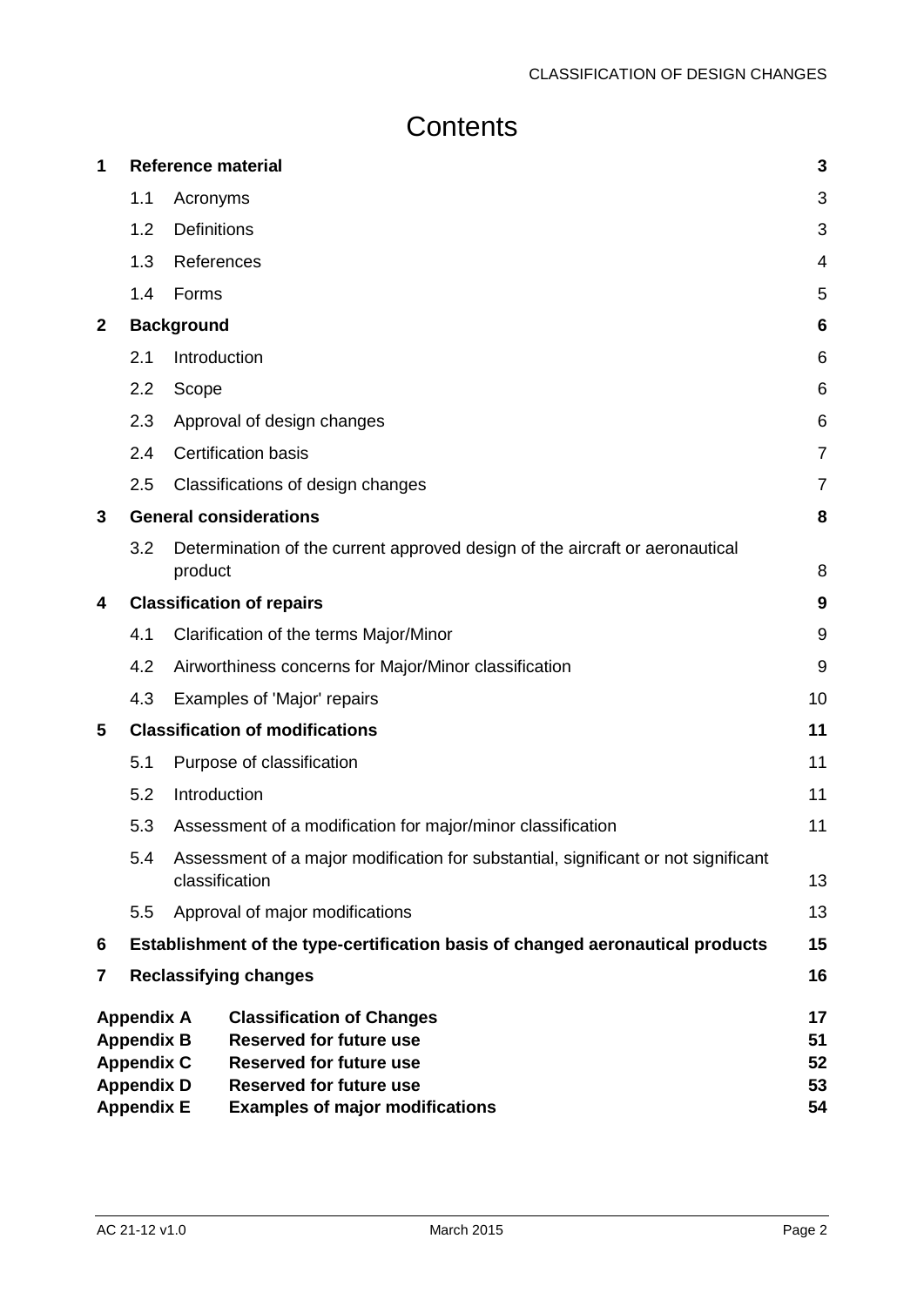# Contents

| | | | |
|---|---|---|---|
| **1** | **Reference material** | | **3** |
| | 1.1 | Acronyms | 3 |
| | 1.2 | Definitions | 3 |
| | 1.3 | References | 4 |
| | 1.4 | Forms | 5 |
| **2** | **Background** | | **6** |
| | 2.1 | Introduction | 6 |
| | 2.2 | Scope | 6 |
| | 2.3 | Approval of design changes | 6 |
| | 2.4 | Certification basis | 7 |
| | 2.5 | Classifications of design changes | 7 |
| **3** | **General considerations** | | **8** |
| | 3.2 | Determination of the current approved design of the aircraft or aeronautical product | 8 |
| **4** | **Classification of repairs** | | **9** |
| | 4.1 | Clarification of the terms Major/Minor | 9 |
| | 4.2 | Airworthiness concerns for Major/Minor classification | 9 |
| | 4.3 | Examples of 'Major' repairs | 10 |
| **5** | **Classification of modifications** | | **11** |
| | 5.1 | Purpose of classification | 11 |
| | 5.2 | Introduction | 11 |
| | 5.3 | Assessment of a modification for major/minor classification | 11 |
| | 5.4 | Assessment of a major modification for substantial, significant or not significant classification | 13 |
| | 5.5 | Approval of major modifications | 13 |
| **6** | **Establishment of the type-certification basis of changed aeronautical products** | | **15** |
| **7** | **Reclassifying changes** | | **16** |

| | | |
|---|---|---|
| **Appendix A** | **Classification of Changes** | **17** |
| **Appendix B** | **Reserved for future use** | **51** |
| **Appendix C** | **Reserved for future use** | **52** |
| **Appendix D** | **Reserved for future use** | **53** |
| **Appendix E** | **Examples of major modifications** | **54** |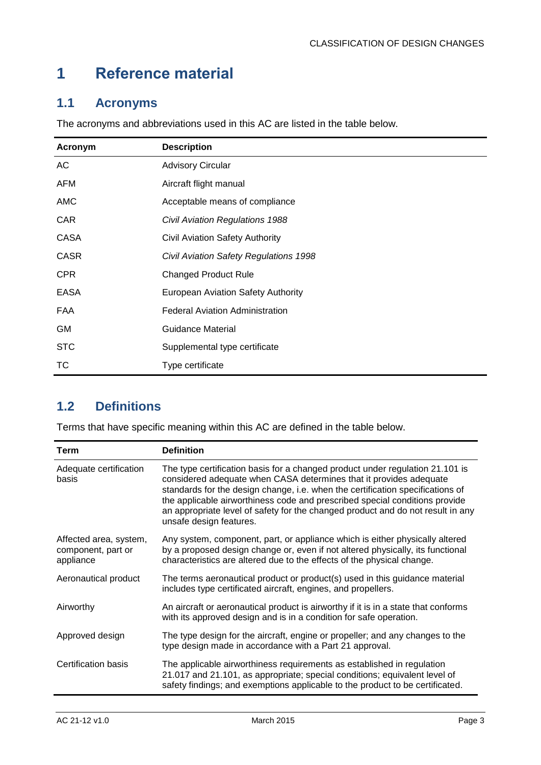# 1 Reference material

## 1.1 Acronyms

The acronyms and abbreviations used in this AC are listed in the table below.

| Acronym | Description |
|---|---|
| AC | Advisory Circular |
| AFM | Aircraft flight manual |
| AMC | Acceptable means of compliance |
| CAR | *Civil Aviation Regulations 1988* |
| CASA | Civil Aviation Safety Authority |
| CASR | *Civil Aviation Safety Regulations 1998* |
| CPR | Changed Product Rule |
| EASA | European Aviation Safety Authority |
| FAA | Federal Aviation Administration |
| GM | Guidance Material |
| STC | Supplemental type certificate |
| TC | Type certificate |

## 1.2 Definitions

Terms that have specific meaning within this AC are defined in the table below.

| Term | Definition |
|---|---|
| Adequate certification basis | The type certification basis for a changed product under regulation 21.101 is considered adequate when CASA determines that it provides adequate standards for the design change, i.e. when the certification specifications of the applicable airworthiness code and prescribed special conditions provide an appropriate level of safety for the changed product and do not result in any unsafe design features. |
| Affected area, system, component, part or appliance | Any system, component, part, or appliance which is either physically altered by a proposed design change or, even if not altered physically, its functional characteristics are altered due to the effects of the physical change. |
| Aeronautical product | The terms aeronautical product or product(s) used in this guidance material includes type certificated aircraft, engines, and propellers. |
| Airworthy | An aircraft or aeronautical product is airworthy if it is in a state that conforms with its approved design and is in a condition for safe operation. |
| Approved design | The type design for the aircraft, engine or propeller; and any changes to the type design made in accordance with a Part 21 approval. |
| Certification basis | The applicable airworthiness requirements as established in regulation 21.017 and 21.101, as appropriate; special conditions; equivalent level of safety findings; and exemptions applicable to the product to be certificated. |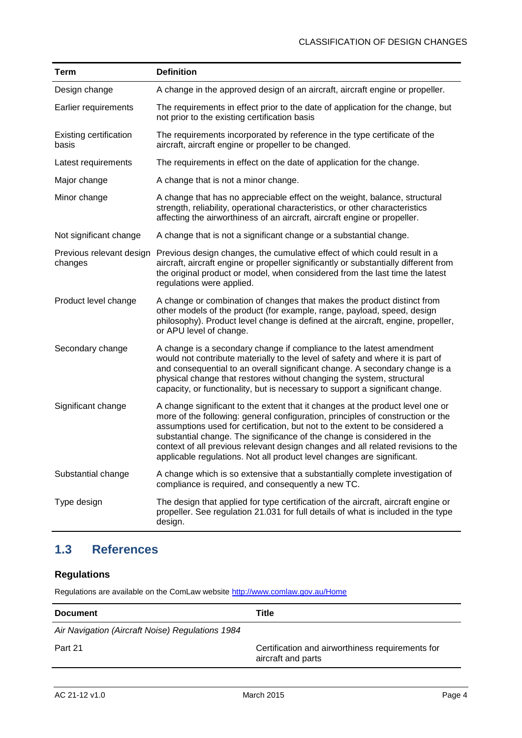| Term | Definition |
| --- | --- |
| Design change | A change in the approved design of an aircraft, aircraft engine or propeller. |
| Earlier requirements | The requirements in effect prior to the date of application for the change, but not prior to the existing certification basis |
| Existing certification basis | The requirements incorporated by reference in the type certificate of the aircraft, aircraft engine or propeller to be changed. |
| Latest requirements | The requirements in effect on the date of application for the change. |
| Major change | A change that is not a minor change. |
| Minor change | A change that has no appreciable effect on the weight, balance, structural strength, reliability, operational characteristics, or other characteristics affecting the airworthiness of an aircraft, aircraft engine or propeller. |
| Not significant change | A change that is not a significant change or a substantial change. |
| Previous relevant design changes | Previous design changes, the cumulative effect of which could result in a aircraft, aircraft engine or propeller significantly or substantially different from the original product or model, when considered from the last time the latest regulations were applied. |
| Product level change | A change or combination of changes that makes the product distinct from other models of the product (for example, range, payload, speed, design philosophy). Product level change is defined at the aircraft, engine, propeller, or APU level of change. |
| Secondary change | A change is a secondary change if compliance to the latest amendment would not contribute materially to the level of safety and where it is part of and consequential to an overall significant change. A secondary change is a physical change that restores without changing the system, structural capacity, or functionality, but is necessary to support a significant change. |
| Significant change | A change significant to the extent that it changes at the product level one or more of the following: general configuration, principles of construction or the assumptions used for certification, but not to the extent to be considered a substantial change. The significance of the change is considered in the context of all previous relevant design changes and all related revisions to the applicable regulations. Not all product level changes are significant. |
| Substantial change | A change which is so extensive that a substantially complete investigation of compliance is required, and consequently a new TC. |
| Type design | The design that applied for type certification of the aircraft, aircraft engine or propeller. See regulation 21.031 for full details of what is included in the type design. |

## 1.3 References

### Regulations

Regulations are available on the ComLaw website http://www.comlaw.gov.au/Home

| Document | Title |
| --- | --- |
| *Air Navigation (Aircraft Noise) Regulations 1984* | |
| Part 21 | Certification and airworthiness requirements for aircraft and parts |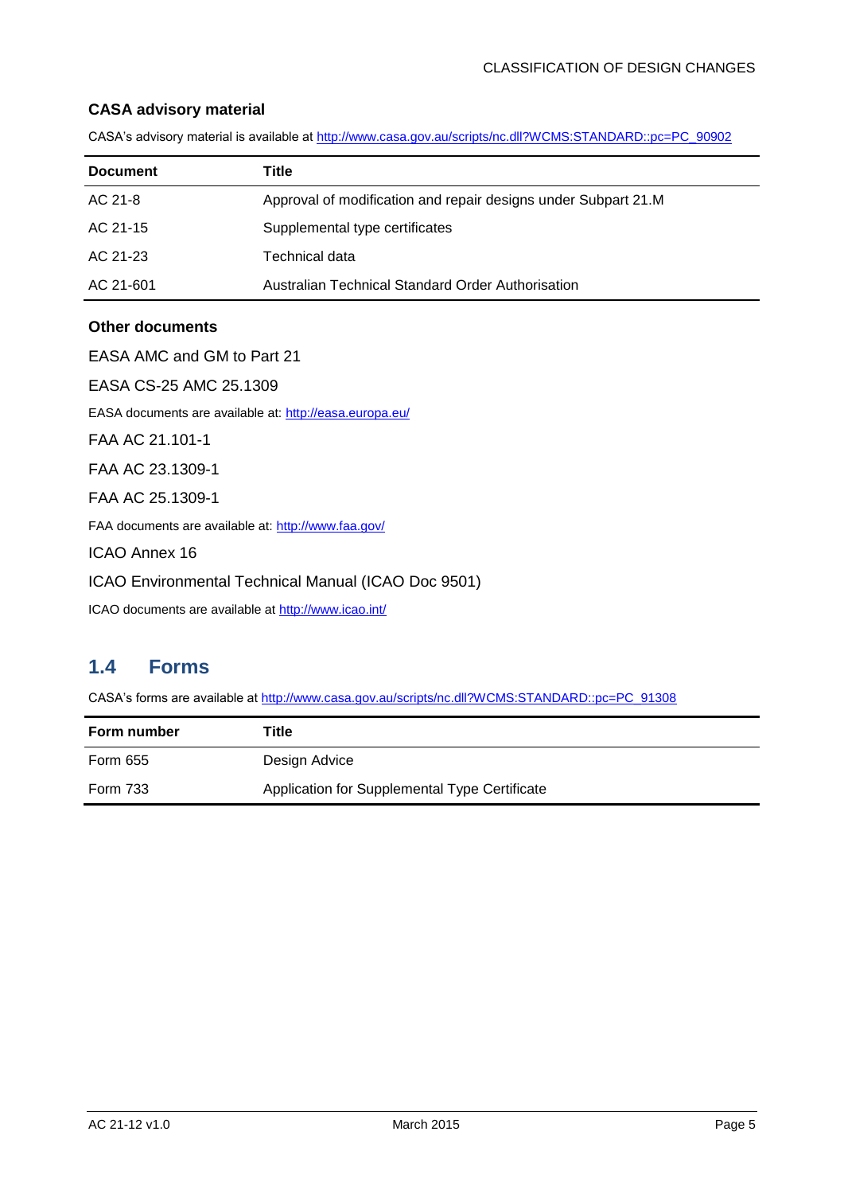### CASA advisory material

CASA's advisory material is available at http://www.casa.gov.au/scripts/nc.dll?WCMS:STANDARD::pc=PC_90902

| Document | Title |
|---|---|
| AC 21-8 | Approval of modification and repair designs under Subpart 21.M |
| AC 21-15 | Supplemental type certificates |
| AC 21-23 | Technical data |
| AC 21-601 | Australian Technical Standard Order Authorisation |

### Other documents

EASA AMC and GM to Part 21

EASA CS-25 AMC 25.1309

EASA documents are available at: http://easa.europa.eu/

FAA AC 21.101-1

FAA AC 23.1309-1

FAA AC 25.1309-1

FAA documents are available at: http://www.faa.gov/

ICAO Annex 16

ICAO Environmental Technical Manual (ICAO Doc 9501)

ICAO documents are available at http://www.icao.int/

## 1.4 Forms

CASA's forms are available at http://www.casa.gov.au/scripts/nc.dll?WCMS:STANDARD::pc=PC_91308

| Form number | Title |
|---|---|
| Form 655 | Design Advice |
| Form 733 | Application for Supplemental Type Certificate |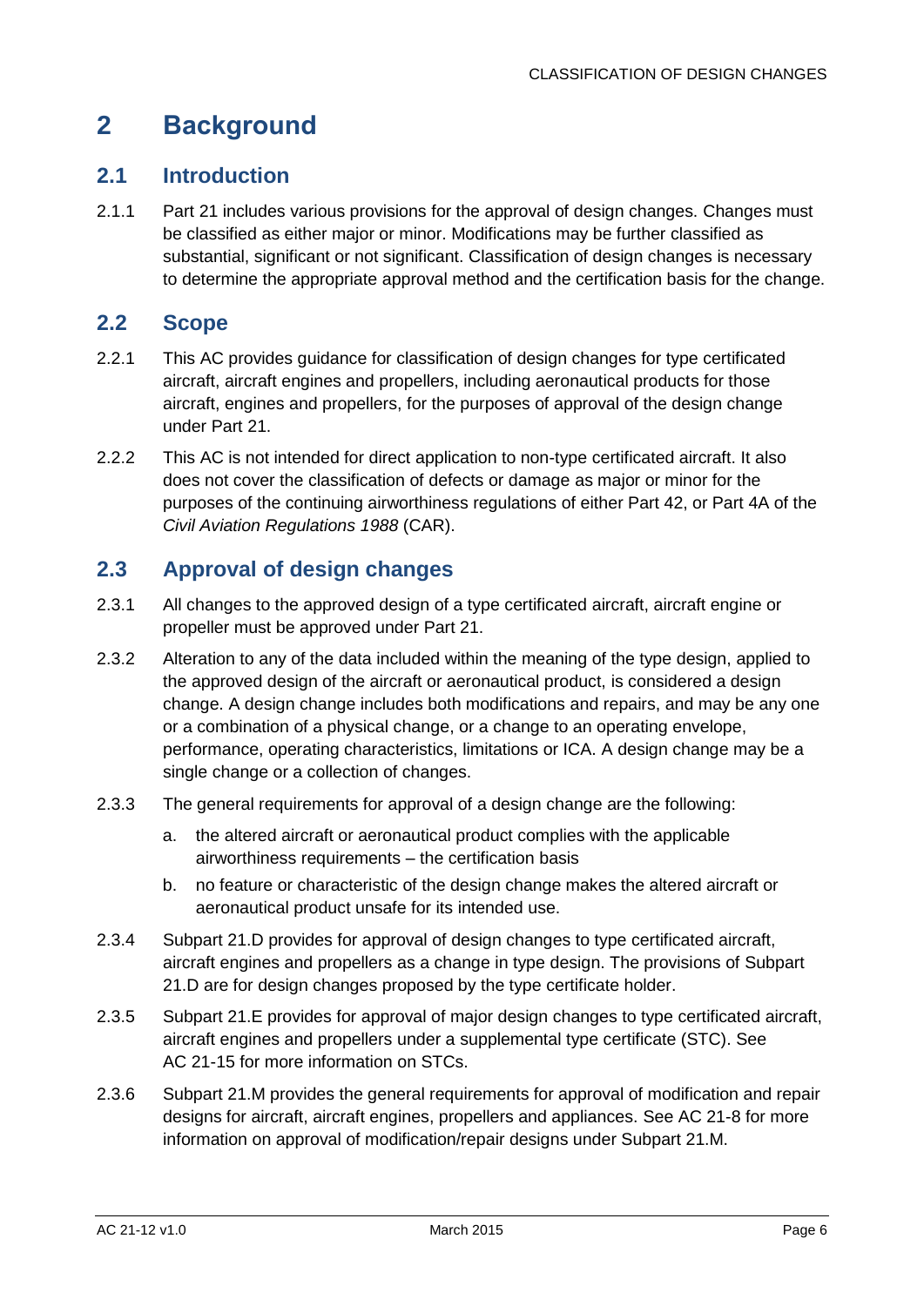# 2 Background

## 2.1 Introduction

2.1.1 Part 21 includes various provisions for the approval of design changes. Changes must be classified as either major or minor. Modifications may be further classified as substantial, significant or not significant. Classification of design changes is necessary to determine the appropriate approval method and the certification basis for the change.

## 2.2 Scope

2.2.1 This AC provides guidance for classification of design changes for type certificated aircraft, aircraft engines and propellers, including aeronautical products for those aircraft, engines and propellers, for the purposes of approval of the design change under Part 21.

2.2.2 This AC is not intended for direct application to non-type certificated aircraft. It also does not cover the classification of defects or damage as major or minor for the purposes of the continuing airworthiness regulations of either Part 42, or Part 4A of the *Civil Aviation Regulations 1988* (CAR).

## 2.3 Approval of design changes

2.3.1 All changes to the approved design of a type certificated aircraft, aircraft engine or propeller must be approved under Part 21.

2.3.2 Alteration to any of the data included within the meaning of the type design, applied to the approved design of the aircraft or aeronautical product, is considered a design change. A design change includes both modifications and repairs, and may be any one or a combination of a physical change, or a change to an operating envelope, performance, operating characteristics, limitations or ICA. A design change may be a single change or a collection of changes.

2.3.3 The general requirements for approval of a design change are the following:

a. the altered aircraft or aeronautical product complies with the applicable airworthiness requirements – the certification basis

b. no feature or characteristic of the design change makes the altered aircraft or aeronautical product unsafe for its intended use.

2.3.4 Subpart 21.D provides for approval of design changes to type certificated aircraft, aircraft engines and propellers as a change in type design. The provisions of Subpart 21.D are for design changes proposed by the type certificate holder.

2.3.5 Subpart 21.E provides for approval of major design changes to type certificated aircraft, aircraft engines and propellers under a supplemental type certificate (STC). See AC 21-15 for more information on STCs.

2.3.6 Subpart 21.M provides the general requirements for approval of modification and repair designs for aircraft, aircraft engines, propellers and appliances. See AC 21-8 for more information on approval of modification/repair designs under Subpart 21.M.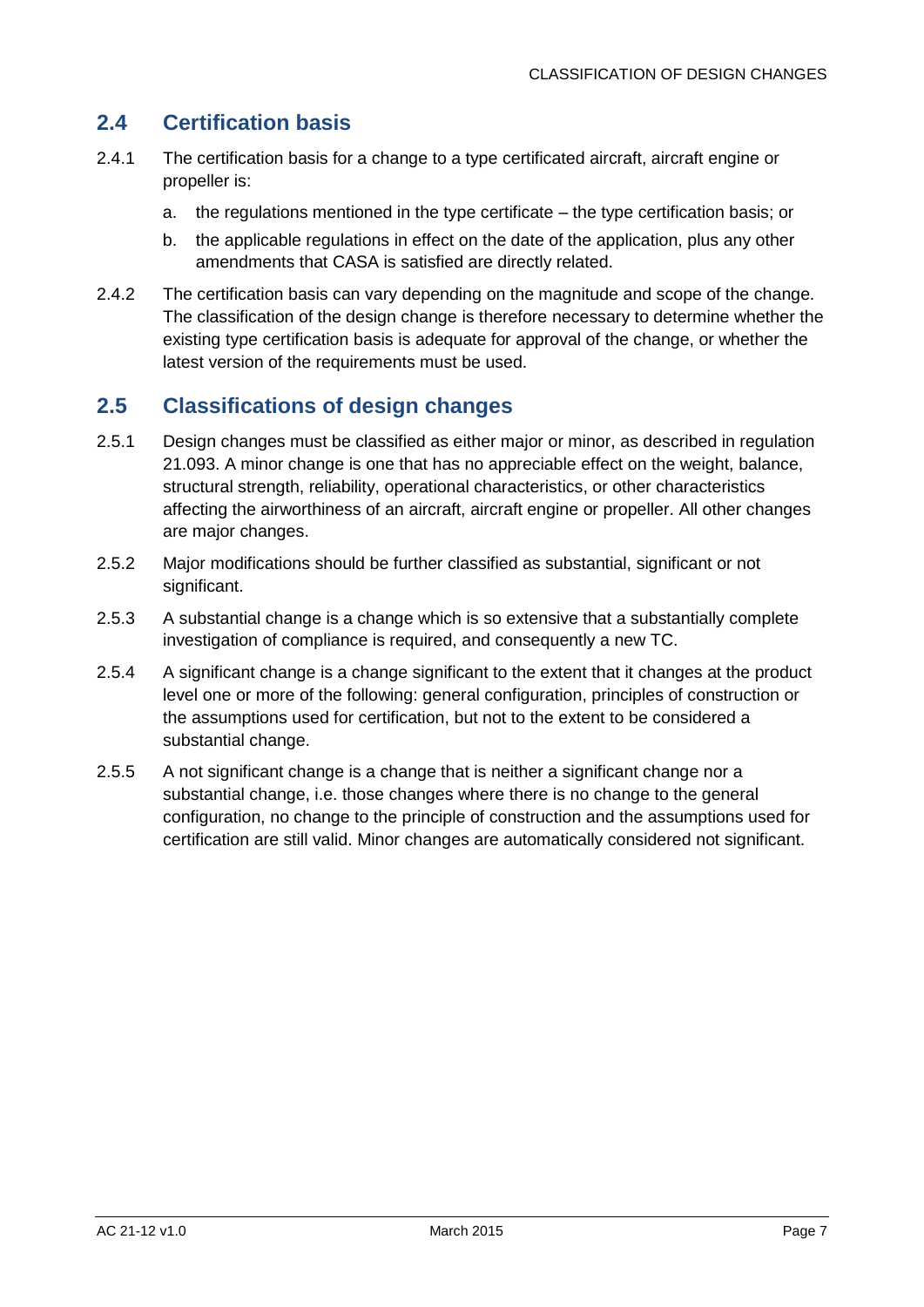## 2.4 Certification basis

2.4.1 The certification basis for a change to a type certificated aircraft, aircraft engine or propeller is:

a. the regulations mentioned in the type certificate – the type certification basis; or

b. the applicable regulations in effect on the date of the application, plus any other amendments that CASA is satisfied are directly related.

2.4.2 The certification basis can vary depending on the magnitude and scope of the change. The classification of the design change is therefore necessary to determine whether the existing type certification basis is adequate for approval of the change, or whether the latest version of the requirements must be used.

## 2.5 Classifications of design changes

2.5.1 Design changes must be classified as either major or minor, as described in regulation 21.093. A minor change is one that has no appreciable effect on the weight, balance, structural strength, reliability, operational characteristics, or other characteristics affecting the airworthiness of an aircraft, aircraft engine or propeller. All other changes are major changes.

2.5.2 Major modifications should be further classified as substantial, significant or not significant.

2.5.3 A substantial change is a change which is so extensive that a substantially complete investigation of compliance is required, and consequently a new TC.

2.5.4 A significant change is a change significant to the extent that it changes at the product level one or more of the following: general configuration, principles of construction or the assumptions used for certification, but not to the extent to be considered a substantial change.

2.5.5 A not significant change is a change that is neither a significant change nor a substantial change, i.e. those changes where there is no change to the general configuration, no change to the principle of construction and the assumptions used for certification are still valid. Minor changes are automatically considered not significant.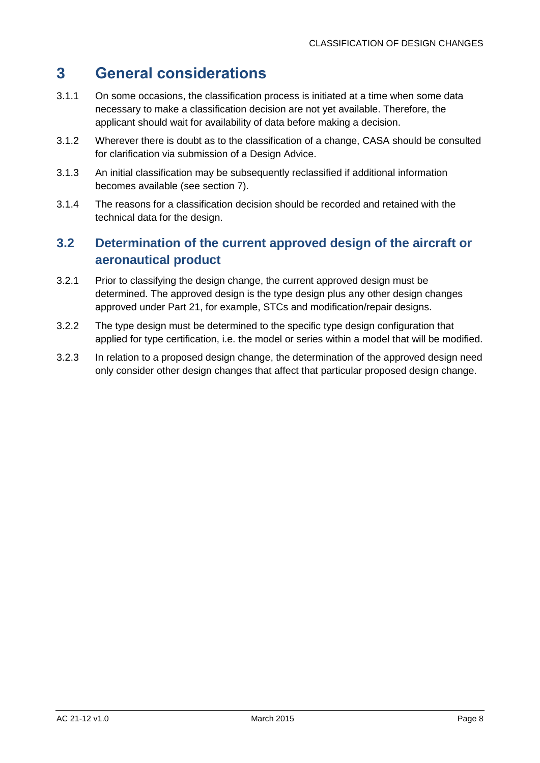# 3 General considerations

3.1.1 On some occasions, the classification process is initiated at a time when some data necessary to make a classification decision are not yet available. Therefore, the applicant should wait for availability of data before making a decision.

3.1.2 Wherever there is doubt as to the classification of a change, CASA should be consulted for clarification via submission of a Design Advice.

3.1.3 An initial classification may be subsequently reclassified if additional information becomes available (see section 7).

3.1.4 The reasons for a classification decision should be recorded and retained with the technical data for the design.

## 3.2 Determination of the current approved design of the aircraft or aeronautical product

3.2.1 Prior to classifying the design change, the current approved design must be determined. The approved design is the type design plus any other design changes approved under Part 21, for example, STCs and modification/repair designs.

3.2.2 The type design must be determined to the specific type design configuration that applied for type certification, i.e. the model or series within a model that will be modified.

3.2.3 In relation to a proposed design change, the determination of the approved design need only consider other design changes that affect that particular proposed design change.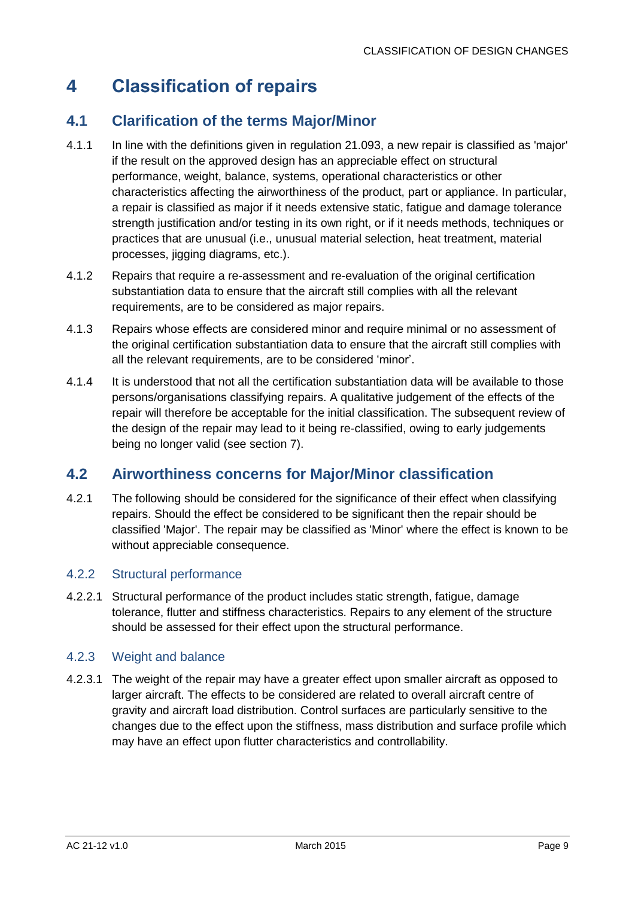# 4 Classification of repairs

## 4.1 Clarification of the terms Major/Minor

4.1.1 In line with the definitions given in regulation 21.093, a new repair is classified as 'major' if the result on the approved design has an appreciable effect on structural performance, weight, balance, systems, operational characteristics or other characteristics affecting the airworthiness of the product, part or appliance. In particular, a repair is classified as major if it needs extensive static, fatigue and damage tolerance strength justification and/or testing in its own right, or if it needs methods, techniques or practices that are unusual (i.e., unusual material selection, heat treatment, material processes, jigging diagrams, etc.).

4.1.2 Repairs that require a re-assessment and re-evaluation of the original certification substantiation data to ensure that the aircraft still complies with all the relevant requirements, are to be considered as major repairs.

4.1.3 Repairs whose effects are considered minor and require minimal or no assessment of the original certification substantiation data to ensure that the aircraft still complies with all the relevant requirements, are to be considered 'minor'.

4.1.4 It is understood that not all the certification substantiation data will be available to those persons/organisations classifying repairs. A qualitative judgement of the effects of the repair will therefore be acceptable for the initial classification. The subsequent review of the design of the repair may lead to it being re-classified, owing to early judgements being no longer valid (see section 7).

## 4.2 Airworthiness concerns for Major/Minor classification

4.2.1 The following should be considered for the significance of their effect when classifying repairs. Should the effect be considered to be significant then the repair should be classified 'Major'. The repair may be classified as 'Minor' where the effect is known to be without appreciable consequence.

### 4.2.2 Structural performance

4.2.2.1 Structural performance of the product includes static strength, fatigue, damage tolerance, flutter and stiffness characteristics. Repairs to any element of the structure should be assessed for their effect upon the structural performance.

### 4.2.3 Weight and balance

4.2.3.1 The weight of the repair may have a greater effect upon smaller aircraft as opposed to larger aircraft. The effects to be considered are related to overall aircraft centre of gravity and aircraft load distribution. Control surfaces are particularly sensitive to the changes due to the effect upon the stiffness, mass distribution and surface profile which may have an effect upon flutter characteristics and controllability.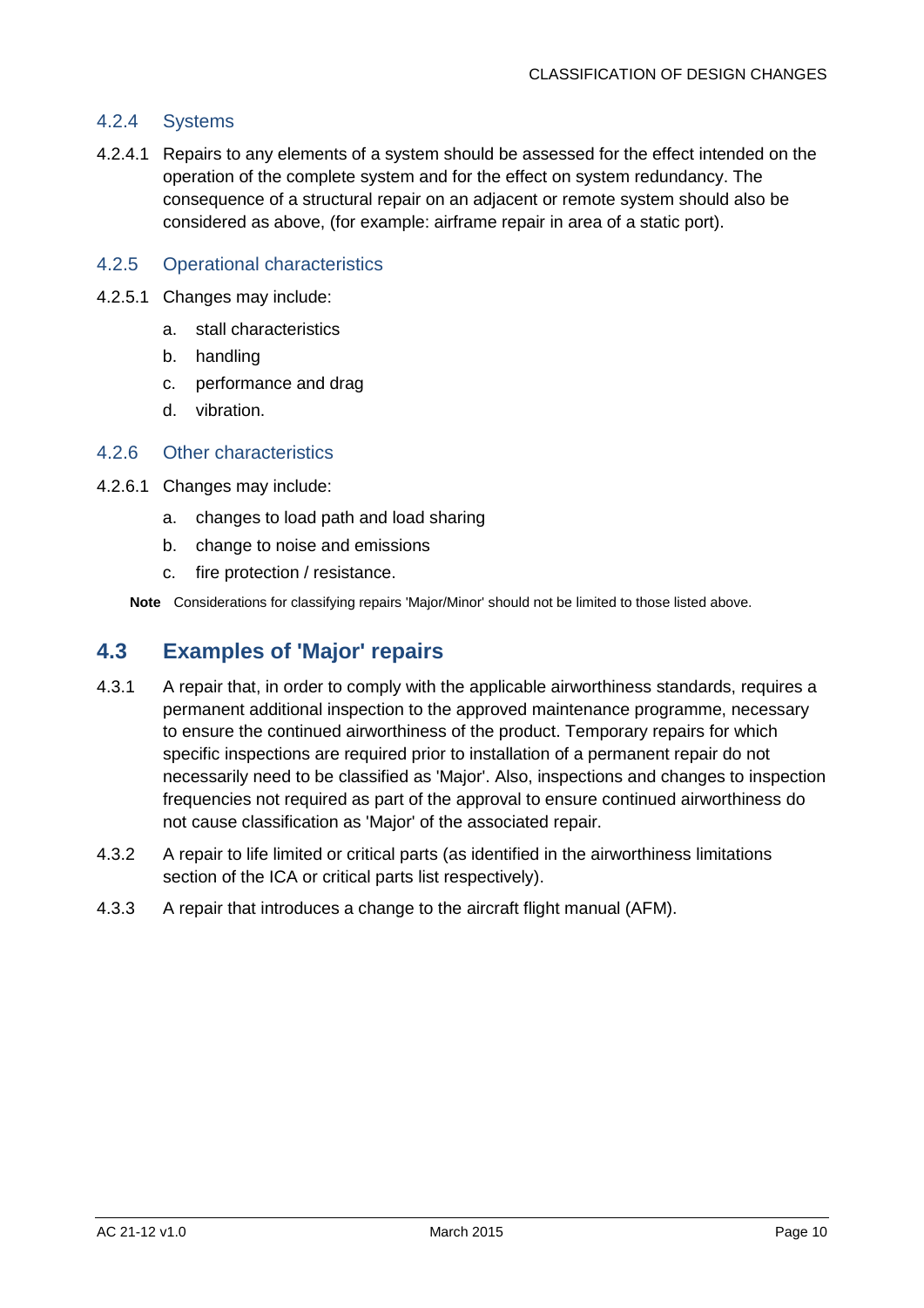### 4.2.4 Systems

4.2.4.1 Repairs to any elements of a system should be assessed for the effect intended on the operation of the complete system and for the effect on system redundancy. The consequence of a structural repair on an adjacent or remote system should also be considered as above, (for example: airframe repair in area of a static port).

### 4.2.5 Operational characteristics

4.2.5.1 Changes may include:

a. stall characteristics
b. handling
c. performance and drag
d. vibration.

### 4.2.6 Other characteristics

4.2.6.1 Changes may include:

a. changes to load path and load sharing
b. change to noise and emissions
c. fire protection / resistance.

**Note** Considerations for classifying repairs 'Major/Minor' should not be limited to those listed above.

## 4.3 Examples of 'Major' repairs

4.3.1 A repair that, in order to comply with the applicable airworthiness standards, requires a permanent additional inspection to the approved maintenance programme, necessary to ensure the continued airworthiness of the product. Temporary repairs for which specific inspections are required prior to installation of a permanent repair do not necessarily need to be classified as 'Major'. Also, inspections and changes to inspection frequencies not required as part of the approval to ensure continued airworthiness do not cause classification as 'Major' of the associated repair.

4.3.2 A repair to life limited or critical parts (as identified in the airworthiness limitations section of the ICA or critical parts list respectively).

4.3.3 A repair that introduces a change to the aircraft flight manual (AFM).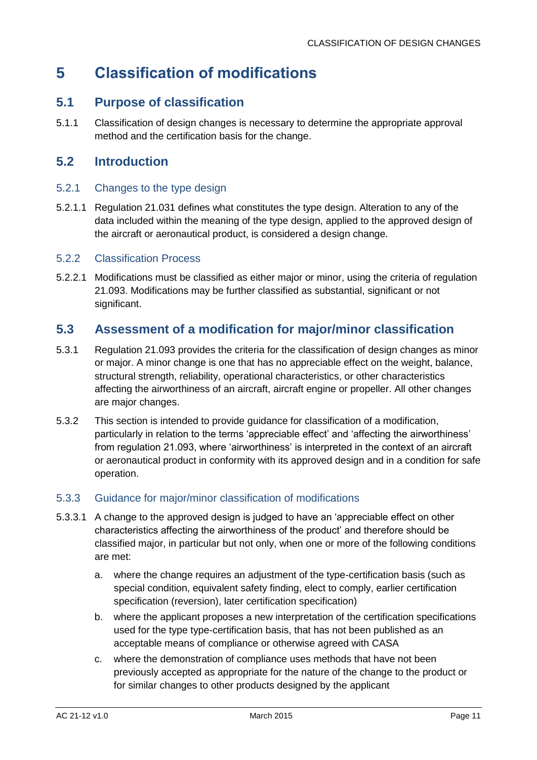# 5 Classification of modifications

## 5.1 Purpose of classification

5.1.1 Classification of design changes is necessary to determine the appropriate approval method and the certification basis for the change.

## 5.2 Introduction

### 5.2.1 Changes to the type design

5.2.1.1 Regulation 21.031 defines what constitutes the type design. Alteration to any of the data included within the meaning of the type design, applied to the approved design of the aircraft or aeronautical product, is considered a design change.

### 5.2.2 Classification Process

5.2.2.1 Modifications must be classified as either major or minor, using the criteria of regulation 21.093. Modifications may be further classified as substantial, significant or not significant.

## 5.3 Assessment of a modification for major/minor classification

5.3.1 Regulation 21.093 provides the criteria for the classification of design changes as minor or major. A minor change is one that has no appreciable effect on the weight, balance, structural strength, reliability, operational characteristics, or other characteristics affecting the airworthiness of an aircraft, aircraft engine or propeller. All other changes are major changes.

5.3.2 This section is intended to provide guidance for classification of a modification, particularly in relation to the terms 'appreciable effect' and 'affecting the airworthiness' from regulation 21.093, where 'airworthiness' is interpreted in the context of an aircraft or aeronautical product in conformity with its approved design and in a condition for safe operation.

### 5.3.3 Guidance for major/minor classification of modifications

5.3.3.1 A change to the approved design is judged to have an 'appreciable effect on other characteristics affecting the airworthiness of the product' and therefore should be classified major, in particular but not only, when one or more of the following conditions are met:

a. where the change requires an adjustment of the type-certification basis (such as special condition, equivalent safety finding, elect to comply, earlier certification specification (reversion), later certification specification)

b. where the applicant proposes a new interpretation of the certification specifications used for the type type-certification basis, that has not been published as an acceptable means of compliance or otherwise agreed with CASA

c. where the demonstration of compliance uses methods that have not been previously accepted as appropriate for the nature of the change to the product or for similar changes to other products designed by the applicant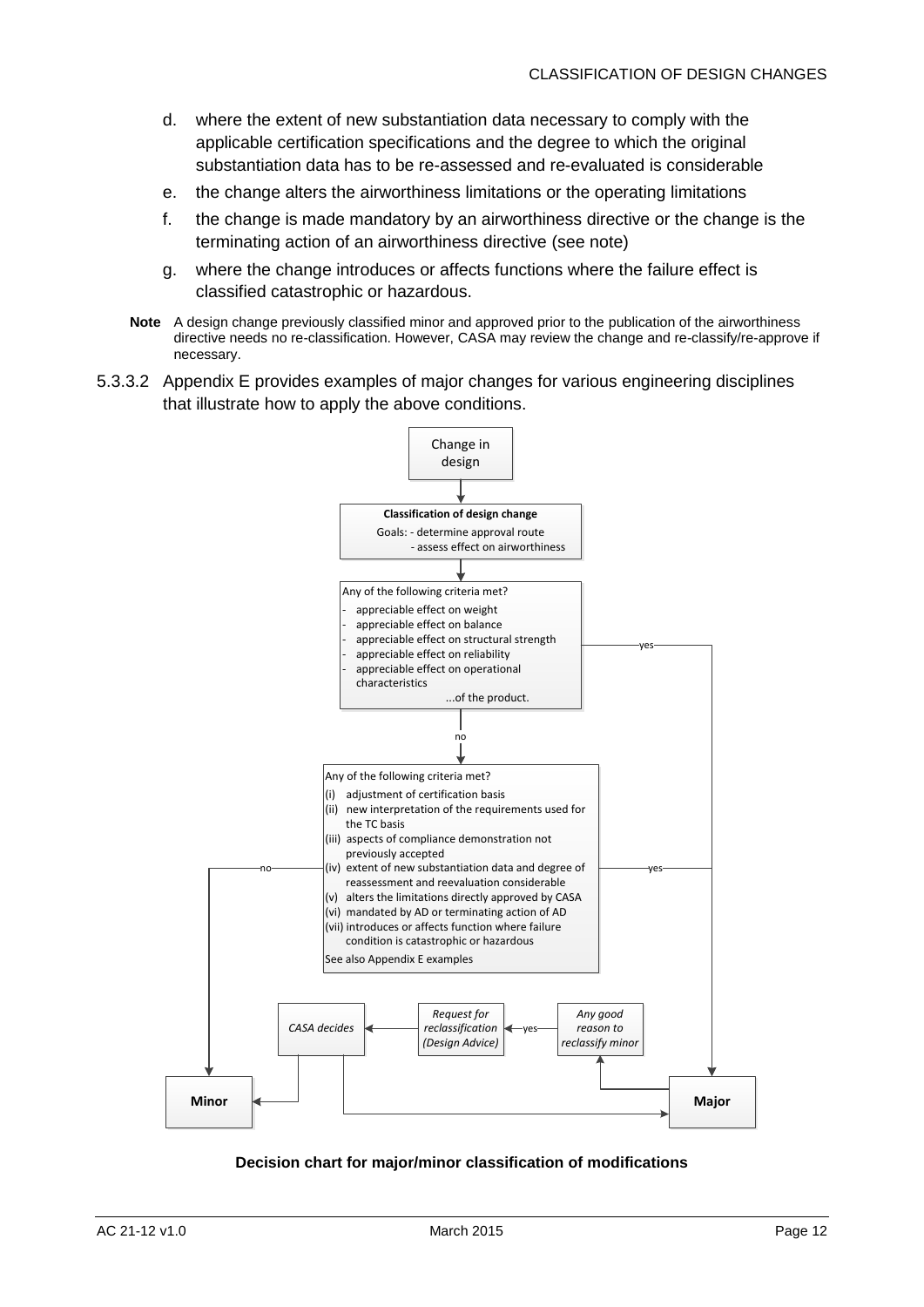d. where the extent of new substantiation data necessary to comply with the applicable certification specifications and the degree to which the original substantiation data has to be re-assessed and re-evaluated is considerable

e. the change alters the airworthiness limitations or the operating limitations

f. the change is made mandatory by an airworthiness directive or the change is the terminating action of an airworthiness directive (see note)

g. where the change introduces or affects functions where the failure effect is classified catastrophic or hazardous.

**Note** A design change previously classified minor and approved prior to the publication of the airworthiness directive needs no re-classification. However, CASA may review the change and re-classify/re-approve if necessary.

5.3.3.2 Appendix E provides examples of major changes for various engineering disciplines that illustrate how to apply the above conditions.

Change in design

**Classification of design change**

Goals: - determine approval route
- assess effect on airworthiness

Any of the following criteria met?

- appreciable effect on weight
- appreciable effect on balance
- appreciable effect on structural strength
- appreciable effect on reliability
- appreciable effect on operational characteristics

...of the product.

yes → Major

no ↓

Any of the following criteria met?

(i) adjustment of certification basis
(ii) new interpretation of the requirements used for the TC basis
(iii) aspects of compliance demonstration not previously accepted
(iv) extent of new substantiation data and degree of reassessment and reevaluation considerable
(v) alters the limitations directly approved by CASA
(vi) mandated by AD or terminating action of AD
(vii) introduces or affects function where failure condition is catastrophic or hazardous

See also Appendix E examples

no → **Minor**

yes → **Major**

**Major** → *Any good reason to reclassify minor* —yes→ *Request for reclassification (Design Advice)* → *CASA decides* → **Minor** or **Major**

**Decision chart for major/minor classification of modifications**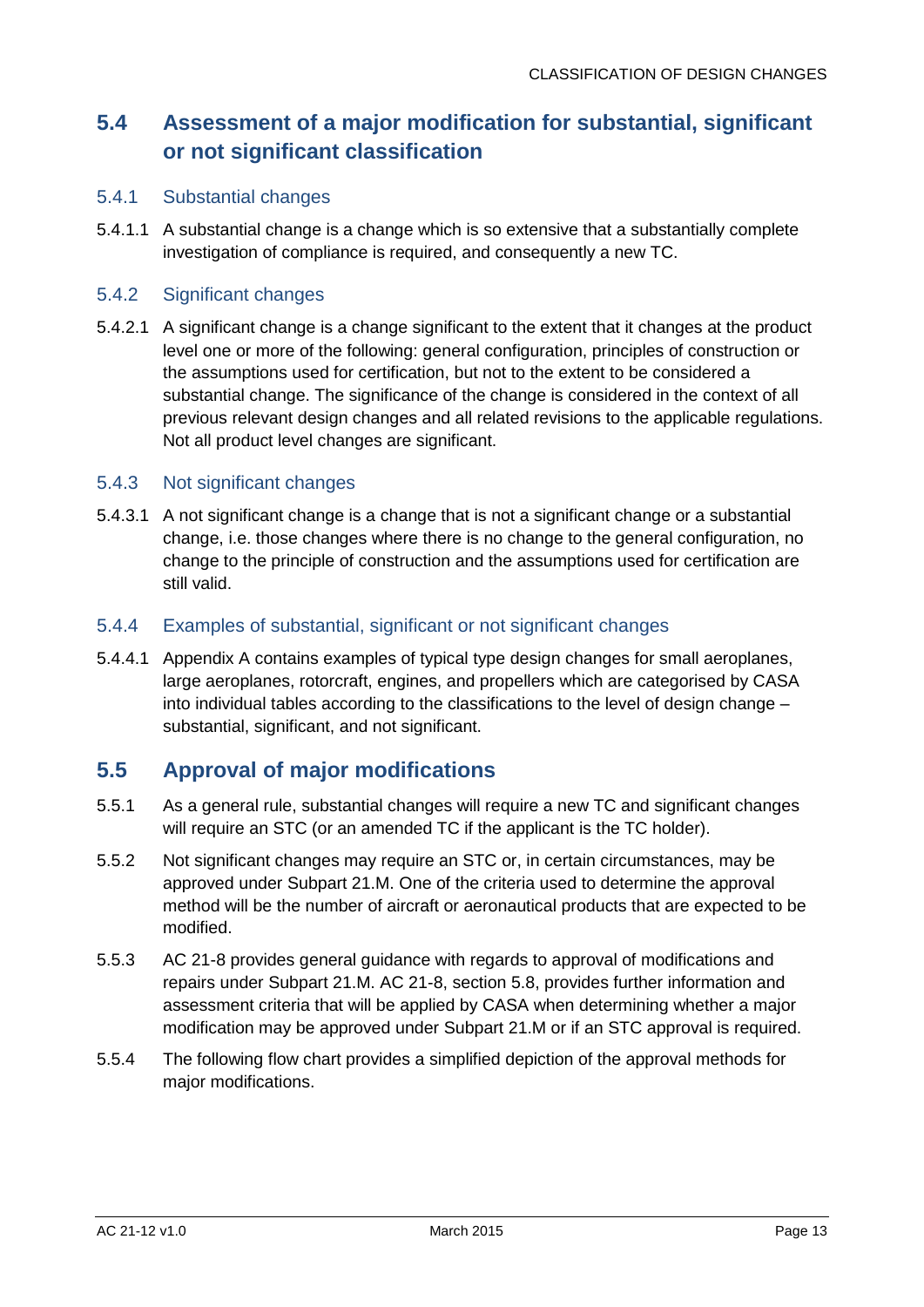## 5.4 Assessment of a major modification for substantial, significant or not significant classification

### 5.4.1 Substantial changes

5.4.1.1 A substantial change is a change which is so extensive that a substantially complete investigation of compliance is required, and consequently a new TC.

### 5.4.2 Significant changes

5.4.2.1 A significant change is a change significant to the extent that it changes at the product level one or more of the following: general configuration, principles of construction or the assumptions used for certification, but not to the extent to be considered a substantial change. The significance of the change is considered in the context of all previous relevant design changes and all related revisions to the applicable regulations. Not all product level changes are significant.

### 5.4.3 Not significant changes

5.4.3.1 A not significant change is a change that is not a significant change or a substantial change, i.e. those changes where there is no change to the general configuration, no change to the principle of construction and the assumptions used for certification are still valid.

### 5.4.4 Examples of substantial, significant or not significant changes

5.4.4.1 Appendix A contains examples of typical type design changes for small aeroplanes, large aeroplanes, rotorcraft, engines, and propellers which are categorised by CASA into individual tables according to the classifications to the level of design change – substantial, significant, and not significant.

## 5.5 Approval of major modifications

5.5.1 As a general rule, substantial changes will require a new TC and significant changes will require an STC (or an amended TC if the applicant is the TC holder).

5.5.2 Not significant changes may require an STC or, in certain circumstances, may be approved under Subpart 21.M. One of the criteria used to determine the approval method will be the number of aircraft or aeronautical products that are expected to be modified.

5.5.3 AC 21-8 provides general guidance with regards to approval of modifications and repairs under Subpart 21.M. AC 21-8, section 5.8, provides further information and assessment criteria that will be applied by CASA when determining whether a major modification may be approved under Subpart 21.M or if an STC approval is required.

5.5.4 The following flow chart provides a simplified depiction of the approval methods for major modifications.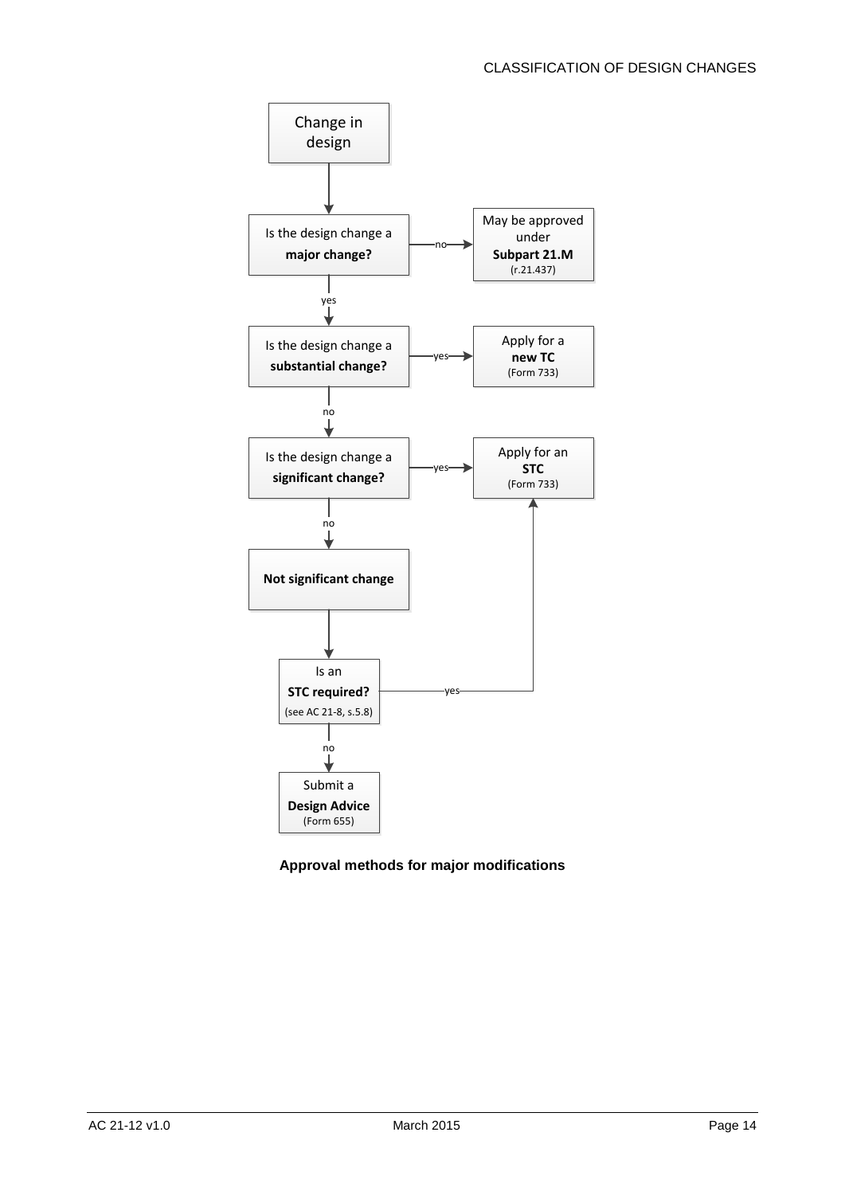Change in design

Is the design change a **major change?**

- no → May be approved under **Subpart 21.M** (r.21.437)
- yes ↓

Is the design change a **substantial change?**

- yes → Apply for a **new TC** (Form 733)
- no ↓

Is the design change a **significant change?**

- yes → Apply for an **STC** (Form 733)
- no ↓

**Not significant change**

↓

Is an **STC required?** (see AC 21-8, s.5.8)

- yes → Apply for an **STC** (Form 733)
- no ↓

Submit a **Design Advice** (Form 655)

**Approval methods for major modifications**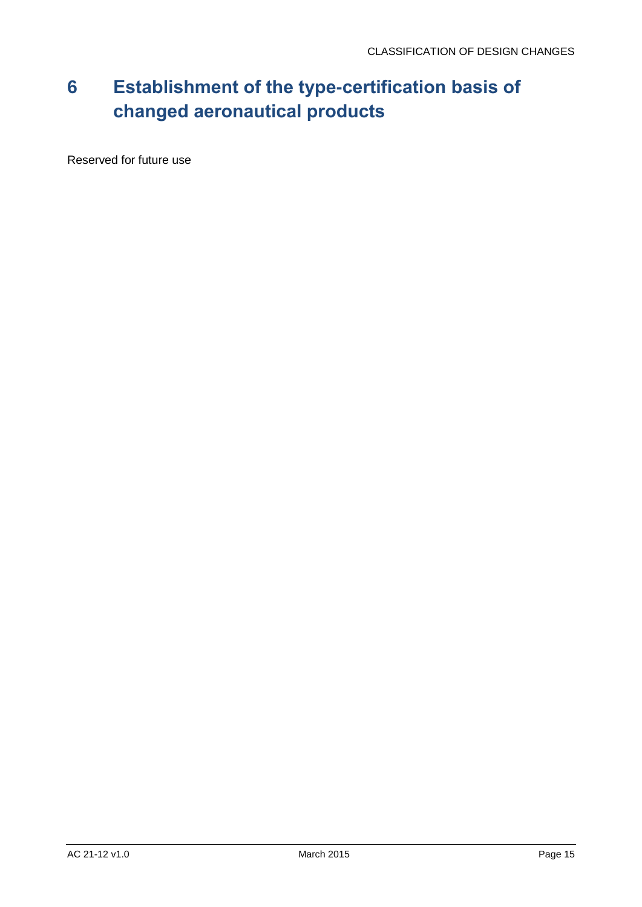# 6 Establishment of the type-certification basis of changed aeronautical products

Reserved for future use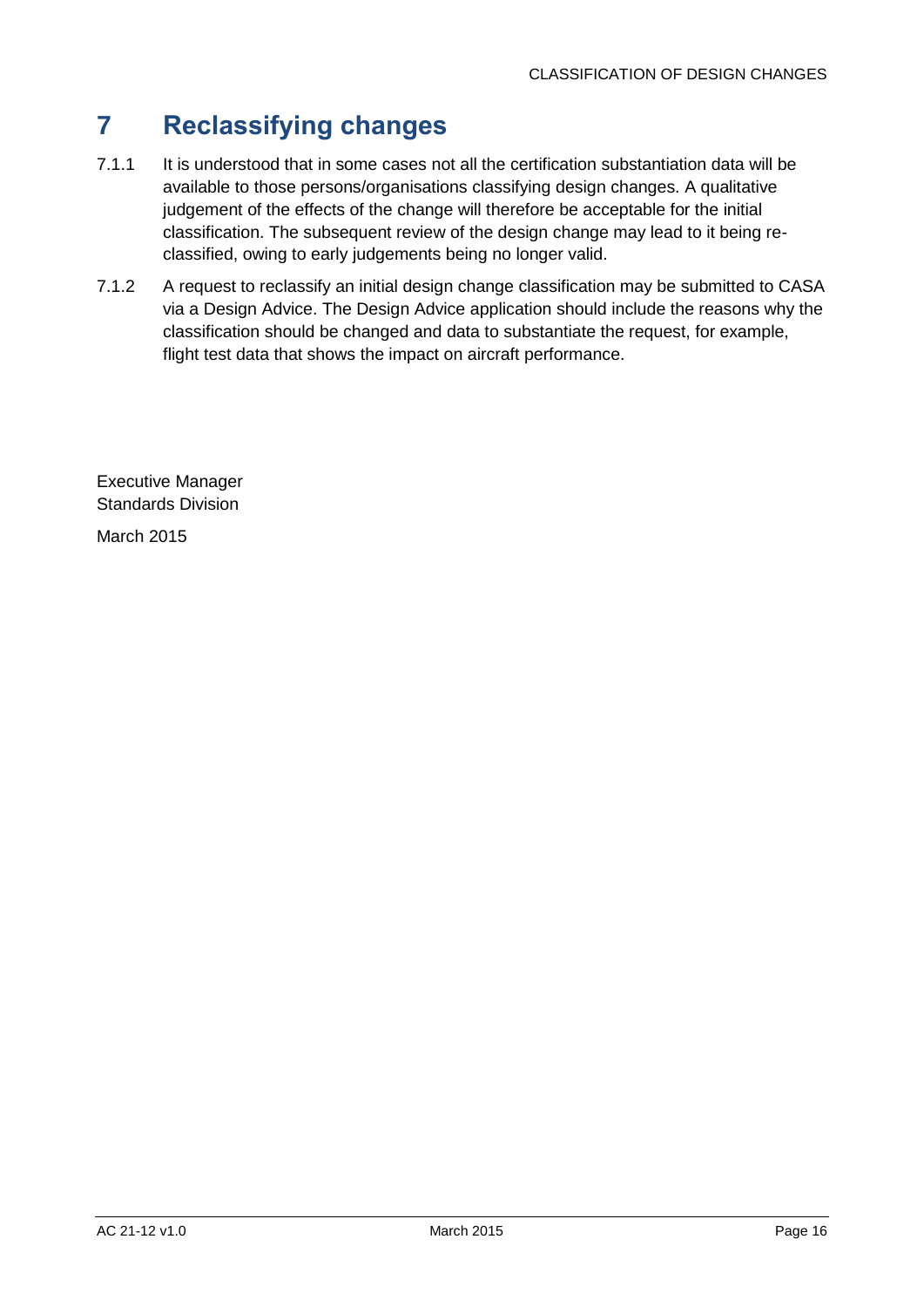# 7 Reclassifying changes

7.1.1 It is understood that in some cases not all the certification substantiation data will be available to those persons/organisations classifying design changes. A qualitative judgement of the effects of the change will therefore be acceptable for the initial classification. The subsequent review of the design change may lead to it being re-classified, owing to early judgements being no longer valid.

7.1.2 A request to reclassify an initial design change classification may be submitted to CASA via a Design Advice. The Design Advice application should include the reasons why the classification should be changed and data to substantiate the request, for example, flight test data that shows the impact on aircraft performance.

Executive Manager
Standards Division

March 2015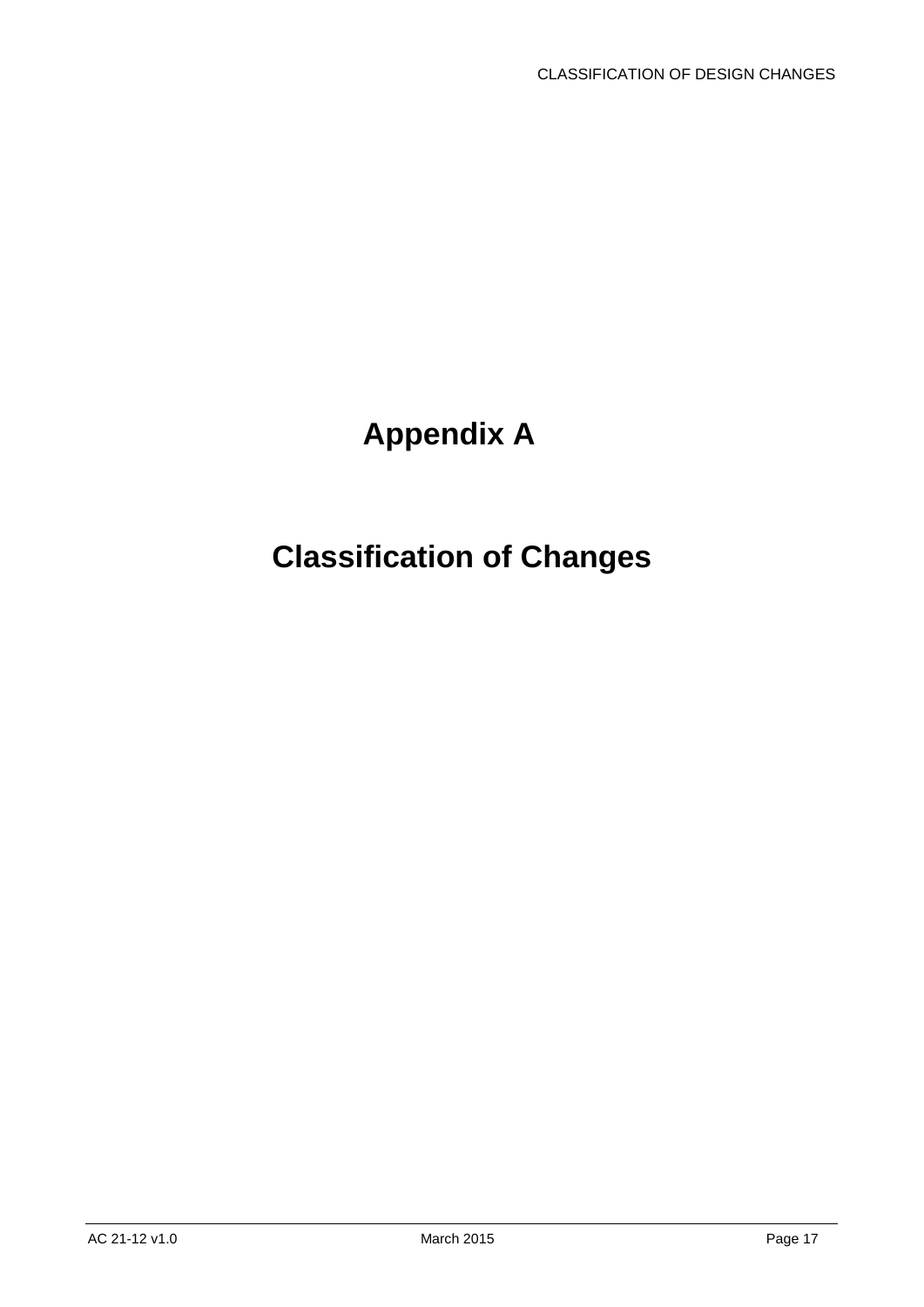# Appendix A

# Classification of Changes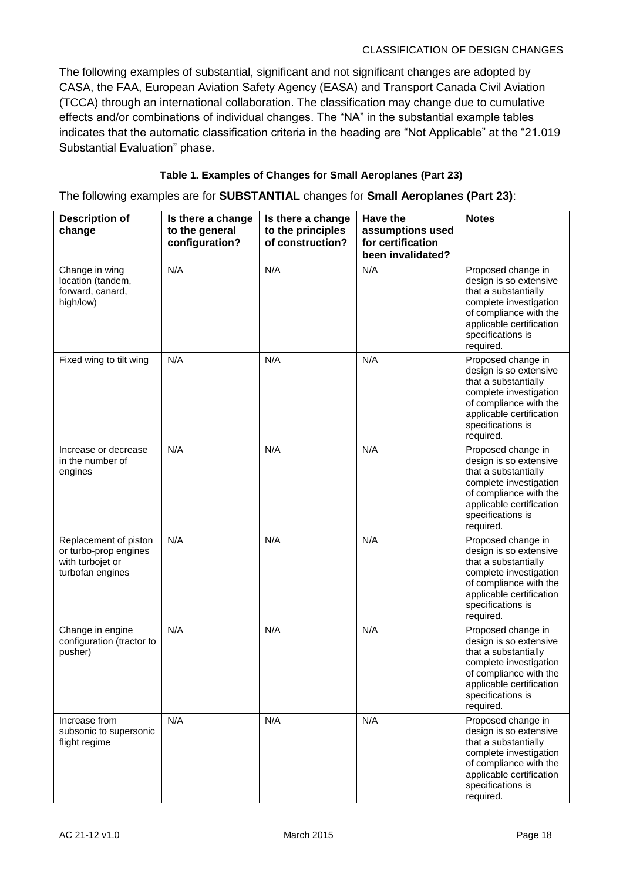The following examples of substantial, significant and not significant changes are adopted by CASA, the FAA, European Aviation Safety Agency (EASA) and Transport Canada Civil Aviation (TCCA) through an international collaboration. The classification may change due to cumulative effects and/or combinations of individual changes. The "NA" in the substantial example tables indicates that the automatic classification criteria in the heading are "Not Applicable" at the "21.019 Substantial Evaluation" phase.

**Table 1. Examples of Changes for Small Aeroplanes (Part 23)**

The following examples are for **SUBSTANTIAL** changes for **Small Aeroplanes (Part 23)**:

| Description of change | Is there a change to the general configuration? | Is there a change to the principles of construction? | Have the assumptions used for certification been invalidated? | Notes |
|---|---|---|---|---|
| Change in wing location (tandem, forward, canard, high/low) | N/A | N/A | N/A | Proposed change in design is so extensive that a substantially complete investigation of compliance with the applicable certification specifications is required. |
| Fixed wing to tilt wing | N/A | N/A | N/A | Proposed change in design is so extensive that a substantially complete investigation of compliance with the applicable certification specifications is required. |
| Increase or decrease in the number of engines | N/A | N/A | N/A | Proposed change in design is so extensive that a substantially complete investigation of compliance with the applicable certification specifications is required. |
| Replacement of piston or turbo-prop engines with turbojet or turbofan engines | N/A | N/A | N/A | Proposed change in design is so extensive that a substantially complete investigation of compliance with the applicable certification specifications is required. |
| Change in engine configuration (tractor to pusher) | N/A | N/A | N/A | Proposed change in design is so extensive that a substantially complete investigation of compliance with the applicable certification specifications is required. |
| Increase from subsonic to supersonic flight regime | N/A | N/A | N/A | Proposed change in design is so extensive that a substantially complete investigation of compliance with the applicable certification specifications is required. |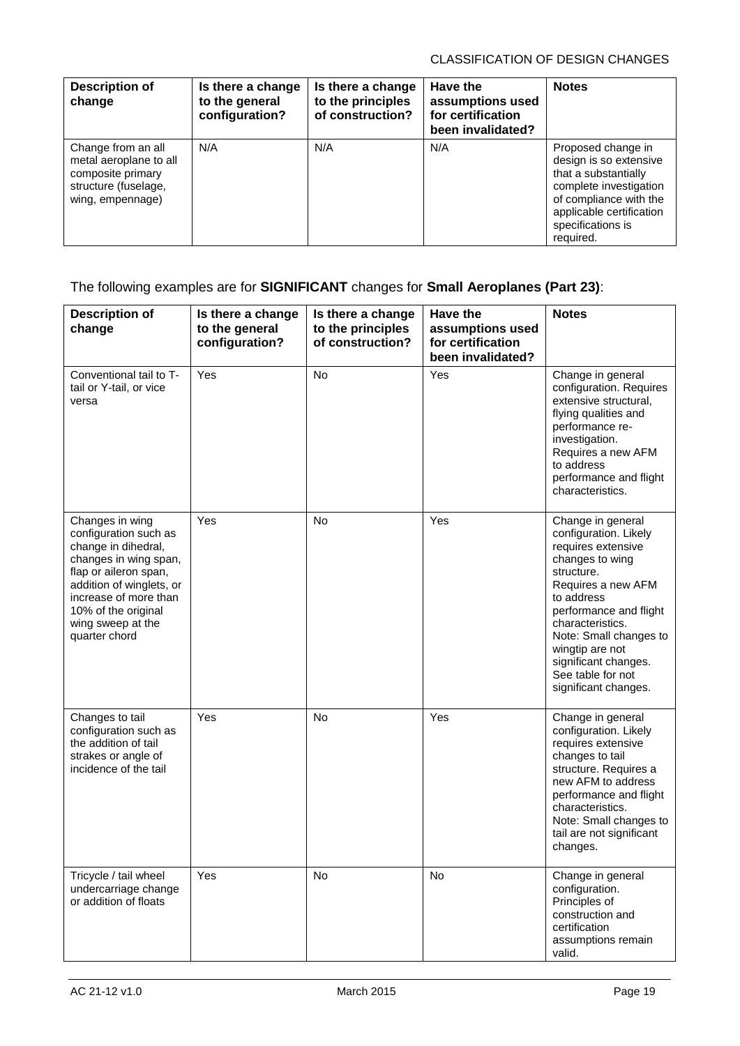| Description of change | Is there a change to the general configuration? | Is there a change to the principles of construction? | Have the assumptions used for certification been invalidated? | Notes |
|---|---|---|---|---|
| Change from an all metal aeroplane to all composite primary structure (fuselage, wing, empennage) | N/A | N/A | N/A | Proposed change in design is so extensive that a substantially complete investigation of compliance with the applicable certification specifications is required. |

The following examples are for **SIGNIFICANT** changes for **Small Aeroplanes (Part 23)**:

| Description of change | Is there a change to the general configuration? | Is there a change to the principles of construction? | Have the assumptions used for certification been invalidated? | Notes |
|---|---|---|---|---|
| Conventional tail to T-tail or Y-tail, or vice versa | Yes | No | Yes | Change in general configuration. Requires extensive structural, flying qualities and performance re-investigation. Requires a new AFM to address performance and flight characteristics. |
| Changes in wing configuration such as change in dihedral, changes in wing span, flap or aileron span, addition of winglets, or increase of more than 10% of the original wing sweep at the quarter chord | Yes | No | Yes | Change in general configuration. Likely requires extensive changes to wing structure. Requires a new AFM to address performance and flight characteristics. Note: Small changes to wingtip are not significant changes. See table for not significant changes. |
| Changes to tail configuration such as the addition of tail strakes or angle of incidence of the tail | Yes | No | Yes | Change in general configuration. Likely requires extensive changes to tail structure. Requires a new AFM to address performance and flight characteristics. Note: Small changes to tail are not significant changes. |
| Tricycle / tail wheel undercarriage change or addition of floats | Yes | No | No | Change in general configuration. Principles of construction and certification assumptions remain valid. |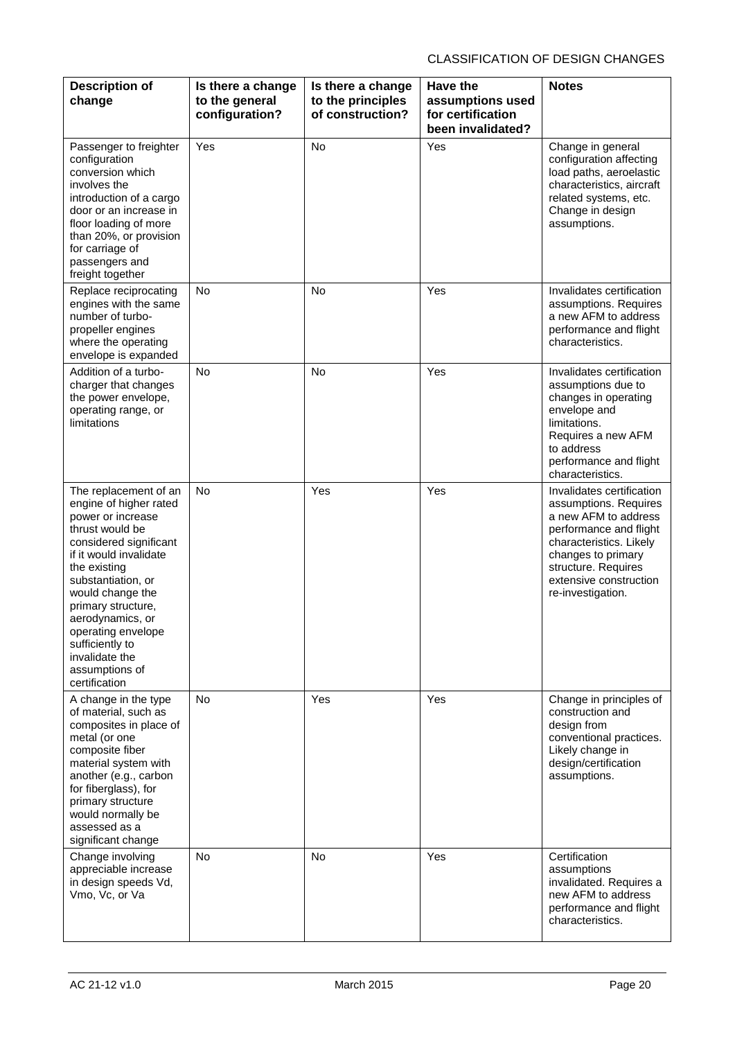| Description of change | Is there a change to the general configuration? | Is there a change to the principles of construction? | Have the assumptions used for certification been invalidated? | Notes |
|---|---|---|---|---|
| Passenger to freighter configuration conversion which involves the introduction of a cargo door or an increase in floor loading of more than 20%, or provision for carriage of passengers and freight together | Yes | No | Yes | Change in general configuration affecting load paths, aeroelastic characteristics, aircraft related systems, etc. Change in design assumptions. |
| Replace reciprocating engines with the same number of turbo-propeller engines where the operating envelope is expanded | No | No | Yes | Invalidates certification assumptions. Requires a new AFM to address performance and flight characteristics. |
| Addition of a turbo-charger that changes the power envelope, operating range, or limitations | No | No | Yes | Invalidates certification assumptions due to changes in operating envelope and limitations. Requires a new AFM to address performance and flight characteristics. |
| The replacement of an engine of higher rated power or increase thrust would be considered significant if it would invalidate the existing substantiation, or would change the primary structure, aerodynamics, or operating envelope sufficiently to invalidate the assumptions of certification | No | Yes | Yes | Invalidates certification assumptions. Requires a new AFM to address performance and flight characteristics. Likely changes to primary structure. Requires extensive construction re-investigation. |
| A change in the type of material, such as composites in place of metal (or one composite fiber material system with another (e.g., carbon for fiberglass), for primary structure would normally be assessed as a significant change | No | Yes | Yes | Change in principles of construction and design from conventional practices. Likely change in design/certification assumptions. |
| Change involving appreciable increase in design speeds Vd, Vmo, Vc, or Va | No | No | Yes | Certification assumptions invalidated. Requires a new AFM to address performance and flight characteristics. |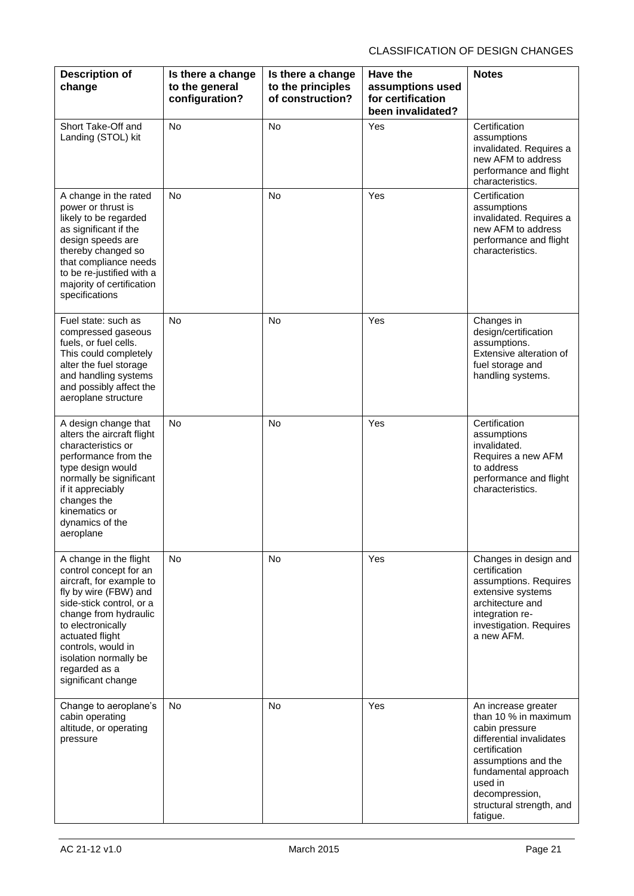| Description of change | Is there a change to the general configuration? | Is there a change to the principles of construction? | Have the assumptions used for certification been invalidated? | Notes |
|---|---|---|---|---|
| Short Take-Off and Landing (STOL) kit | No | No | Yes | Certification assumptions invalidated. Requires a new AFM to address performance and flight characteristics. |
| A change in the rated power or thrust is likely to be regarded as significant if the design speeds are thereby changed so that compliance needs to be re-justified with a majority of certification specifications | No | No | Yes | Certification assumptions invalidated. Requires a new AFM to address performance and flight characteristics. |
| Fuel state: such as compressed gaseous fuels, or fuel cells. This could completely alter the fuel storage and handling systems and possibly affect the aeroplane structure | No | No | Yes | Changes in design/certification assumptions. Extensive alteration of fuel storage and handling systems. |
| A design change that alters the aircraft flight characteristics or performance from the type design would normally be significant if it appreciably changes the kinematics or dynamics of the aeroplane | No | No | Yes | Certification assumptions invalidated. Requires a new AFM to address performance and flight characteristics. |
| A change in the flight control concept for an aircraft, for example to fly by wire (FBW) and side-stick control, or a change from hydraulic to electronically actuated flight controls, would in isolation normally be regarded as a significant change | No | No | Yes | Changes in design and certification assumptions. Requires extensive systems architecture and integration re-investigation. Requires a new AFM. |
| Change to aeroplane's cabin operating altitude, or operating pressure | No | No | Yes | An increase greater than 10 % in maximum cabin pressure differential invalidates certification assumptions and the fundamental approach used in decompression, structural strength, and fatigue. |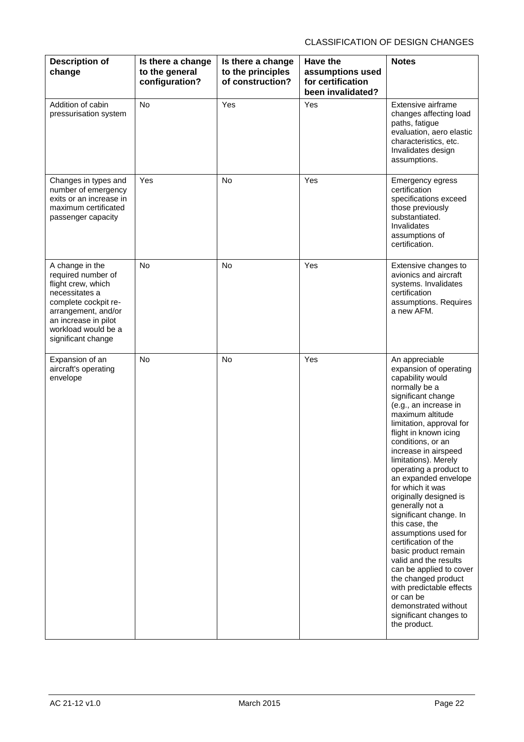| Description of change | Is there a change to the general configuration? | Is there a change to the principles of construction? | Have the assumptions used for certification been invalidated? | Notes |
|---|---|---|---|---|
| Addition of cabin pressurisation system | No | Yes | Yes | Extensive airframe changes affecting load paths, fatigue evaluation, aero elastic characteristics, etc. Invalidates design assumptions. |
| Changes in types and number of emergency exits or an increase in maximum certificated passenger capacity | Yes | No | Yes | Emergency egress certification specifications exceed those previously substantiated. Invalidates assumptions of certification. |
| A change in the required number of flight crew, which necessitates a complete cockpit re-arrangement, and/or an increase in pilot workload would be a significant change | No | No | Yes | Extensive changes to avionics and aircraft systems. Invalidates certification assumptions. Requires a new AFM. |
| Expansion of an aircraft's operating envelope | No | No | Yes | An appreciable expansion of operating capability would normally be a significant change (e.g., an increase in maximum altitude limitation, approval for flight in known icing conditions, or an increase in airspeed limitations). Merely operating a product to an expanded envelope for which it was originally designed is generally not a significant change. In this case, the assumptions used for certification of the basic product remain valid and the results can be applied to cover the changed product with predictable effects or can be demonstrated without significant changes to the product. |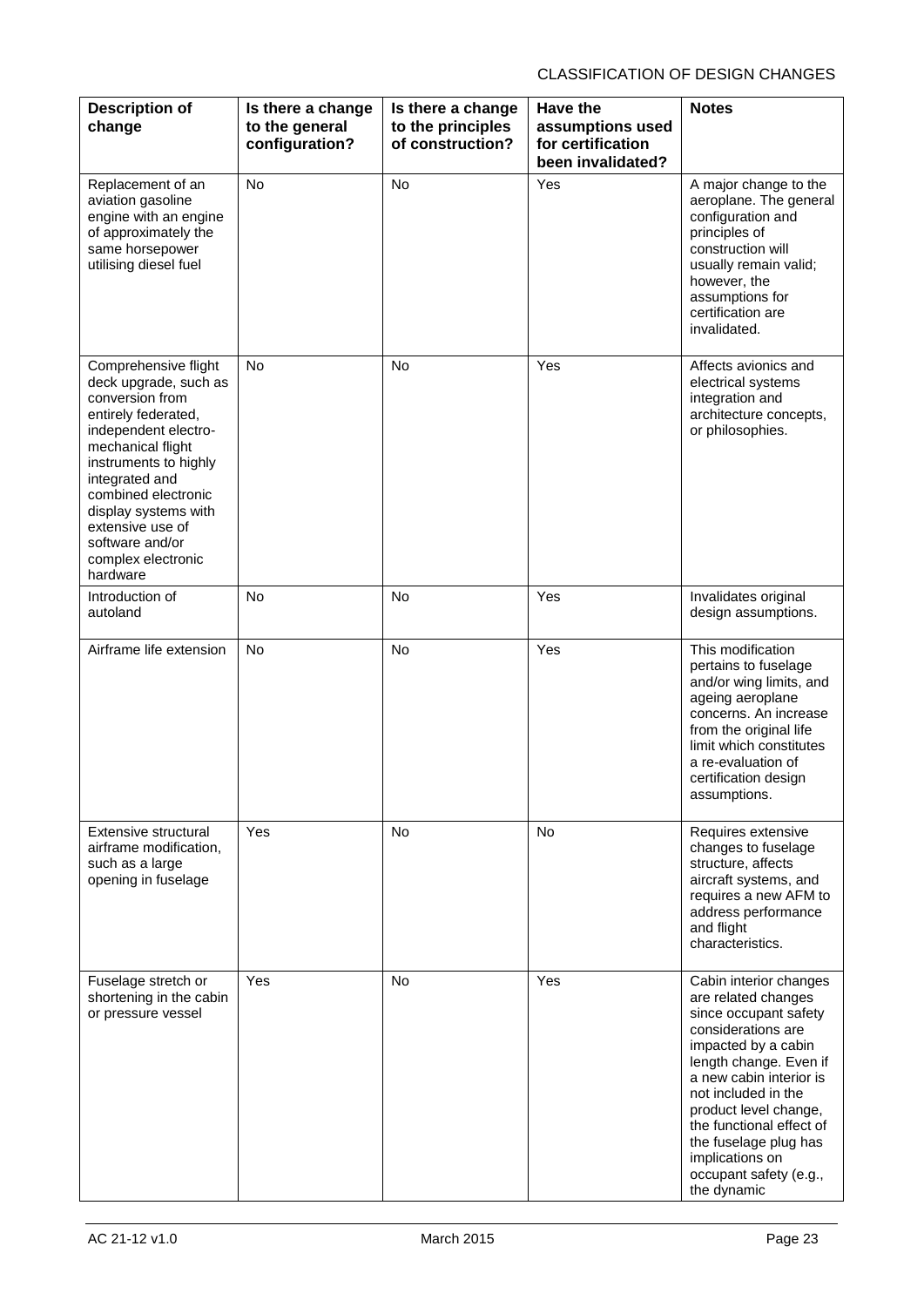| Description of change | Is there a change to the general configuration? | Is there a change to the principles of construction? | Have the assumptions used for certification been invalidated? | Notes |
|---|---|---|---|---|
| Replacement of an aviation gasoline engine with an engine of approximately the same horsepower utilising diesel fuel | No | No | Yes | A major change to the aeroplane. The general configuration and principles of construction will usually remain valid; however, the assumptions for certification are invalidated. |
| Comprehensive flight deck upgrade, such as conversion from entirely federated, independent electro-mechanical flight instruments to highly integrated and combined electronic display systems with extensive use of software and/or complex electronic hardware | No | No | Yes | Affects avionics and electrical systems integration and architecture concepts, or philosophies. |
| Introduction of autoland | No | No | Yes | Invalidates original design assumptions. |
| Airframe life extension | No | No | Yes | This modification pertains to fuselage and/or wing limits, and ageing aeroplane concerns. An increase from the original life limit which constitutes a re-evaluation of certification design assumptions. |
| Extensive structural airframe modification, such as a large opening in fuselage | Yes | No | No | Requires extensive changes to fuselage structure, affects aircraft systems, and requires a new AFM to address performance and flight characteristics. |
| Fuselage stretch or shortening in the cabin or pressure vessel | Yes | No | Yes | Cabin interior changes are related changes since occupant safety considerations are impacted by a cabin length change. Even if a new cabin interior is not included in the product level change, the functional effect of the fuselage plug has implications on occupant safety (e.g., the dynamic |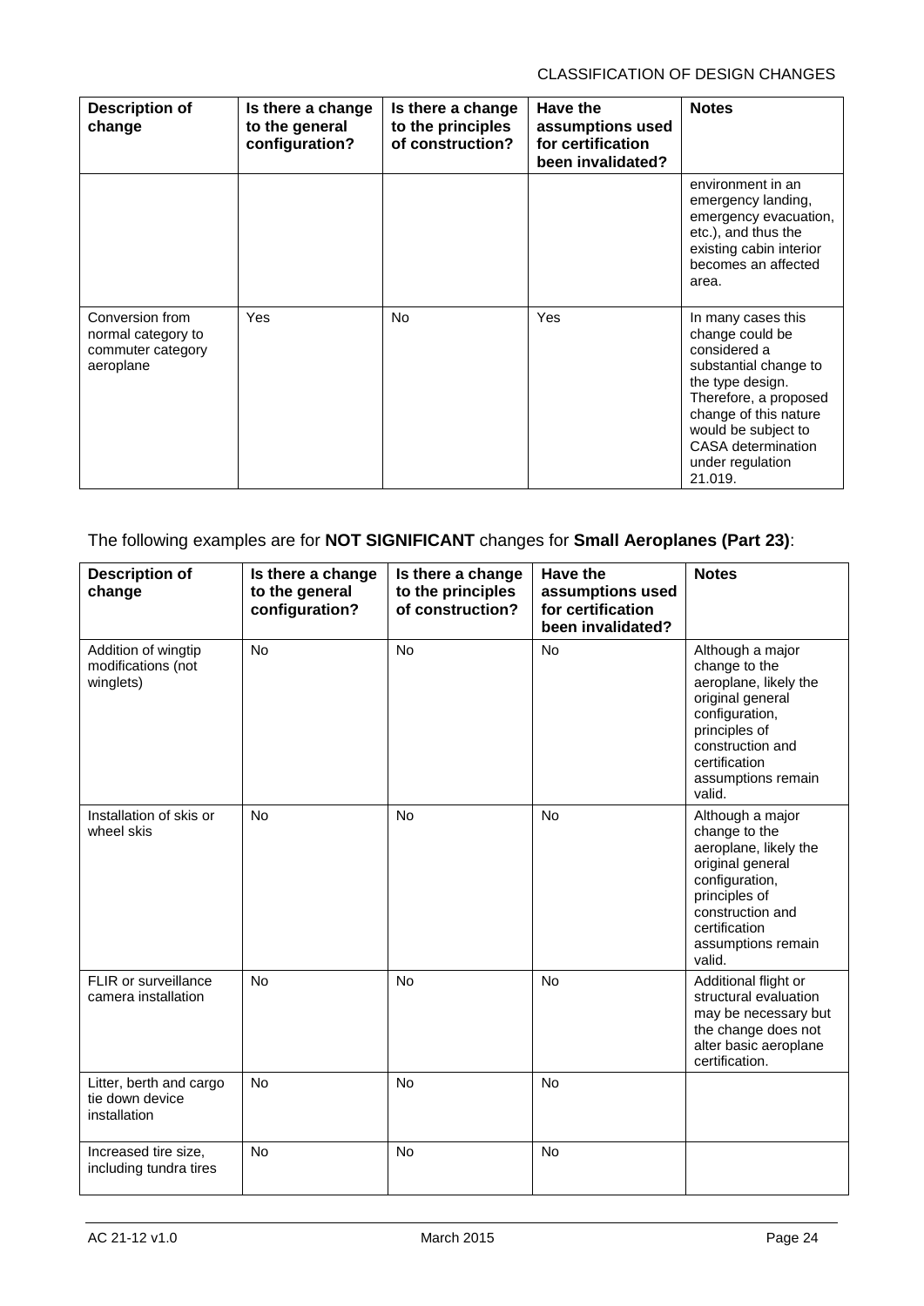| Description of change | Is there a change to the general configuration? | Is there a change to the principles of construction? | Have the assumptions used for certification been invalidated? | Notes |
| --- | --- | --- | --- | --- |
| | | | | environment in an emergency landing, emergency evacuation, etc.), and thus the existing cabin interior becomes an affected area. |
| Conversion from normal category to commuter category aeroplane | Yes | No | Yes | In many cases this change could be considered a substantial change to the type design. Therefore, a proposed change of this nature would be subject to CASA determination under regulation 21.019. |

The following examples are for **NOT SIGNIFICANT** changes for **Small Aeroplanes (Part 23)**:

| Description of change | Is there a change to the general configuration? | Is there a change to the principles of construction? | Have the assumptions used for certification been invalidated? | Notes |
| --- | --- | --- | --- | --- |
| Addition of wingtip modifications (not winglets) | No | No | No | Although a major change to the aeroplane, likely the original general configuration, principles of construction and certification assumptions remain valid. |
| Installation of skis or wheel skis | No | No | No | Although a major change to the aeroplane, likely the original general configuration, principles of construction and certification assumptions remain valid. |
| FLIR or surveillance camera installation | No | No | No | Additional flight or structural evaluation may be necessary but the change does not alter basic aeroplane certification. |
| Litter, berth and cargo tie down device installation | No | No | No | |
| Increased tire size, including tundra tires | No | No | No | |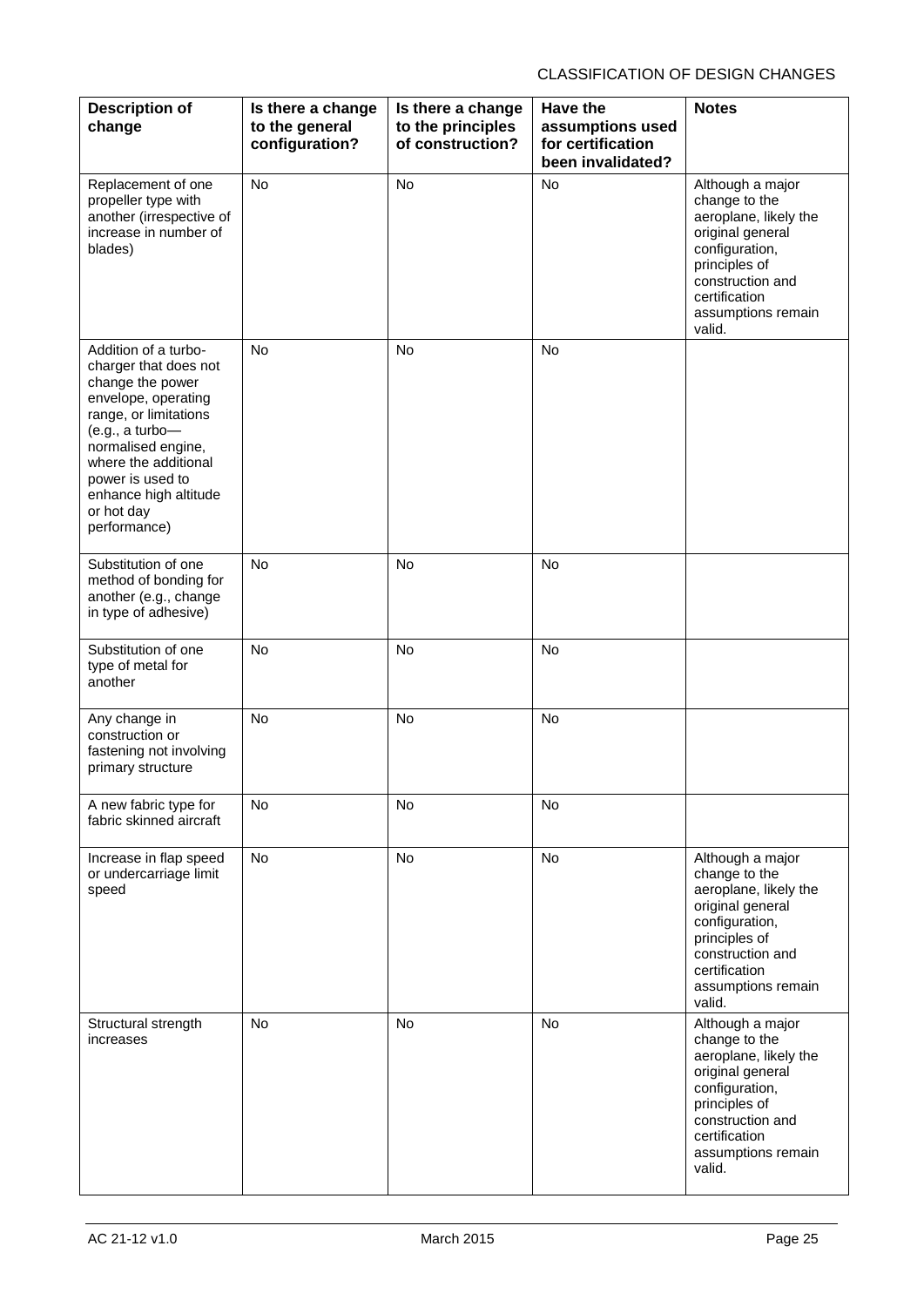| Description of change | Is there a change to the general configuration? | Is there a change to the principles of construction? | Have the assumptions used for certification been invalidated? | Notes |
|---|---|---|---|---|
| Replacement of one propeller type with another (irrespective of increase in number of blades) | No | No | No | Although a major change to the aeroplane, likely the original general configuration, principles of construction and certification assumptions remain valid. |
| Addition of a turbo-charger that does not change the power envelope, operating range, or limitations (e.g., a turbo—normalised engine, where the additional power is used to enhance high altitude or hot day performance) | No | No | No | |
| Substitution of one method of bonding for another (e.g., change in type of adhesive) | No | No | No | |
| Substitution of one type of metal for another | No | No | No | |
| Any change in construction or fastening not involving primary structure | No | No | No | |
| A new fabric type for fabric skinned aircraft | No | No | No | |
| Increase in flap speed or undercarriage limit speed | No | No | No | Although a major change to the aeroplane, likely the original general configuration, principles of construction and certification assumptions remain valid. |
| Structural strength increases | No | No | No | Although a major change to the aeroplane, likely the original general configuration, principles of construction and certification assumptions remain valid. |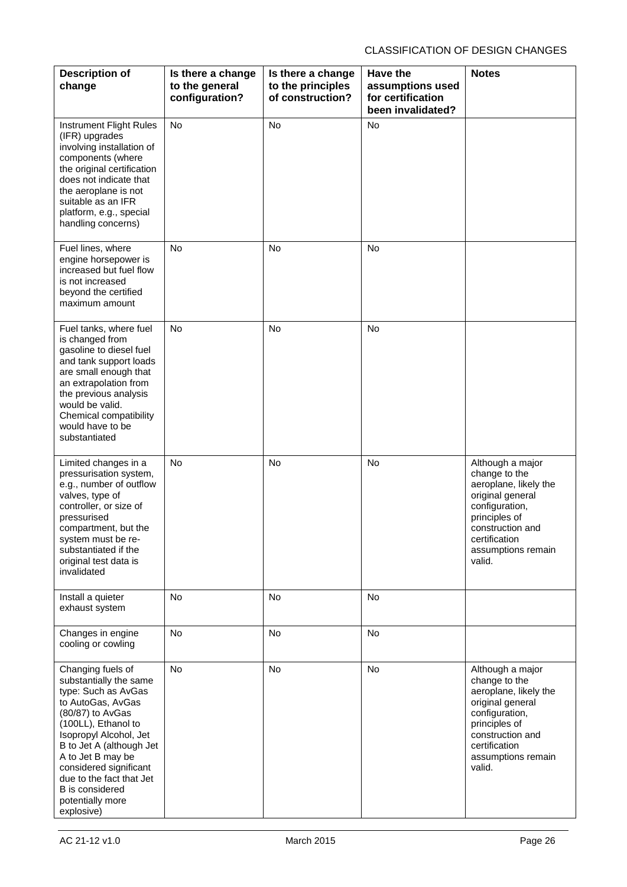| Description of change | Is there a change to the general configuration? | Is there a change to the principles of construction? | Have the assumptions used for certification been invalidated? | Notes |
|---|---|---|---|---|
| Instrument Flight Rules (IFR) upgrades involving installation of components (where the original certification does not indicate that the aeroplane is not suitable as an IFR platform, e.g., special handling concerns) | No | No | No | |
| Fuel lines, where engine horsepower is increased but fuel flow is not increased beyond the certified maximum amount | No | No | No | |
| Fuel tanks, where fuel is changed from gasoline to diesel fuel and tank support loads are small enough that an extrapolation from the previous analysis would be valid. Chemical compatibility would have to be substantiated | No | No | No | |
| Limited changes in a pressurisation system, e.g., number of outflow valves, type of controller, or size of pressurised compartment, but the system must be re-substantiated if the original test data is invalidated | No | No | No | Although a major change to the aeroplane, likely the original general configuration, principles of construction and certification assumptions remain valid. |
| Install a quieter exhaust system | No | No | No | |
| Changes in engine cooling or cowling | No | No | No | |
| Changing fuels of substantially the same type: Such as AvGas to AutoGas, AvGas (80/87) to AvGas (100LL), Ethanol to Isopropyl Alcohol, Jet B to Jet A (although Jet A to Jet B may be considered significant due to the fact that Jet B is considered potentially more explosive) | No | No | No | Although a major change to the aeroplane, likely the original general configuration, principles of construction and certification assumptions remain valid. |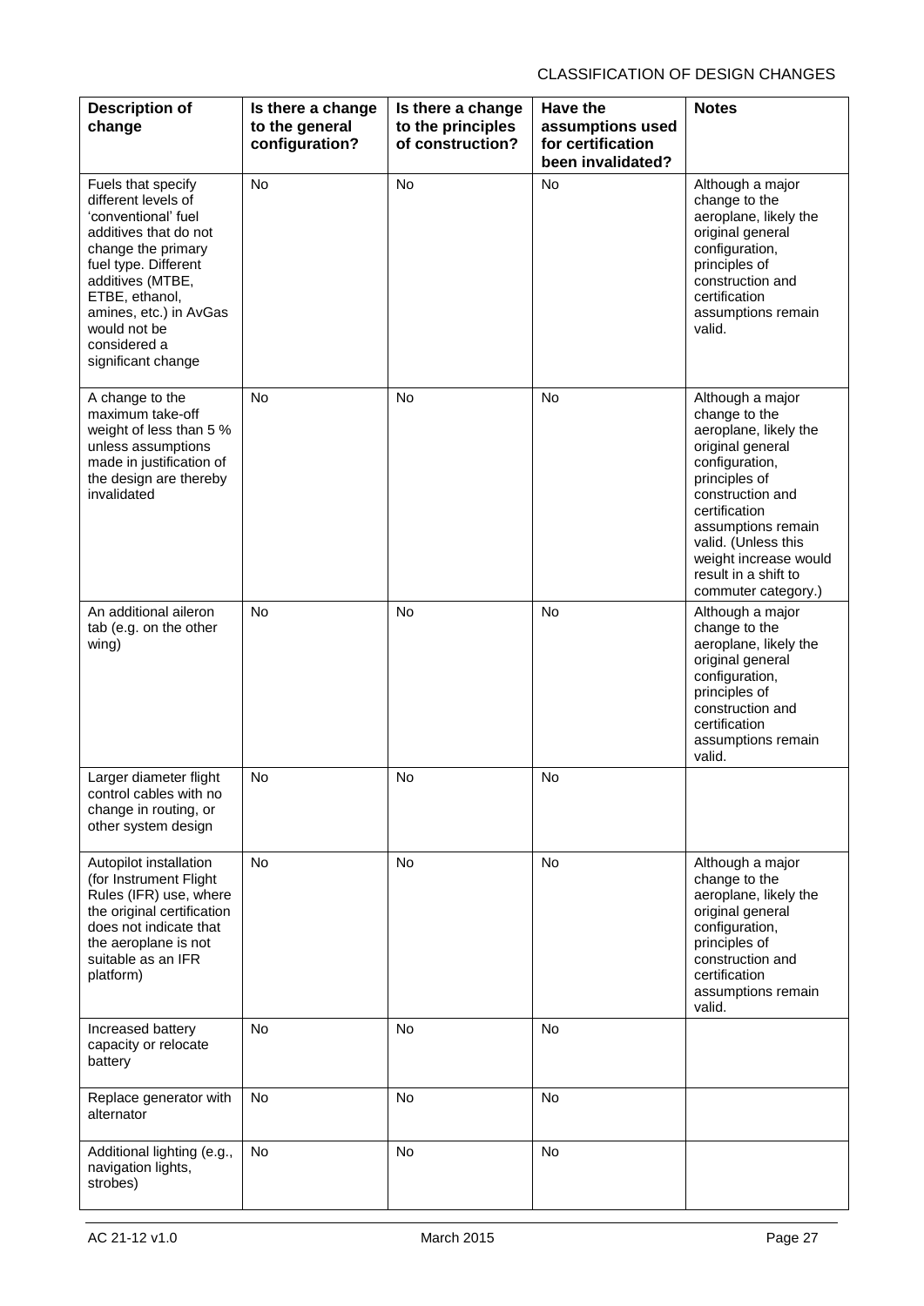| Description of change | Is there a change to the general configuration? | Is there a change to the principles of construction? | Have the assumptions used for certification been invalidated? | Notes |
|---|---|---|---|---|
| Fuels that specify different levels of 'conventional' fuel additives that do not change the primary fuel type. Different additives (MTBE, ETBE, ethanol, amines, etc.) in AvGas would not be considered a significant change | No | No | No | Although a major change to the aeroplane, likely the original general configuration, principles of construction and certification assumptions remain valid. |
| A change to the maximum take-off weight of less than 5 % unless assumptions made in justification of the design are thereby invalidated | No | No | No | Although a major change to the aeroplane, likely the original general configuration, principles of construction and certification assumptions remain valid. (Unless this weight increase would result in a shift to commuter category.) |
| An additional aileron tab (e.g. on the other wing) | No | No | No | Although a major change to the aeroplane, likely the original general configuration, principles of construction and certification assumptions remain valid. |
| Larger diameter flight control cables with no change in routing, or other system design | No | No | No | |
| Autopilot installation (for Instrument Flight Rules (IFR) use, where the original certification does not indicate that the aeroplane is not suitable as an IFR platform) | No | No | No | Although a major change to the aeroplane, likely the original general configuration, principles of construction and certification assumptions remain valid. |
| Increased battery capacity or relocate battery | No | No | No | |
| Replace generator with alternator | No | No | No | |
| Additional lighting (e.g., navigation lights, strobes) | No | No | No | |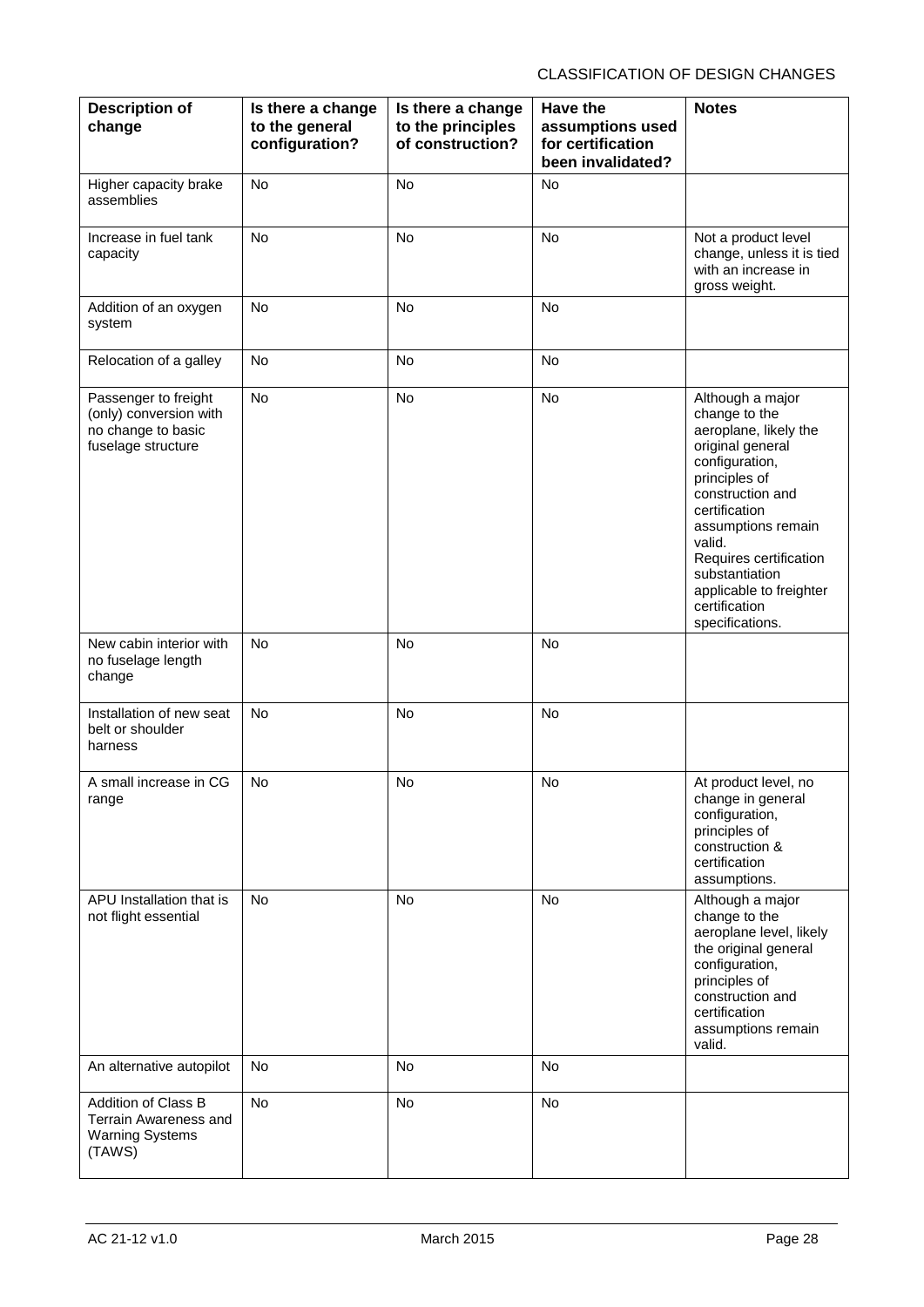| Description of change | Is there a change to the general configuration? | Is there a change to the principles of construction? | Have the assumptions used for certification been invalidated? | Notes |
|---|---|---|---|---|
| Higher capacity brake assemblies | No | No | No | |
| Increase in fuel tank capacity | No | No | No | Not a product level change, unless it is tied with an increase in gross weight. |
| Addition of an oxygen system | No | No | No | |
| Relocation of a galley | No | No | No | |
| Passenger to freight (only) conversion with no change to basic fuselage structure | No | No | No | Although a major change to the aeroplane, likely the original general configuration, principles of construction and certification assumptions remain valid. Requires certification substantiation applicable to freighter certification specifications. |
| New cabin interior with no fuselage length change | No | No | No | |
| Installation of new seat belt or shoulder harness | No | No | No | |
| A small increase in CG range | No | No | No | At product level, no change in general configuration, principles of construction & certification assumptions. |
| APU Installation that is not flight essential | No | No | No | Although a major change to the aeroplane level, likely the original general configuration, principles of construction and certification assumptions remain valid. |
| An alternative autopilot | No | No | No | |
| Addition of Class B Terrain Awareness and Warning Systems (TAWS) | No | No | No | |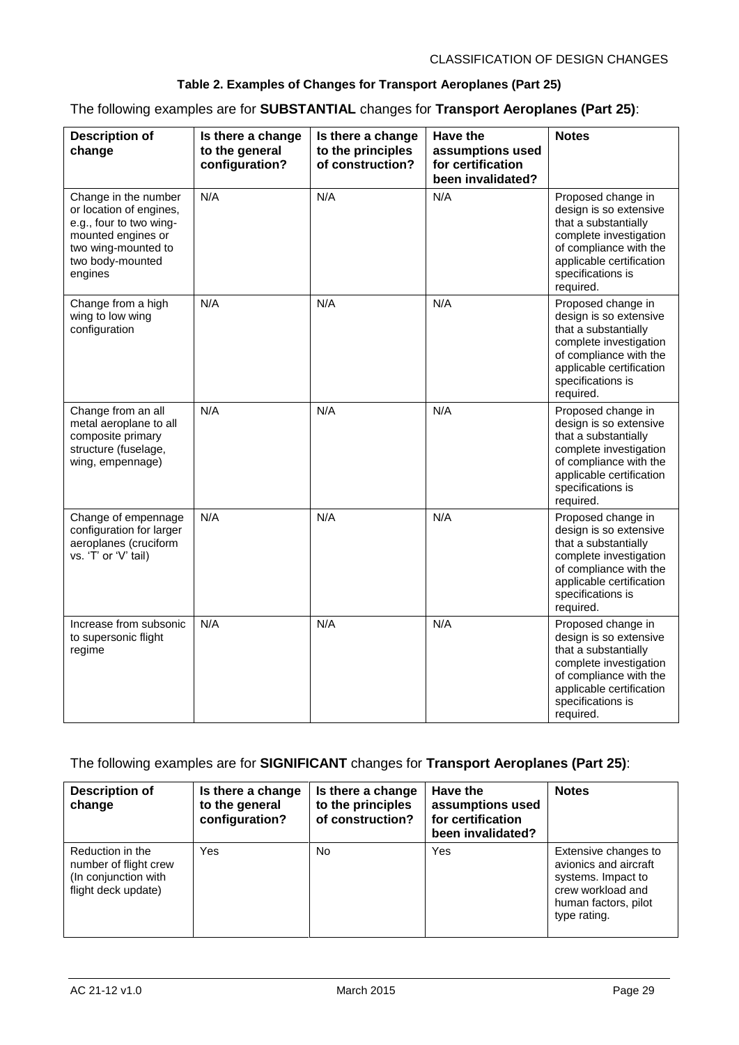**Table 2. Examples of Changes for Transport Aeroplanes (Part 25)**

The following examples are for **SUBSTANTIAL** changes for **Transport Aeroplanes (Part 25)**:

| Description of change | Is there a change to the general configuration? | Is there a change to the principles of construction? | Have the assumptions used for certification been invalidated? | Notes |
|---|---|---|---|---|
| Change in the number or location of engines, e.g., four to two wing-mounted engines or two wing-mounted to two body-mounted engines | N/A | N/A | N/A | Proposed change in design is so extensive that a substantially complete investigation of compliance with the applicable certification specifications is required. |
| Change from a high wing to low wing configuration | N/A | N/A | N/A | Proposed change in design is so extensive that a substantially complete investigation of compliance with the applicable certification specifications is required. |
| Change from an all metal aeroplane to all composite primary structure (fuselage, wing, empennage) | N/A | N/A | N/A | Proposed change in design is so extensive that a substantially complete investigation of compliance with the applicable certification specifications is required. |
| Change of empennage configuration for larger aeroplanes (cruciform vs. 'T' or 'V' tail) | N/A | N/A | N/A | Proposed change in design is so extensive that a substantially complete investigation of compliance with the applicable certification specifications is required. |
| Increase from subsonic to supersonic flight regime | N/A | N/A | N/A | Proposed change in design is so extensive that a substantially complete investigation of compliance with the applicable certification specifications is required. |

The following examples are for **SIGNIFICANT** changes for **Transport Aeroplanes (Part 25)**:

| Description of change | Is there a change to the general configuration? | Is there a change to the principles of construction? | Have the assumptions used for certification been invalidated? | Notes |
|---|---|---|---|---|
| Reduction in the number of flight crew (In conjunction with flight deck update) | Yes | No | Yes | Extensive changes to avionics and aircraft systems. Impact to crew workload and human factors, pilot type rating. |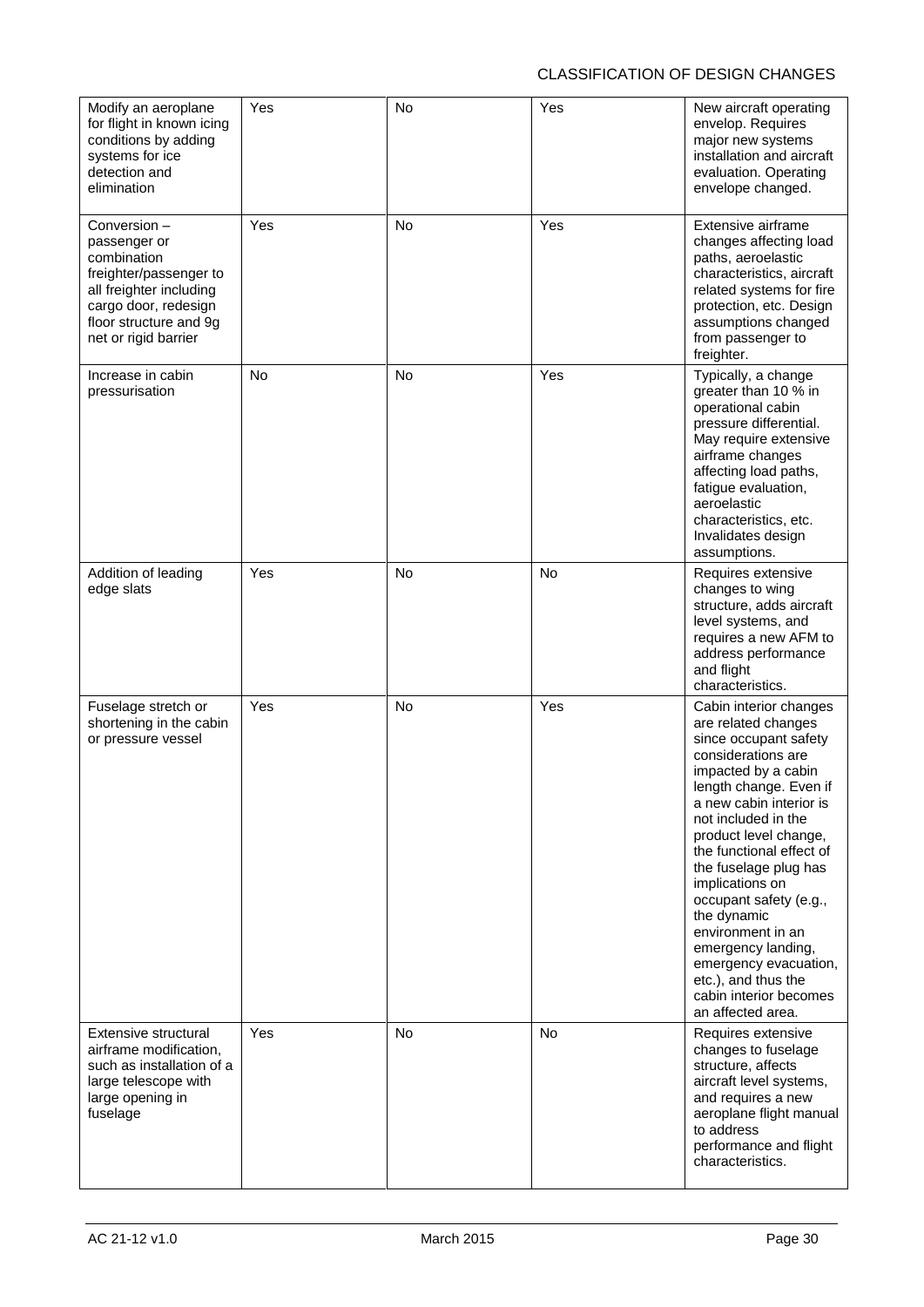| | | | | |
|---|---|---|---|---|
| Modify an aeroplane for flight in known icing conditions by adding systems for ice detection and elimination | Yes | No | Yes | New aircraft operating envelop. Requires major new systems installation and aircraft evaluation. Operating envelope changed. |
| Conversion – passenger or combination freighter/passenger to all freighter including cargo door, redesign floor structure and 9g net or rigid barrier | Yes | No | Yes | Extensive airframe changes affecting load paths, aeroelastic characteristics, aircraft related systems for fire protection, etc. Design assumptions changed from passenger to freighter. |
| Increase in cabin pressurisation | No | No | Yes | Typically, a change greater than 10 % in operational cabin pressure differential. May require extensive airframe changes affecting load paths, fatigue evaluation, aeroelastic characteristics, etc. Invalidates design assumptions. |
| Addition of leading edge slats | Yes | No | No | Requires extensive changes to wing structure, adds aircraft level systems, and requires a new AFM to address performance and flight characteristics. |
| Fuselage stretch or shortening in the cabin or pressure vessel | Yes | No | Yes | Cabin interior changes are related changes since occupant safety considerations are impacted by a cabin length change. Even if a new cabin interior is not included in the product level change, the functional effect of the fuselage plug has implications on occupant safety (e.g., the dynamic environment in an emergency landing, emergency evacuation, etc.), and thus the cabin interior becomes an affected area. |
| Extensive structural airframe modification, such as installation of a large telescope with large opening in fuselage | Yes | No | No | Requires extensive changes to fuselage structure, affects aircraft level systems, and requires a new aeroplane flight manual to address performance and flight characteristics. |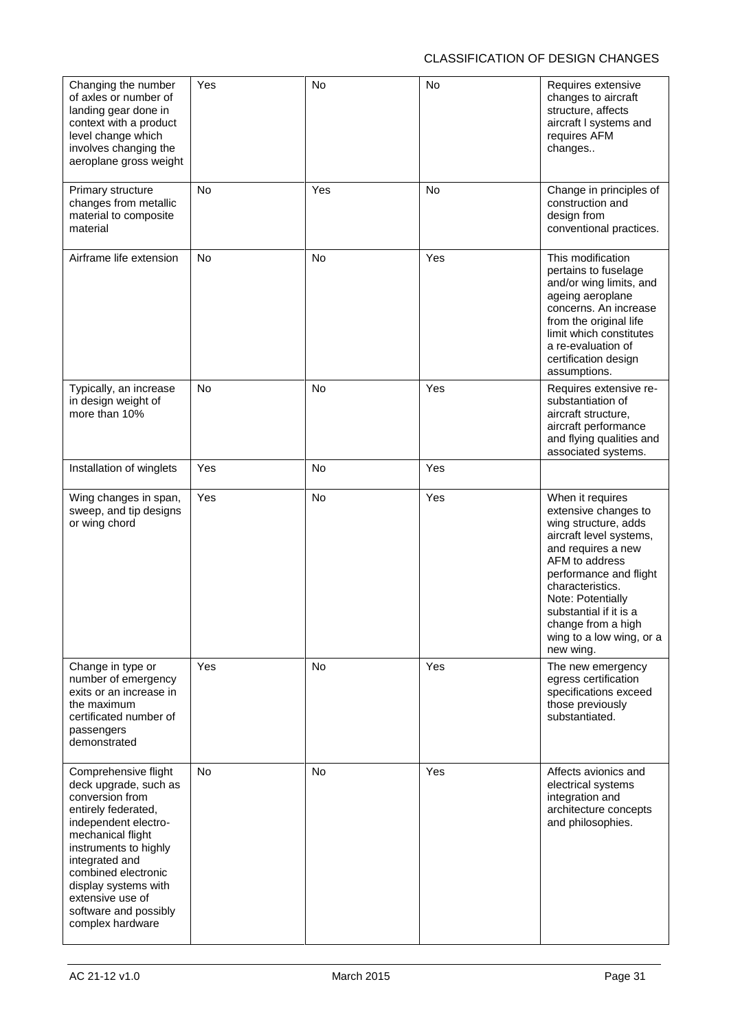| | | | | |
|---|---|---|---|---|
| Changing the number of axles or number of landing gear done in context with a product level change which involves changing the aeroplane gross weight | Yes | No | No | Requires extensive changes to aircraft structure, affects aircraft l systems and requires AFM changes.. |
| Primary structure changes from metallic material to composite material | No | Yes | No | Change in principles of construction and design from conventional practices. |
| Airframe life extension | No | No | Yes | This modification pertains to fuselage and/or wing limits, and ageing aeroplane concerns. An increase from the original life limit which constitutes a re-evaluation of certification design assumptions. |
| Typically, an increase in design weight of more than 10% | No | No | Yes | Requires extensive re-substantiation of aircraft structure, aircraft performance and flying qualities and associated systems. |
| Installation of winglets | Yes | No | Yes | |
| Wing changes in span, sweep, and tip designs or wing chord | Yes | No | Yes | When it requires extensive changes to wing structure, adds aircraft level systems, and requires a new AFM to address performance and flight characteristics. Note: Potentially substantial if it is a change from a high wing to a low wing, or a new wing. |
| Change in type or number of emergency exits or an increase in the maximum certificated number of passengers demonstrated | Yes | No | Yes | The new emergency egress certification specifications exceed those previously substantiated. |
| Comprehensive flight deck upgrade, such as conversion from entirely federated, independent electro-mechanical flight instruments to highly integrated and combined electronic display systems with extensive use of software and possibly complex hardware | No | No | Yes | Affects avionics and electrical systems integration and architecture concepts and philosophies. |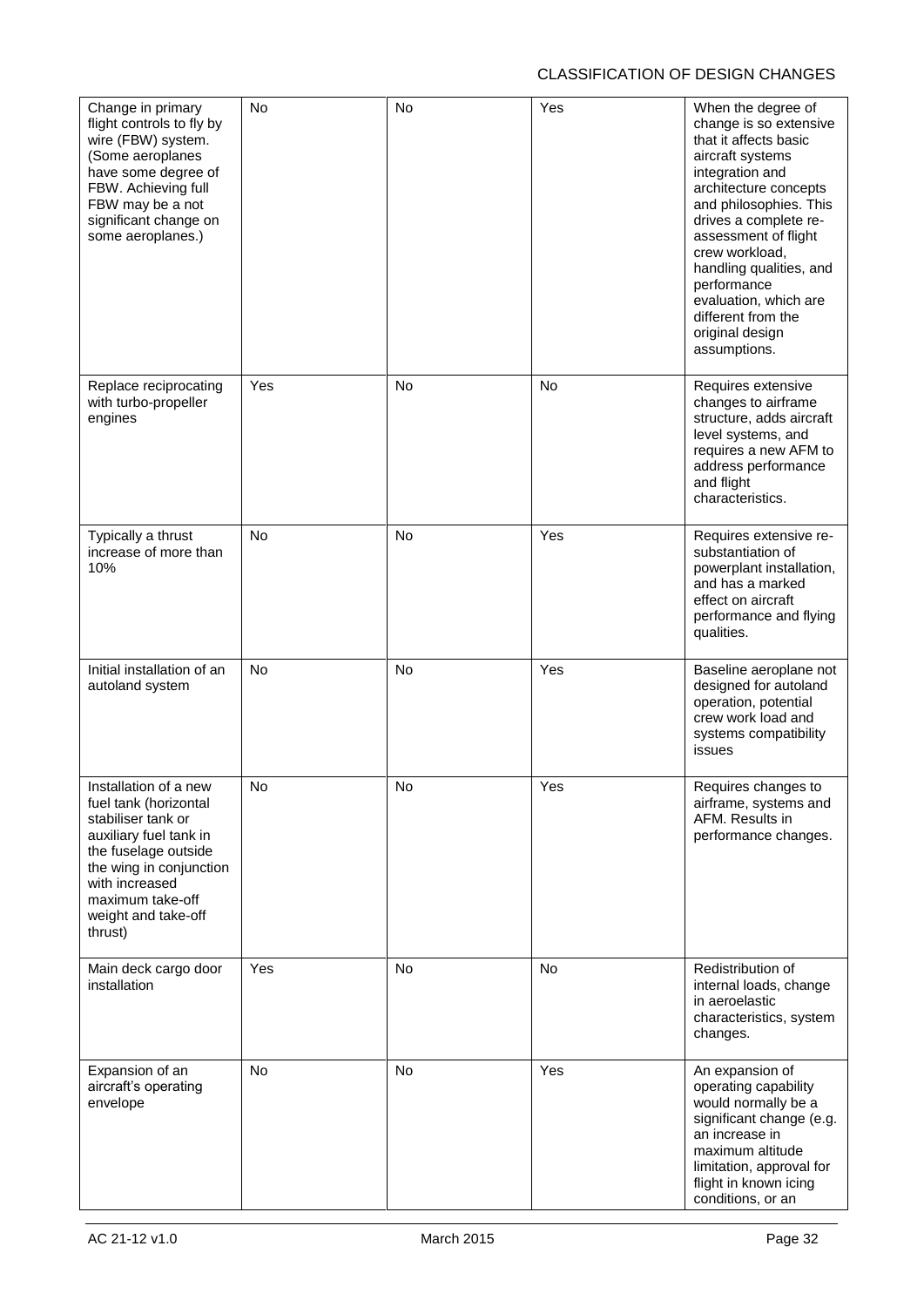| Change in primary flight controls to fly by wire (FBW) system. (Some aeroplanes have some degree of FBW. Achieving full FBW may be a not significant change on some aeroplanes.) | No | No | Yes | When the degree of change is so extensive that it affects basic aircraft systems integration and architecture concepts and philosophies. This drives a complete re-assessment of flight crew workload, handling qualities, and performance evaluation, which are different from the original design assumptions. |
|---|---|---|---|---|
| Replace reciprocating with turbo-propeller engines | Yes | No | No | Requires extensive changes to airframe structure, adds aircraft level systems, and requires a new AFM to address performance and flight characteristics. |
| Typically a thrust increase of more than 10% | No | No | Yes | Requires extensive re-substantiation of powerplant installation, and has a marked effect on aircraft performance and flying qualities. |
| Initial installation of an autoland system | No | No | Yes | Baseline aeroplane not designed for autoland operation, potential crew work load and systems compatibility issues |
| Installation of a new fuel tank (horizontal stabiliser tank or auxiliary fuel tank in the fuselage outside the wing in conjunction with increased maximum take-off weight and take-off thrust) | No | No | Yes | Requires changes to airframe, systems and AFM. Results in performance changes. |
| Main deck cargo door installation | Yes | No | No | Redistribution of internal loads, change in aeroelastic characteristics, system changes. |
| Expansion of an aircraft's operating envelope | No | No | Yes | An expansion of operating capability would normally be a significant change (e.g. an increase in maximum altitude limitation, approval for flight in known icing conditions, or an |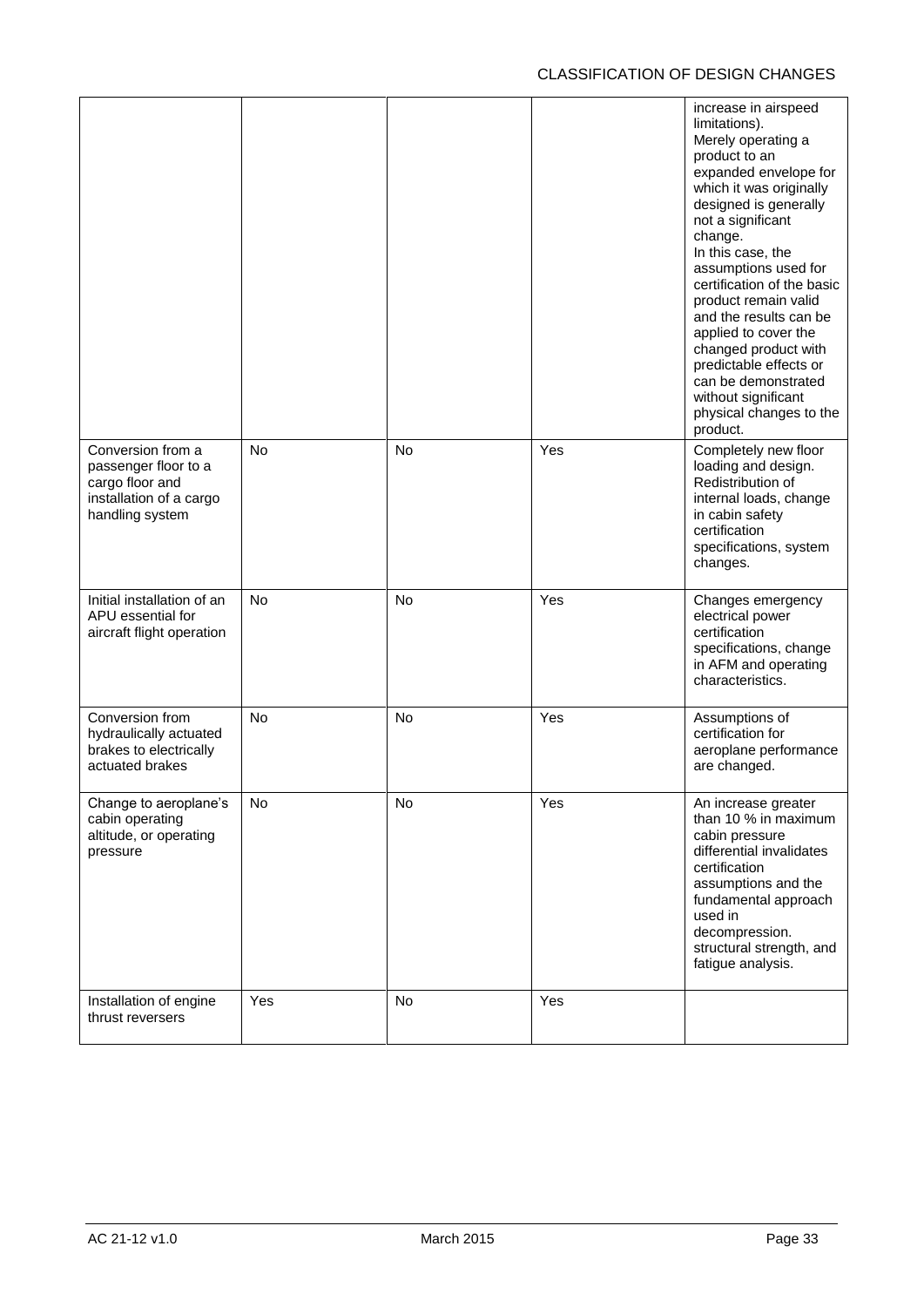| | | | | |
|---|---|---|---|---|
| | | | | increase in airspeed limitations). Merely operating a product to an expanded envelope for which it was originally designed is generally not a significant change. In this case, the assumptions used for certification of the basic product remain valid and the results can be applied to cover the changed product with predictable effects or can be demonstrated without significant physical changes to the product. |
| Conversion from a passenger floor to a cargo floor and installation of a cargo handling system | No | No | Yes | Completely new floor loading and design. Redistribution of internal loads, change in cabin safety certification specifications, system changes. |
| Initial installation of an APU essential for aircraft flight operation | No | No | Yes | Changes emergency electrical power certification specifications, change in AFM and operating characteristics. |
| Conversion from hydraulically actuated brakes to electrically actuated brakes | No | No | Yes | Assumptions of certification for aeroplane performance are changed. |
| Change to aeroplane's cabin operating altitude, or operating pressure | No | No | Yes | An increase greater than 10 % in maximum cabin pressure differential invalidates certification assumptions and the fundamental approach used in decompression. structural strength, and fatigue analysis. |
| Installation of engine thrust reversers | Yes | No | Yes | |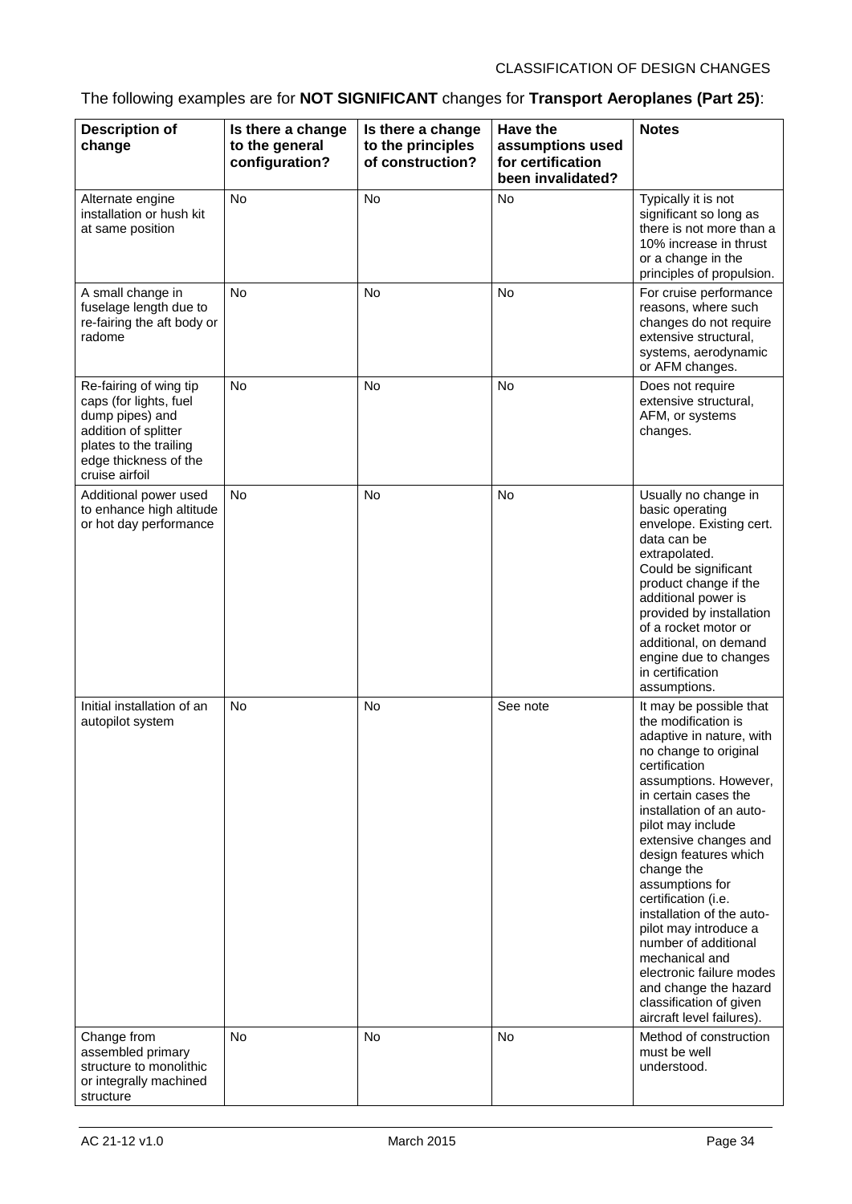The following examples are for **NOT SIGNIFICANT** changes for **Transport Aeroplanes (Part 25)**:

| Description of change | Is there a change to the general configuration? | Is there a change to the principles of construction? | Have the assumptions used for certification been invalidated? | Notes |
|---|---|---|---|---|
| Alternate engine installation or hush kit at same position | No | No | No | Typically it is not significant so long as there is not more than a 10% increase in thrust or a change in the principles of propulsion. |
| A small change in fuselage length due to re-fairing the aft body or radome | No | No | No | For cruise performance reasons, where such changes do not require extensive structural, systems, aerodynamic or AFM changes. |
| Re-fairing of wing tip caps (for lights, fuel dump pipes) and addition of splitter plates to the trailing edge thickness of the cruise airfoil | No | No | No | Does not require extensive structural, AFM, or systems changes. |
| Additional power used to enhance high altitude or hot day performance | No | No | No | Usually no change in basic operating envelope. Existing cert. data can be extrapolated. Could be significant product change if the additional power is provided by installation of a rocket motor or additional, on demand engine due to changes in certification assumptions. |
| Initial installation of an autopilot system | No | No | See note | It may be possible that the modification is adaptive in nature, with no change to original certification assumptions. However, in certain cases the installation of an auto-pilot may include extensive changes and design features which change the assumptions for certification (i.e. installation of the auto-pilot may introduce a number of additional mechanical and electronic failure modes and change the hazard classification of given aircraft level failures). |
| Change from assembled primary structure to monolithic or integrally machined structure | No | No | No | Method of construction must be well understood. |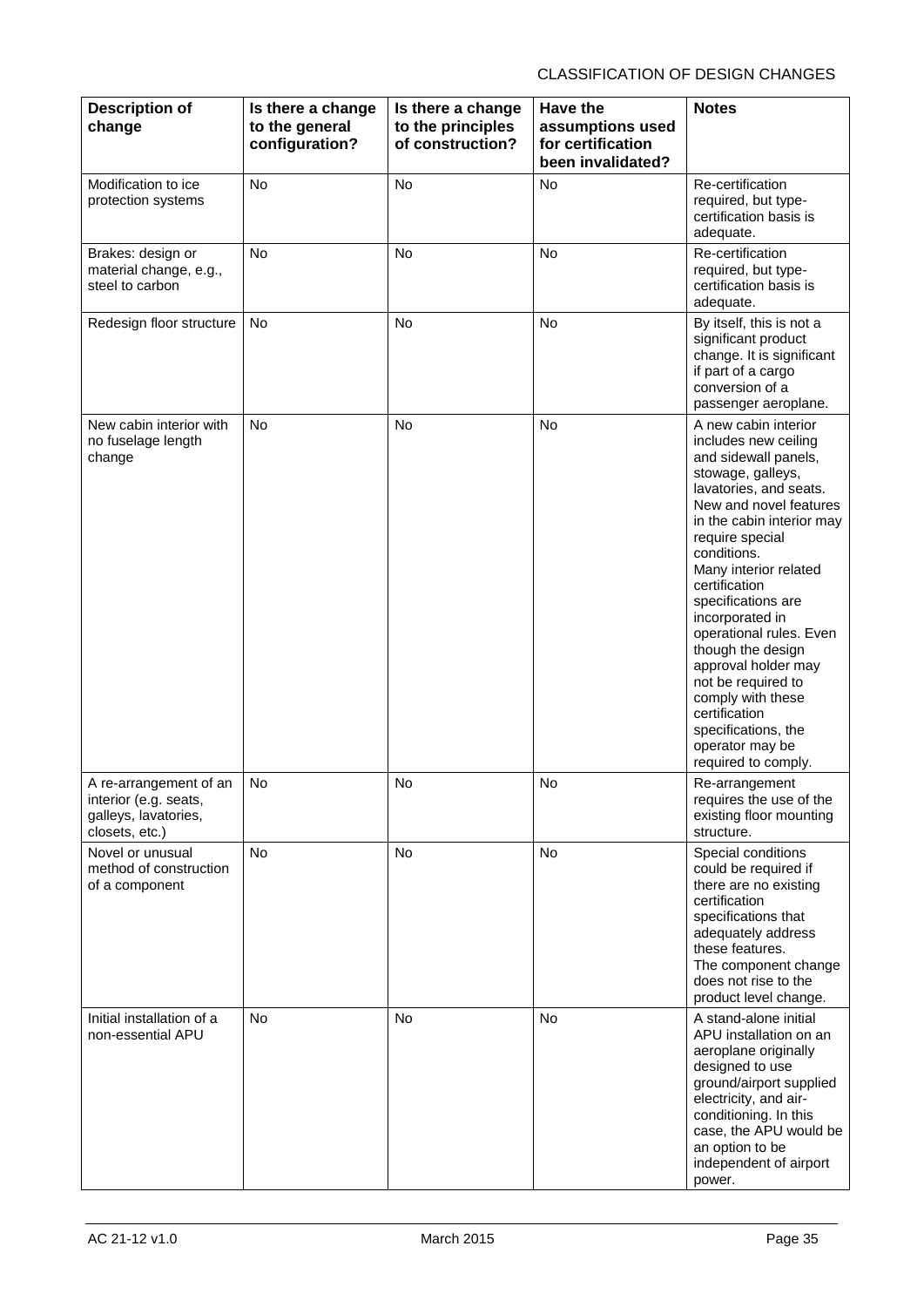| Description of change | Is there a change to the general configuration? | Is there a change to the principles of construction? | Have the assumptions used for certification been invalidated? | Notes |
|---|---|---|---|---|
| Modification to ice protection systems | No | No | No | Re-certification required, but type-certification basis is adequate. |
| Brakes: design or material change, e.g., steel to carbon | No | No | No | Re-certification required, but type-certification basis is adequate. |
| Redesign floor structure | No | No | No | By itself, this is not a significant product change. It is significant if part of a cargo conversion of a passenger aeroplane. |
| New cabin interior with no fuselage length change | No | No | No | A new cabin interior includes new ceiling and sidewall panels, stowage, galleys, lavatories, and seats. New and novel features in the cabin interior may require special conditions. Many interior related certification specifications are incorporated in operational rules. Even though the design approval holder may not be required to comply with these certification specifications, the operator may be required to comply. |
| A re-arrangement of an interior (e.g. seats, galleys, lavatories, closets, etc.) | No | No | No | Re-arrangement requires the use of the existing floor mounting structure. |
| Novel or unusual method of construction of a component | No | No | No | Special conditions could be required if there are no existing certification specifications that adequately address these features. The component change does not rise to the product level change. |
| Initial installation of a non-essential APU | No | No | No | A stand-alone initial APU installation on an aeroplane originally designed to use ground/airport supplied electricity, and air-conditioning. In this case, the APU would be an option to be independent of airport power. |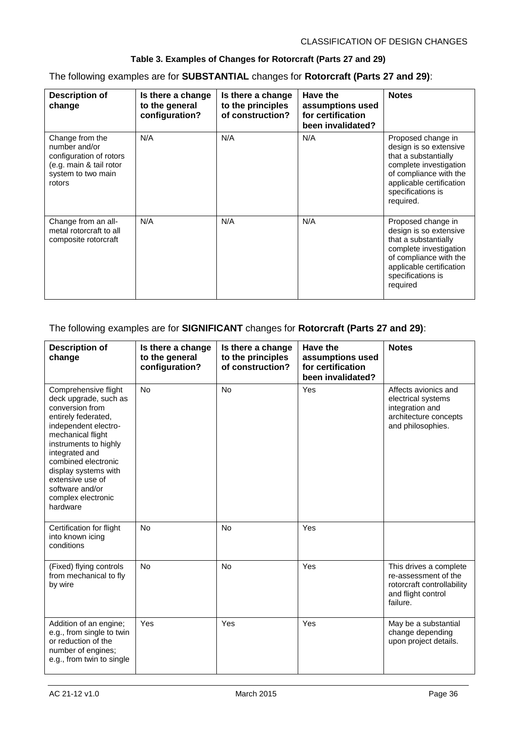**Table 3. Examples of Changes for Rotorcraft (Parts 27 and 29)**

The following examples are for **SUBSTANTIAL** changes for **Rotorcraft (Parts 27 and 29)**:

| Description of change | Is there a change to the general configuration? | Is there a change to the principles of construction? | Have the assumptions used for certification been invalidated? | Notes |
|---|---|---|---|---|
| Change from the number and/or configuration of rotors (e.g. main & tail rotor system to two main rotors | N/A | N/A | N/A | Proposed change in design is so extensive that a substantially complete investigation of compliance with the applicable certification specifications is required. |
| Change from an all-metal rotorcraft to all composite rotorcraft | N/A | N/A | N/A | Proposed change in design is so extensive that a substantially complete investigation of compliance with the applicable certification specifications is required |

The following examples are for **SIGNIFICANT** changes for **Rotorcraft (Parts 27 and 29)**:

| Description of change | Is there a change to the general configuration? | Is there a change to the principles of construction? | Have the assumptions used for certification been invalidated? | Notes |
|---|---|---|---|---|
| Comprehensive flight deck upgrade, such as conversion from entirely federated, independent electro-mechanical flight instruments to highly integrated and combined electronic display systems with extensive use of software and/or complex electronic hardware | No | No | Yes | Affects avionics and electrical systems integration and architecture concepts and philosophies. |
| Certification for flight into known icing conditions | No | No | Yes | |
| (Fixed) flying controls from mechanical to fly by wire | No | No | Yes | This drives a complete re-assessment of the rotorcraft controllability and flight control failure. |
| Addition of an engine; e.g., from single to twin or reduction of the number of engines; e.g., from twin to single | Yes | Yes | Yes | May be a substantial change depending upon project details. |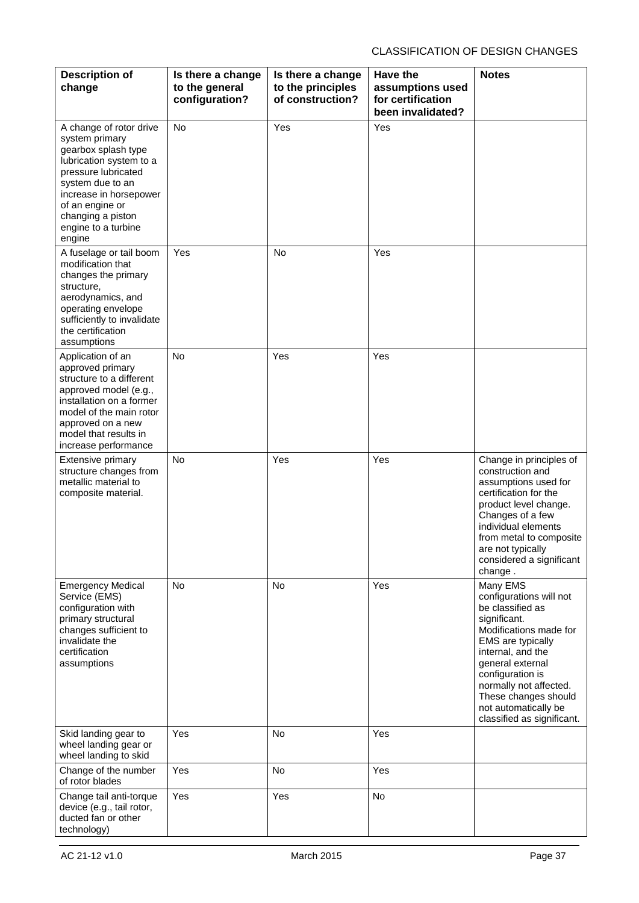| Description of change | Is there a change to the general configuration? | Is there a change to the principles of construction? | Have the assumptions used for certification been invalidated? | Notes |
|---|---|---|---|---|
| A change of rotor drive system primary gearbox splash type lubrication system to a pressure lubricated system due to an increase in horsepower of an engine or changing a piston engine to a turbine engine | No | Yes | Yes | |
| A fuselage or tail boom modification that changes the primary structure, aerodynamics, and operating envelope sufficiently to invalidate the certification assumptions | Yes | No | Yes | |
| Application of an approved primary structure to a different approved model (e.g., installation on a former model of the main rotor approved on a new model that results in increase performance | No | Yes | Yes | |
| Extensive primary structure changes from metallic material to composite material. | No | Yes | Yes | Change in principles of construction and assumptions used for certification for the product level change. Changes of a few individual elements from metal to composite are not typically considered a significant change . |
| Emergency Medical Service (EMS) configuration with primary structural changes sufficient to invalidate the certification assumptions | No | No | Yes | Many EMS configurations will not be classified as significant. Modifications made for EMS are typically internal, and the general external configuration is normally not affected. These changes should not automatically be classified as significant. |
| Skid landing gear to wheel landing gear or wheel landing to skid | Yes | No | Yes | |
| Change of the number of rotor blades | Yes | No | Yes | |
| Change tail anti-torque device (e.g., tail rotor, ducted fan or other technology) | Yes | Yes | No | |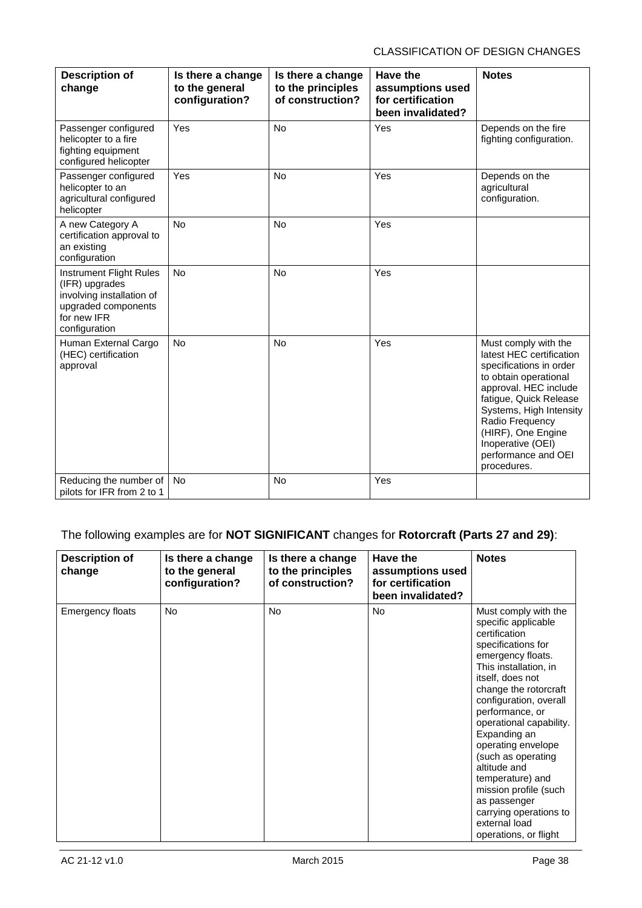| Description of change | Is there a change to the general configuration? | Is there a change to the principles of construction? | Have the assumptions used for certification been invalidated? | Notes |
| --- | --- | --- | --- | --- |
| Passenger configured helicopter to a fire fighting equipment configured helicopter | Yes | No | Yes | Depends on the fire fighting configuration. |
| Passenger configured helicopter to an agricultural configured helicopter | Yes | No | Yes | Depends on the agricultural configuration. |
| A new Category A certification approval to an existing configuration | No | No | Yes | |
| Instrument Flight Rules (IFR) upgrades involving installation of upgraded components for new IFR configuration | No | No | Yes | |
| Human External Cargo (HEC) certification approval | No | No | Yes | Must comply with the latest HEC certification specifications in order to obtain operational approval. HEC include fatigue, Quick Release Systems, High Intensity Radio Frequency (HIRF), One Engine Inoperative (OEI) performance and OEI procedures. |
| Reducing the number of pilots for IFR from 2 to 1 | No | No | Yes | |

The following examples are for **NOT SIGNIFICANT** changes for **Rotorcraft (Parts 27 and 29)**:

| Description of change | Is there a change to the general configuration? | Is there a change to the principles of construction? | Have the assumptions used for certification been invalidated? | Notes |
| --- | --- | --- | --- | --- |
| Emergency floats | No | No | No | Must comply with the specific applicable certification specifications for emergency floats. This installation, in itself, does not change the rotorcraft configuration, overall performance, or operational capability. Expanding an operating envelope (such as operating altitude and temperature) and mission profile (such as passenger carrying operations to external load operations, or flight |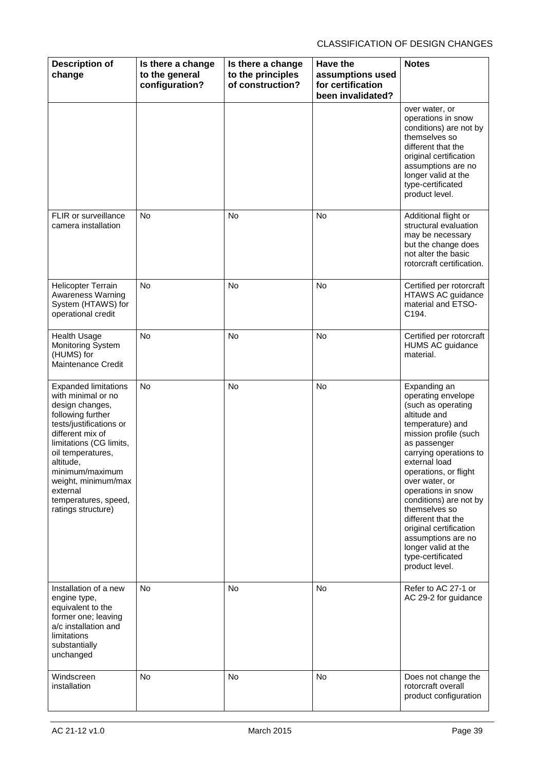| Description of change | Is there a change to the general configuration? | Is there a change to the principles of construction? | Have the assumptions used for certification been invalidated? | Notes |
|---|---|---|---|---|
| | | | | over water, or operations in snow conditions) are not by themselves so different that the original certification assumptions are no longer valid at the type-certificated product level. |
| FLIR or surveillance camera installation | No | No | No | Additional flight or structural evaluation may be necessary but the change does not alter the basic rotorcraft certification. |
| Helicopter Terrain Awareness Warning System (HTAWS) for operational credit | No | No | No | Certified per rotorcraft HTAWS AC guidance material and ETSO-C194. |
| Health Usage Monitoring System (HUMS) for Maintenance Credit | No | No | No | Certified per rotorcraft HUMS AC guidance material. |
| Expanded limitations with minimal or no design changes, following further tests/justifications or different mix of limitations (CG limits, oil temperatures, altitude, minimum/maximum weight, minimum/max external temperatures, speed, ratings structure) | No | No | No | Expanding an operating envelope (such as operating altitude and temperature) and mission profile (such as passenger carrying operations to external load operations, or flight over water, or operations in snow conditions) are not by themselves so different that the original certification assumptions are no longer valid at the type-certificated product level. |
| Installation of a new engine type, equivalent to the former one; leaving a/c installation and limitations substantially unchanged | No | No | No | Refer to AC 27-1 or AC 29-2 for guidance |
| Windscreen installation | No | No | No | Does not change the rotorcraft overall product configuration |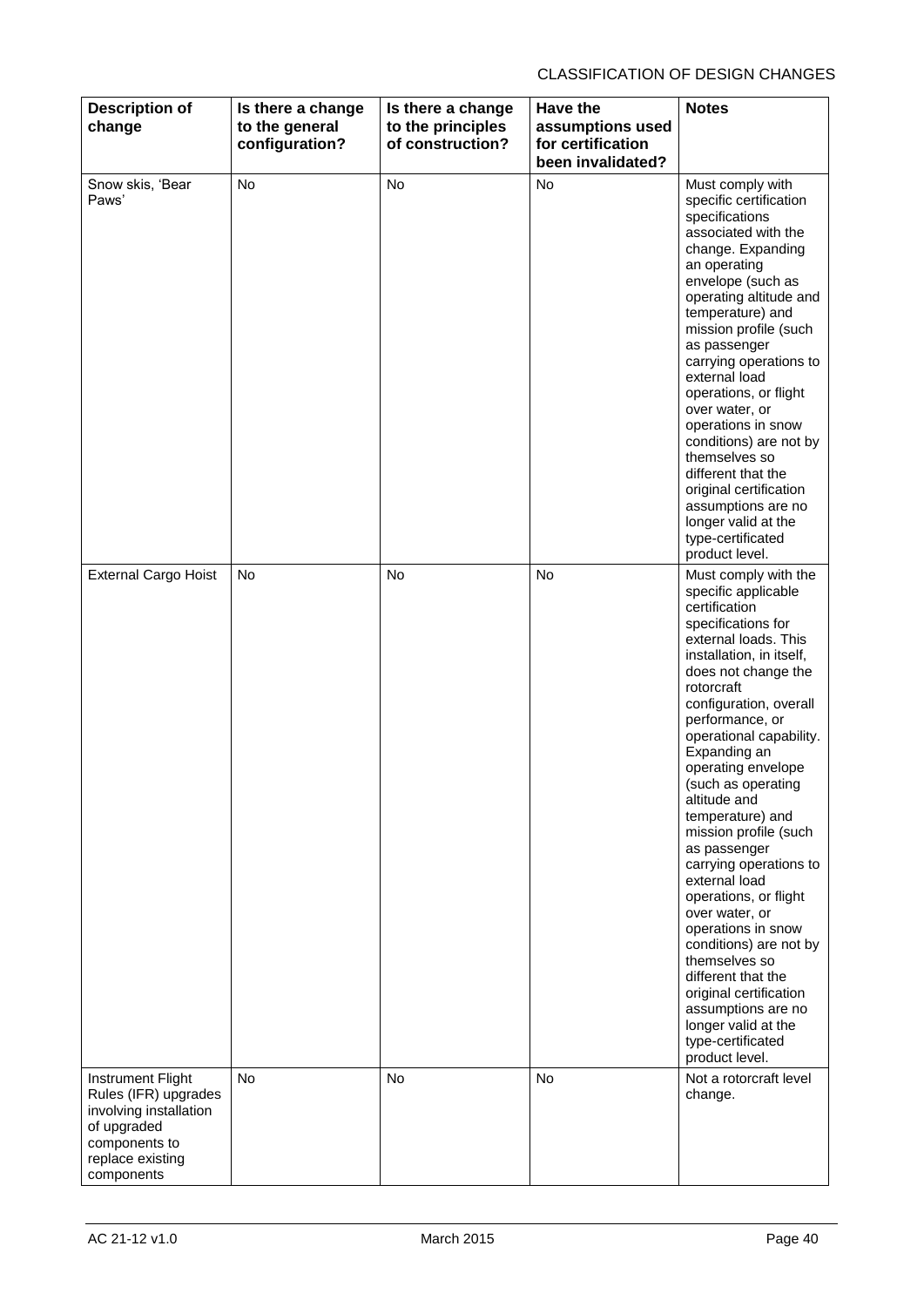| Description of change | Is there a change to the general configuration? | Is there a change to the principles of construction? | Have the assumptions used for certification been invalidated? | Notes |
|---|---|---|---|---|
| Snow skis, 'Bear Paws' | No | No | No | Must comply with specific certification specifications associated with the change. Expanding an operating envelope (such as operating altitude and temperature) and mission profile (such as passenger carrying operations to external load operations, or flight over water, or operations in snow conditions) are not by themselves so different that the original certification assumptions are no longer valid at the type-certificated product level. |
| External Cargo Hoist | No | No | No | Must comply with the specific applicable certification specifications for external loads. This installation, in itself, does not change the rotorcraft configuration, overall performance, or operational capability. Expanding an operating envelope (such as operating altitude and temperature) and mission profile (such as passenger carrying operations to external load operations, or flight over water, or operations in snow conditions) are not by themselves so different that the original certification assumptions are no longer valid at the type-certificated product level. |
| Instrument Flight Rules (IFR) upgrades involving installation of upgraded components to replace existing components | No | No | No | Not a rotorcraft level change. |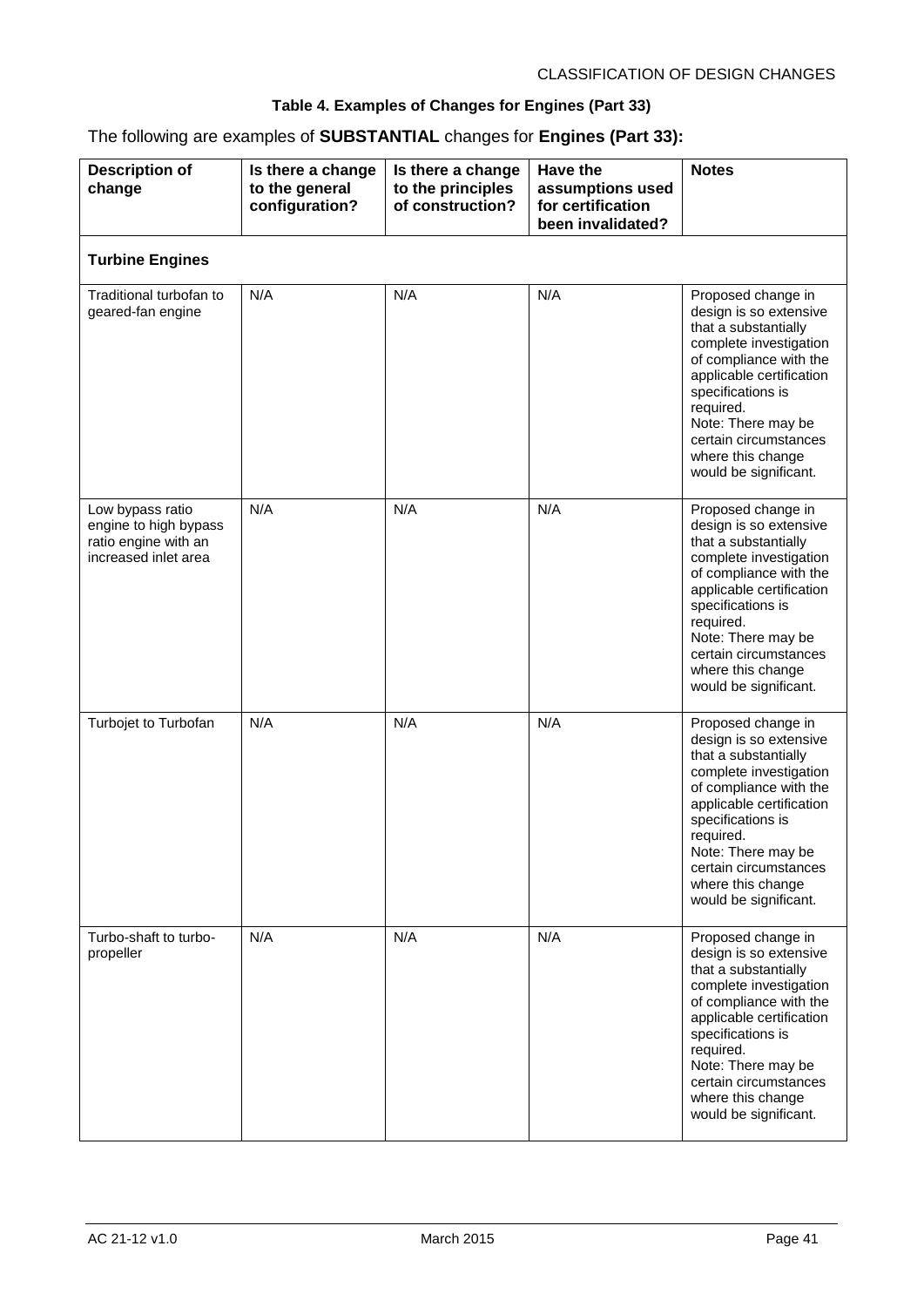**Table 4. Examples of Changes for Engines (Part 33)**

The following are examples of **SUBSTANTIAL** changes for **Engines (Part 33):**

| Description of change | Is there a change to the general configuration? | Is there a change to the principles of construction? | Have the assumptions used for certification been invalidated? | Notes |
|---|---|---|---|---|
| **Turbine Engines** | | | | |
| Traditional turbofan to geared-fan engine | N/A | N/A | N/A | Proposed change in design is so extensive that a substantially complete investigation of compliance with the applicable certification specifications is required. Note: There may be certain circumstances where this change would be significant. |
| Low bypass ratio engine to high bypass ratio engine with an increased inlet area | N/A | N/A | N/A | Proposed change in design is so extensive that a substantially complete investigation of compliance with the applicable certification specifications is required. Note: There may be certain circumstances where this change would be significant. |
| Turbojet to Turbofan | N/A | N/A | N/A | Proposed change in design is so extensive that a substantially complete investigation of compliance with the applicable certification specifications is required. Note: There may be certain circumstances where this change would be significant. |
| Turbo-shaft to turbo-propeller | N/A | N/A | N/A | Proposed change in design is so extensive that a substantially complete investigation of compliance with the applicable certification specifications is required. Note: There may be certain circumstances where this change would be significant. |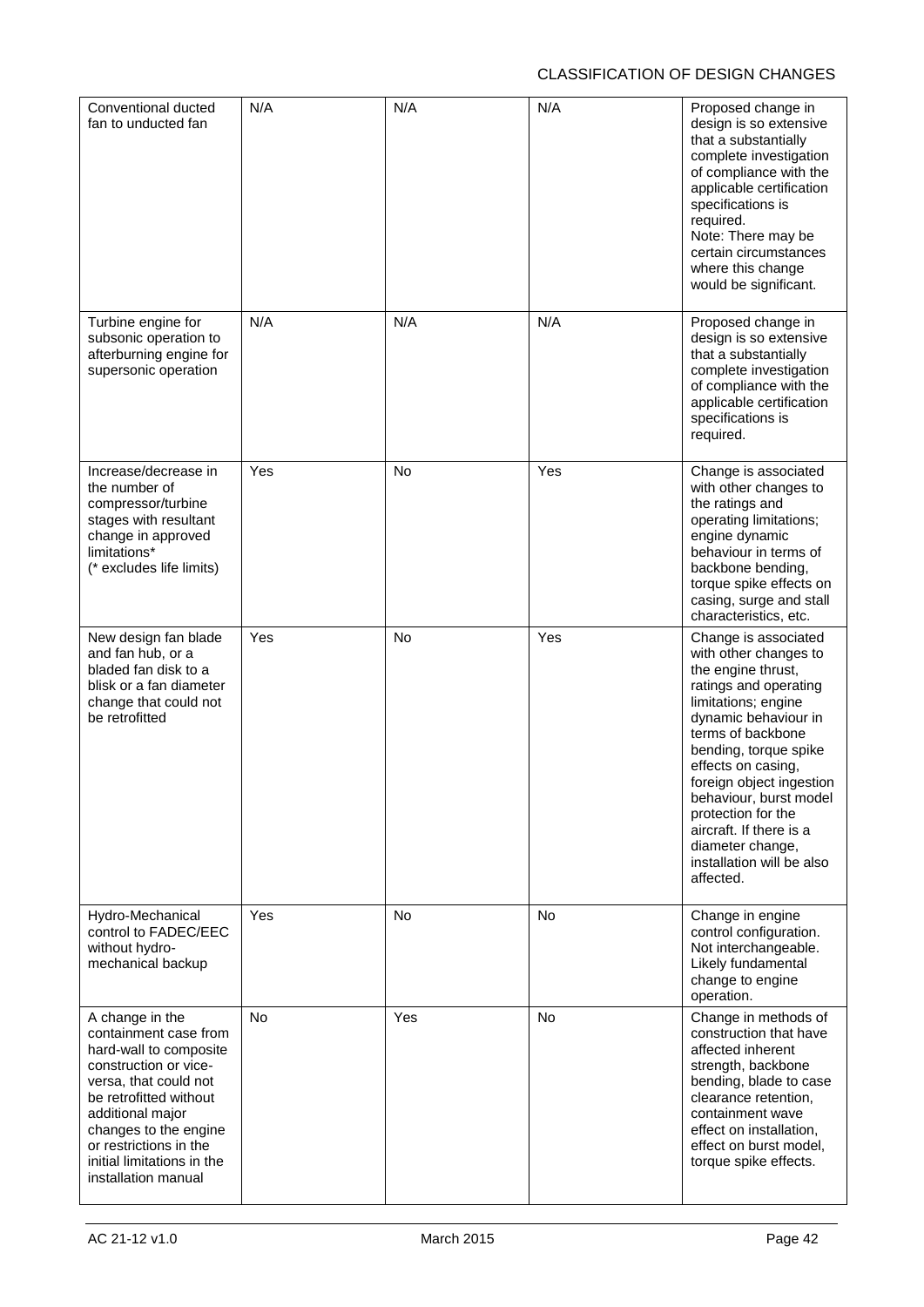| | | | | |
|---|---|---|---|---|
| Conventional ducted fan to unducted fan | N/A | N/A | N/A | Proposed change in design is so extensive that a substantially complete investigation of compliance with the applicable certification specifications is required.<br>Note: There may be certain circumstances where this change would be significant. |
| Turbine engine for subsonic operation to afterburning engine for supersonic operation | N/A | N/A | N/A | Proposed change in design is so extensive that a substantially complete investigation of compliance with the applicable certification specifications is required. |
| Increase/decrease in the number of compressor/turbine stages with resultant change in approved limitations*<br>(* excludes life limits) | Yes | No | Yes | Change is associated with other changes to the ratings and operating limitations; engine dynamic behaviour in terms of backbone bending, torque spike effects on casing, surge and stall characteristics, etc. |
| New design fan blade and fan hub, or a bladed fan disk to a blisk or a fan diameter change that could not be retrofitted | Yes | No | Yes | Change is associated with other changes to the engine thrust, ratings and operating limitations; engine dynamic behaviour in terms of backbone bending, torque spike effects on casing, foreign object ingestion behaviour, burst model protection for the aircraft. If there is a diameter change, installation will be also affected. |
| Hydro-Mechanical control to FADEC/EEC without hydro-mechanical backup | Yes | No | No | Change in engine control configuration. Not interchangeable. Likely fundamental change to engine operation. |
| A change in the containment case from hard-wall to composite construction or vice-versa, that could not be retrofitted without additional major changes to the engine or restrictions in the initial limitations in the installation manual | No | Yes | No | Change in methods of construction that have affected inherent strength, backbone bending, blade to case clearance retention, containment wave effect on installation, effect on burst model, torque spike effects. |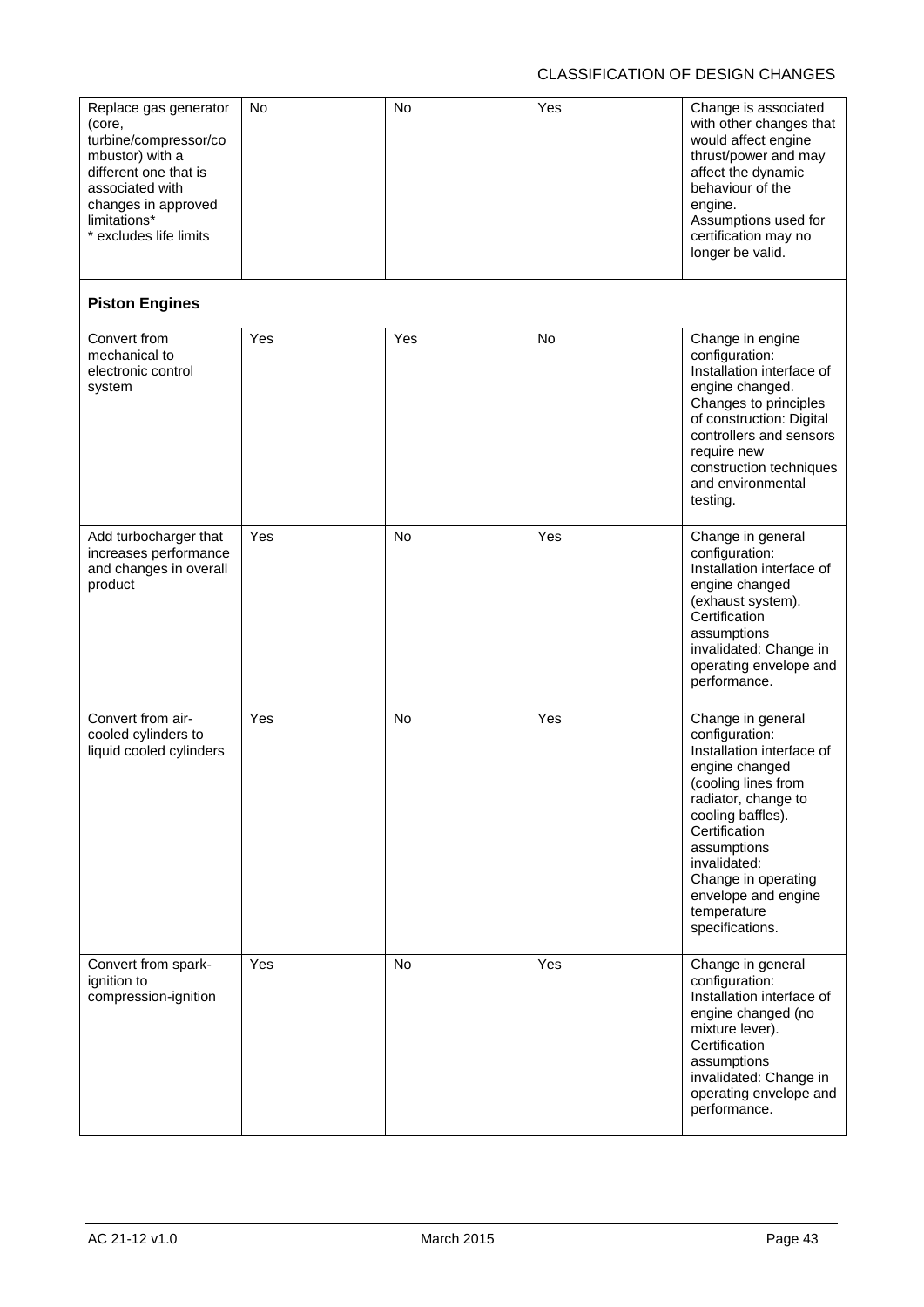| | | | | |
|---|---|---|---|---|
| Replace gas generator (core, turbine/compressor/combustor) with a different one that is associated with changes in approved limitations*<br>* excludes life limits | No | No | Yes | Change is associated with other changes that would affect engine thrust/power and may affect the dynamic behaviour of the engine.<br>Assumptions used for certification may no longer be valid. |
| **Piston Engines** | | | | |
| Convert from mechanical to electronic control system | Yes | Yes | No | Change in engine configuration: Installation interface of engine changed.<br>Changes to principles of construction: Digital controllers and sensors require new construction techniques and environmental testing. |
| Add turbocharger that increases performance and changes in overall product | Yes | No | Yes | Change in general configuration: Installation interface of engine changed (exhaust system).<br>Certification assumptions invalidated: Change in operating envelope and performance. |
| Convert from air-cooled cylinders to liquid cooled cylinders | Yes | No | Yes | Change in general configuration: Installation interface of engine changed (cooling lines from radiator, change to cooling baffles).<br>Certification assumptions invalidated: Change in operating envelope and engine temperature specifications. |
| Convert from spark-ignition to compression-ignition | Yes | No | Yes | Change in general configuration: Installation interface of engine changed (no mixture lever).<br>Certification assumptions invalidated: Change in operating envelope and performance. |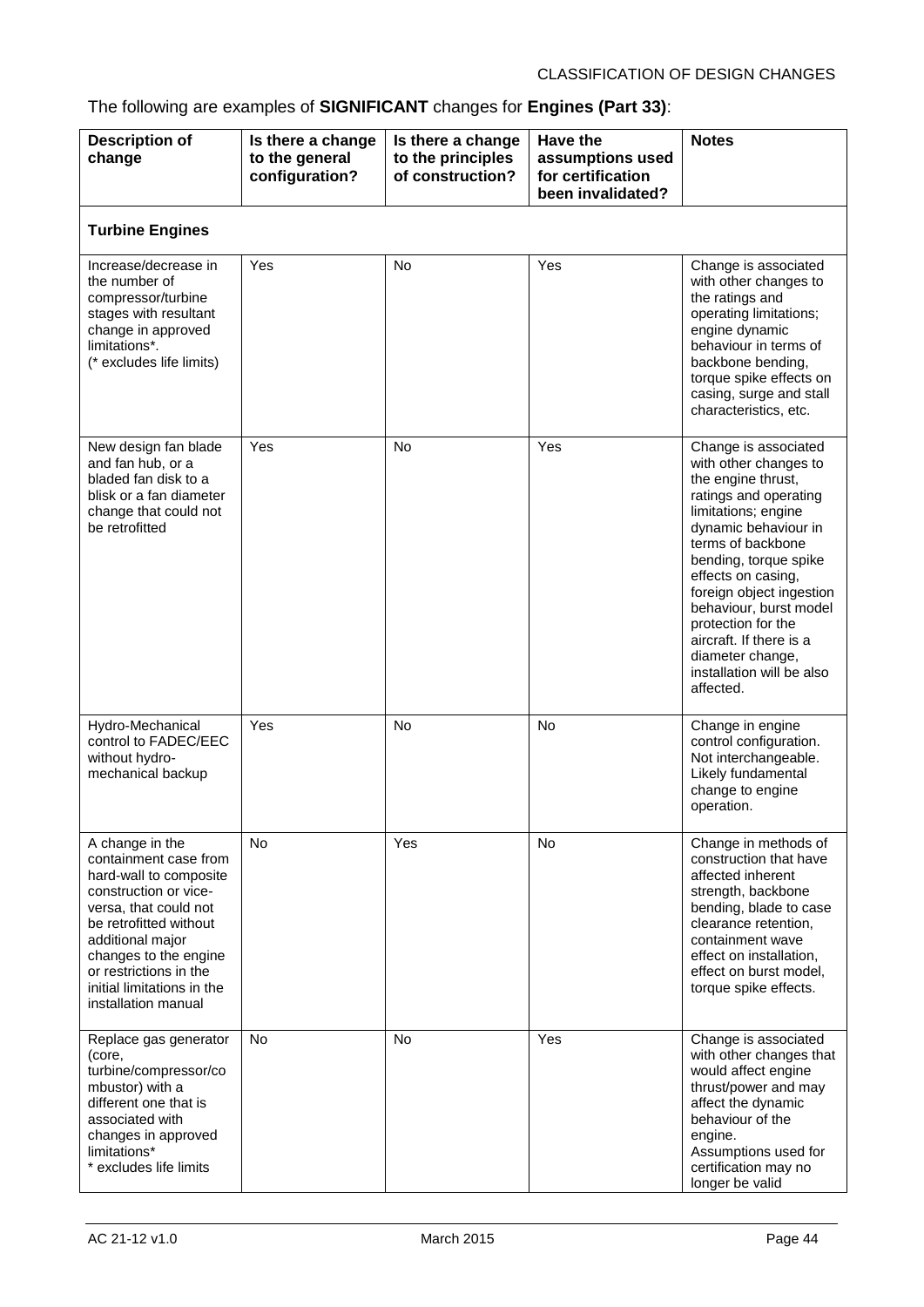The following are examples of **SIGNIFICANT** changes for **Engines (Part 33)**:

| Description of change | Is there a change to the general configuration? | Is there a change to the principles of construction? | Have the assumptions used for certification been invalidated? | Notes |
|---|---|---|---|---|
| **Turbine Engines** | | | | |
| Increase/decrease in the number of compressor/turbine stages with resultant change in approved limitations*. (* excludes life limits) | Yes | No | Yes | Change is associated with other changes to the ratings and operating limitations; engine dynamic behaviour in terms of backbone bending, torque spike effects on casing, surge and stall characteristics, etc. |
| New design fan blade and fan hub, or a bladed fan disk to a blisk or a fan diameter change that could not be retrofitted | Yes | No | Yes | Change is associated with other changes to the engine thrust, ratings and operating limitations; engine dynamic behaviour in terms of backbone bending, torque spike effects on casing, foreign object ingestion behaviour, burst model protection for the aircraft. If there is a diameter change, installation will be also affected. |
| Hydro-Mechanical control to FADEC/EEC without hydro-mechanical backup | Yes | No | No | Change in engine control configuration. Not interchangeable. Likely fundamental change to engine operation. |
| A change in the containment case from hard-wall to composite construction or vice-versa, that could not be retrofitted without additional major changes to the engine or restrictions in the initial limitations in the installation manual | No | Yes | No | Change in methods of construction that have affected inherent strength, backbone bending, blade to case clearance retention, containment wave effect on installation, effect on burst model, torque spike effects. |
| Replace gas generator (core, turbine/compressor/combustor) with a different one that is associated with changes in approved limitations* * excludes life limits | No | No | Yes | Change is associated with other changes that would affect engine thrust/power and may affect the dynamic behaviour of the engine. Assumptions used for certification may no longer be valid |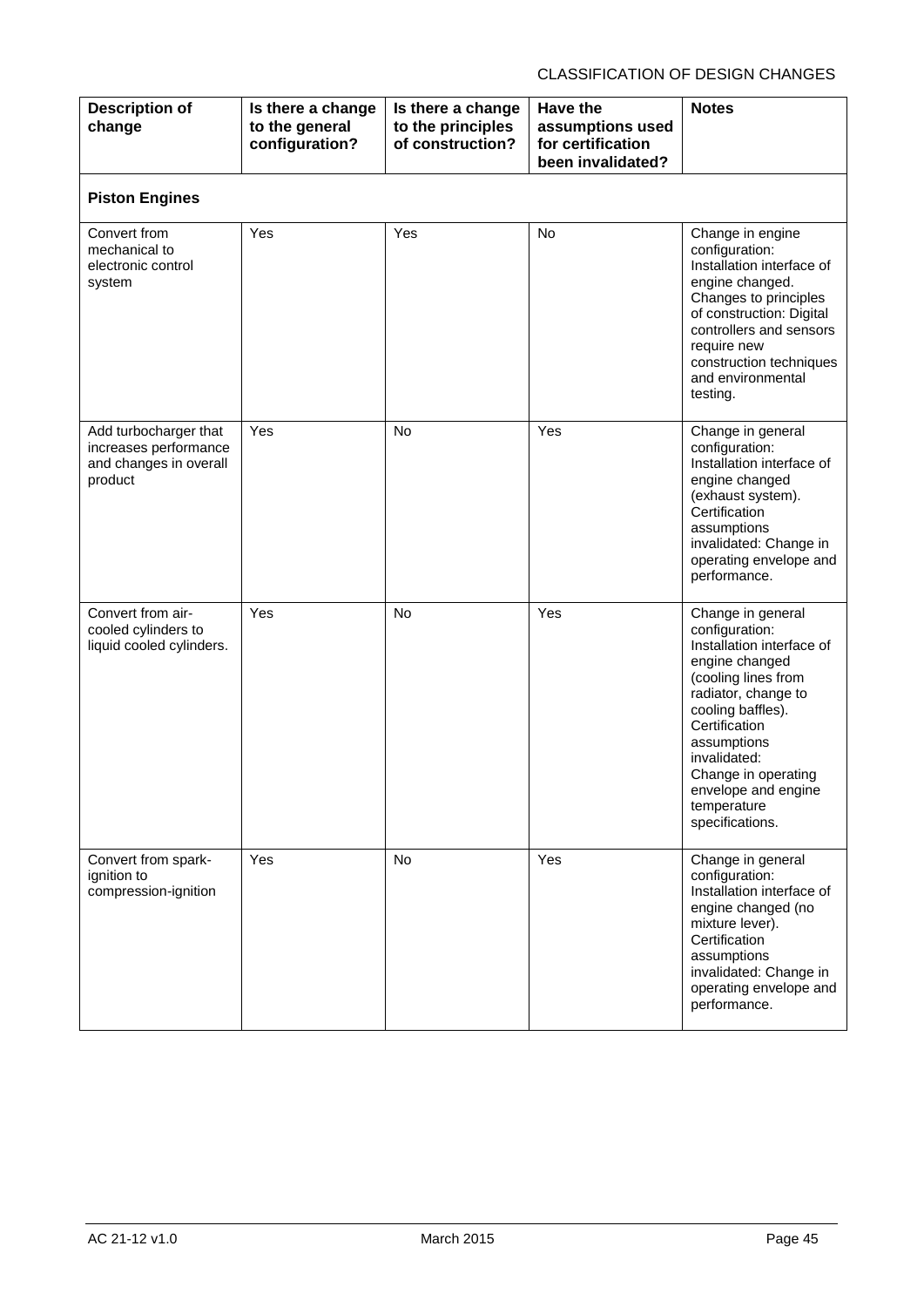| Description of change | Is there a change to the general configuration? | Is there a change to the principles of construction? | Have the assumptions used for certification been invalidated? | Notes |
| --- | --- | --- | --- | --- |
| **Piston Engines** | | | | |
| Convert from mechanical to electronic control system | Yes | Yes | No | Change in engine configuration: Installation interface of engine changed. Changes to principles of construction: Digital controllers and sensors require new construction techniques and environmental testing. |
| Add turbocharger that increases performance and changes in overall product | Yes | No | Yes | Change in general configuration: Installation interface of engine changed (exhaust system). Certification assumptions invalidated: Change in operating envelope and performance. |
| Convert from air-cooled cylinders to liquid cooled cylinders. | Yes | No | Yes | Change in general configuration: Installation interface of engine changed (cooling lines from radiator, change to cooling baffles). Certification assumptions invalidated: Change in operating envelope and engine temperature specifications. |
| Convert from spark-ignition to compression-ignition | Yes | No | Yes | Change in general configuration: Installation interface of engine changed (no mixture lever). Certification assumptions invalidated: Change in operating envelope and performance. |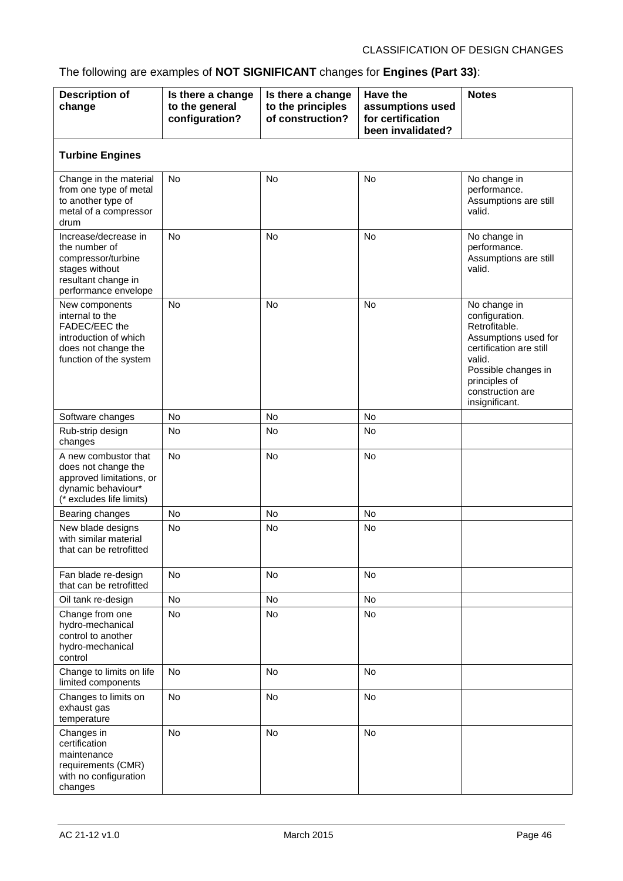The following are examples of **NOT SIGNIFICANT** changes for **Engines (Part 33)**:

| Description of change | Is there a change to the general configuration? | Is there a change to the principles of construction? | Have the assumptions used for certification been invalidated? | Notes |
|---|---|---|---|---|
| **Turbine Engines** | | | | |
| Change in the material from one type of metal to another type of metal of a compressor drum | No | No | No | No change in performance. Assumptions are still valid. |
| Increase/decrease in the number of compressor/turbine stages without resultant change in performance envelope | No | No | No | No change in performance. Assumptions are still valid. |
| New components internal to the FADEC/EEC the introduction of which does not change the function of the system | No | No | No | No change in configuration. Retrofitable. Assumptions used for certification are still valid. Possible changes in principles of construction are insignificant. |
| Software changes | No | No | No | |
| Rub-strip design changes | No | No | No | |
| A new combustor that does not change the approved limitations, or dynamic behaviour* (* excludes life limits) | No | No | No | |
| Bearing changes | No | No | No | |
| New blade designs with similar material that can be retrofitted | No | No | No | |
| Fan blade re-design that can be retrofitted | No | No | No | |
| Oil tank re-design | No | No | No | |
| Change from one hydro-mechanical control to another hydro-mechanical control | No | No | No | |
| Change to limits on life limited components | No | No | No | |
| Changes to limits on exhaust gas temperature | No | No | No | |
| Changes in certification maintenance requirements (CMR) with no configuration changes | No | No | No | |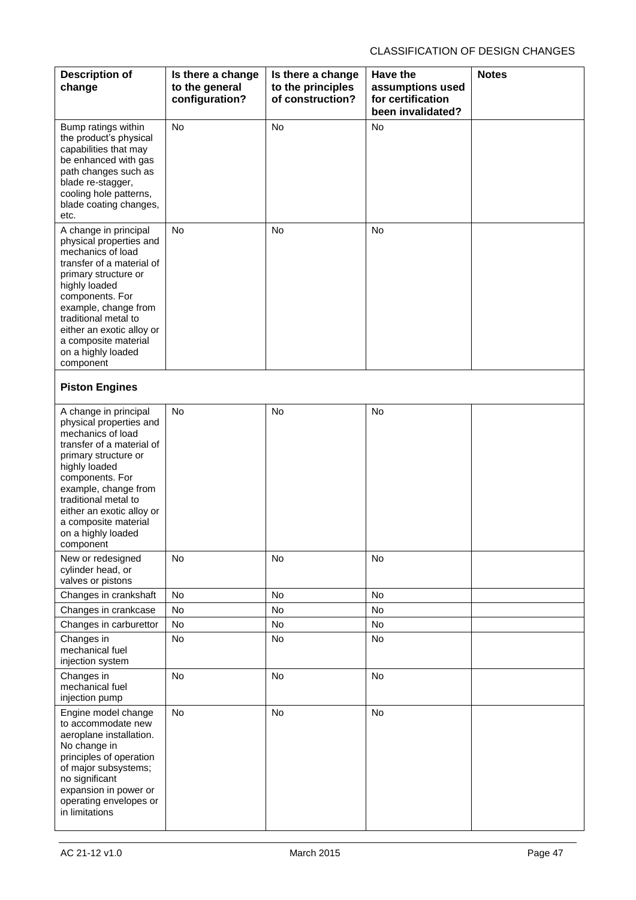| Description of change | Is there a change to the general configuration? | Is there a change to the principles of construction? | Have the assumptions used for certification been invalidated? | Notes |
|---|---|---|---|---|
| Bump ratings within the product's physical capabilities that may be enhanced with gas path changes such as blade re-stagger, cooling hole patterns, blade coating changes, etc. | No | No | No | |
| A change in principal physical properties and mechanics of load transfer of a material of primary structure or highly loaded components. For example, change from traditional metal to either an exotic alloy or a composite material on a highly loaded component | No | No | No | |
| **Piston Engines** | | | | |
| A change in principal physical properties and mechanics of load transfer of a material of primary structure or highly loaded components. For example, change from traditional metal to either an exotic alloy or a composite material on a highly loaded component | No | No | No | |
| New or redesigned cylinder head, or valves or pistons | No | No | No | |
| Changes in crankshaft | No | No | No | |
| Changes in crankcase | No | No | No | |
| Changes in carburettor | No | No | No | |
| Changes in mechanical fuel injection system | No | No | No | |
| Changes in mechanical fuel injection pump | No | No | No | |
| Engine model change to accommodate new aeroplane installation. No change in principles of operation of major subsystems; no significant expansion in power or operating envelopes or in limitations | No | No | No | |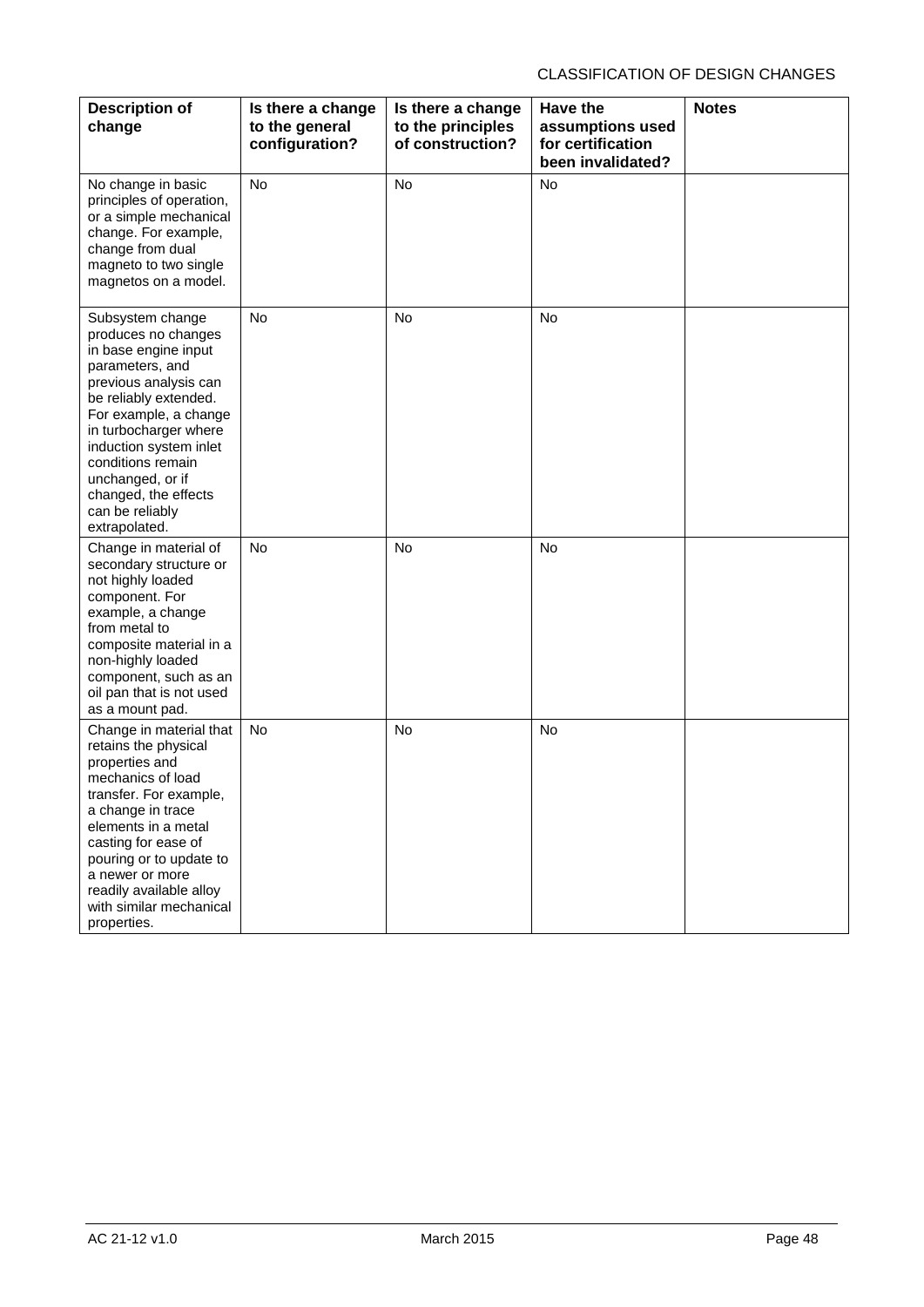| Description of change | Is there a change to the general configuration? | Is there a change to the principles of construction? | Have the assumptions used for certification been invalidated? | Notes |
|---|---|---|---|---|
| No change in basic principles of operation, or a simple mechanical change. For example, change from dual magneto to two single magnetos on a model. | No | No | No | |
| Subsystem change produces no changes in base engine input parameters, and previous analysis can be reliably extended. For example, a change in turbocharger where induction system inlet conditions remain unchanged, or if changed, the effects can be reliably extrapolated. | No | No | No | |
| Change in material of secondary structure or not highly loaded component. For example, a change from metal to composite material in a non-highly loaded component, such as an oil pan that is not used as a mount pad. | No | No | No | |
| Change in material that retains the physical properties and mechanics of load transfer. For example, a change in trace elements in a metal casting for ease of pouring or to update to a newer or more readily available alloy with similar mechanical properties. | No | No | No | |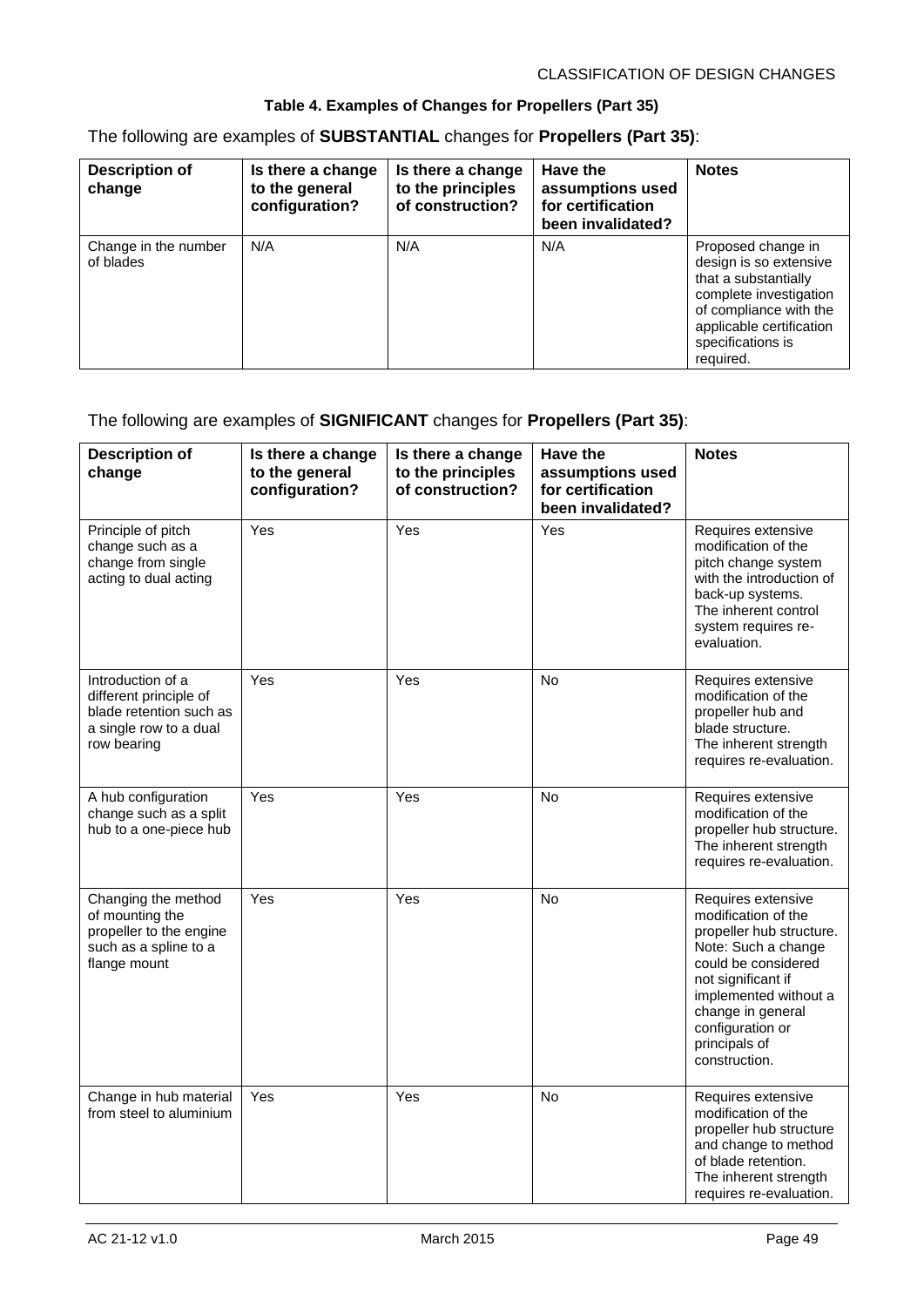**Table 4. Examples of Changes for Propellers (Part 35)**

The following are examples of **SUBSTANTIAL** changes for **Propellers (Part 35)**:

| Description of change | Is there a change to the general configuration? | Is there a change to the principles of construction? | Have the assumptions used for certification been invalidated? | Notes |
|---|---|---|---|---|
| Change in the number of blades | N/A | N/A | N/A | Proposed change in design is so extensive that a substantially complete investigation of compliance with the applicable certification specifications is required. |

The following are examples of **SIGNIFICANT** changes for **Propellers (Part 35)**:

| Description of change | Is there a change to the general configuration? | Is there a change to the principles of construction? | Have the assumptions used for certification been invalidated? | Notes |
|---|---|---|---|---|
| Principle of pitch change such as a change from single acting to dual acting | Yes | Yes | Yes | Requires extensive modification of the pitch change system with the introduction of back-up systems. The inherent control system requires re-evaluation. |
| Introduction of a different principle of blade retention such as a single row to a dual row bearing | Yes | Yes | No | Requires extensive modification of the propeller hub and blade structure. The inherent strength requires re-evaluation. |
| A hub configuration change such as a split hub to a one-piece hub | Yes | Yes | No | Requires extensive modification of the propeller hub structure. The inherent strength requires re-evaluation. |
| Changing the method of mounting the propeller to the engine such as a spline to a flange mount | Yes | Yes | No | Requires extensive modification of the propeller hub structure. Note: Such a change could be considered not significant if implemented without a change in general configuration or principals of construction. |
| Change in hub material from steel to aluminium | Yes | Yes | No | Requires extensive modification of the propeller hub structure and change to method of blade retention. The inherent strength requires re-evaluation. |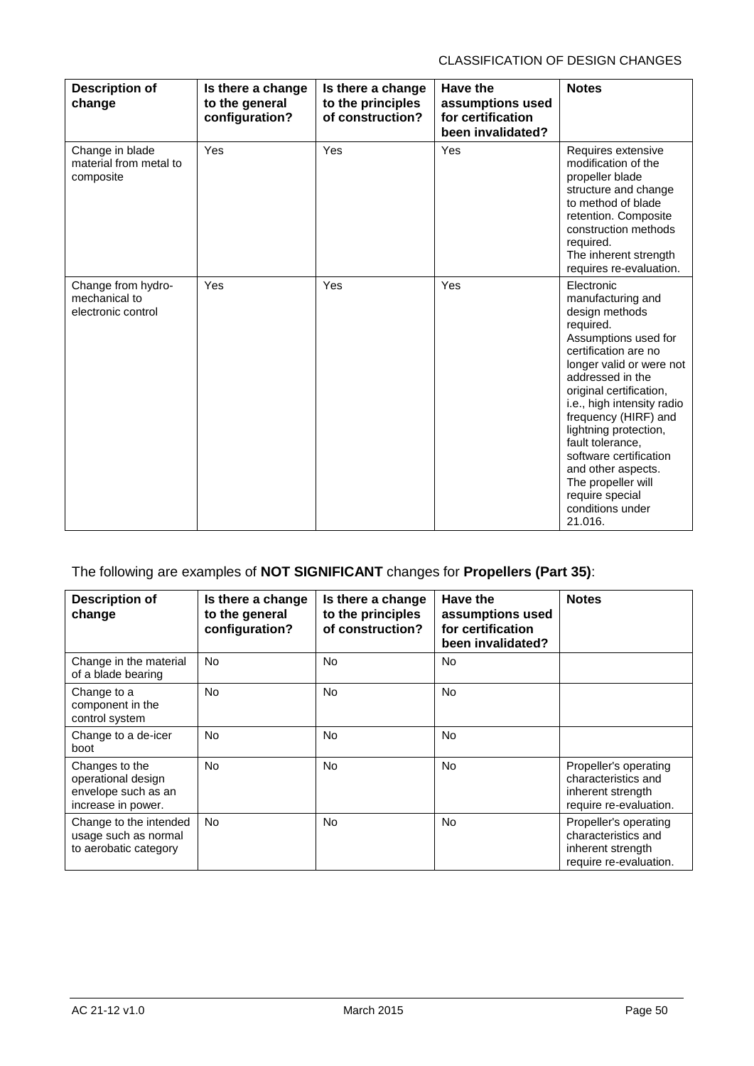| Description of change | Is there a change to the general configuration? | Is there a change to the principles of construction? | Have the assumptions used for certification been invalidated? | Notes |
|---|---|---|---|---|
| Change in blade material from metal to composite | Yes | Yes | Yes | Requires extensive modification of the propeller blade structure and change to method of blade retention. Composite construction methods required. The inherent strength requires re-evaluation. |
| Change from hydro-mechanical to electronic control | Yes | Yes | Yes | Electronic manufacturing and design methods required. Assumptions used for certification are no longer valid or were not addressed in the original certification, i.e., high intensity radio frequency (HIRF) and lightning protection, fault tolerance, software certification and other aspects. The propeller will require special conditions under 21.016. |

The following are examples of **NOT SIGNIFICANT** changes for **Propellers (Part 35)**:

| Description of change | Is there a change to the general configuration? | Is there a change to the principles of construction? | Have the assumptions used for certification been invalidated? | Notes |
|---|---|---|---|---|
| Change in the material of a blade bearing | No | No | No | |
| Change to a component in the control system | No | No | No | |
| Change to a de-icer boot | No | No | No | |
| Changes to the operational design envelope such as an increase in power. | No | No | No | Propeller's operating characteristics and inherent strength require re-evaluation. |
| Change to the intended usage such as normal to aerobatic category | No | No | No | Propeller's operating characteristics and inherent strength require re-evaluation. |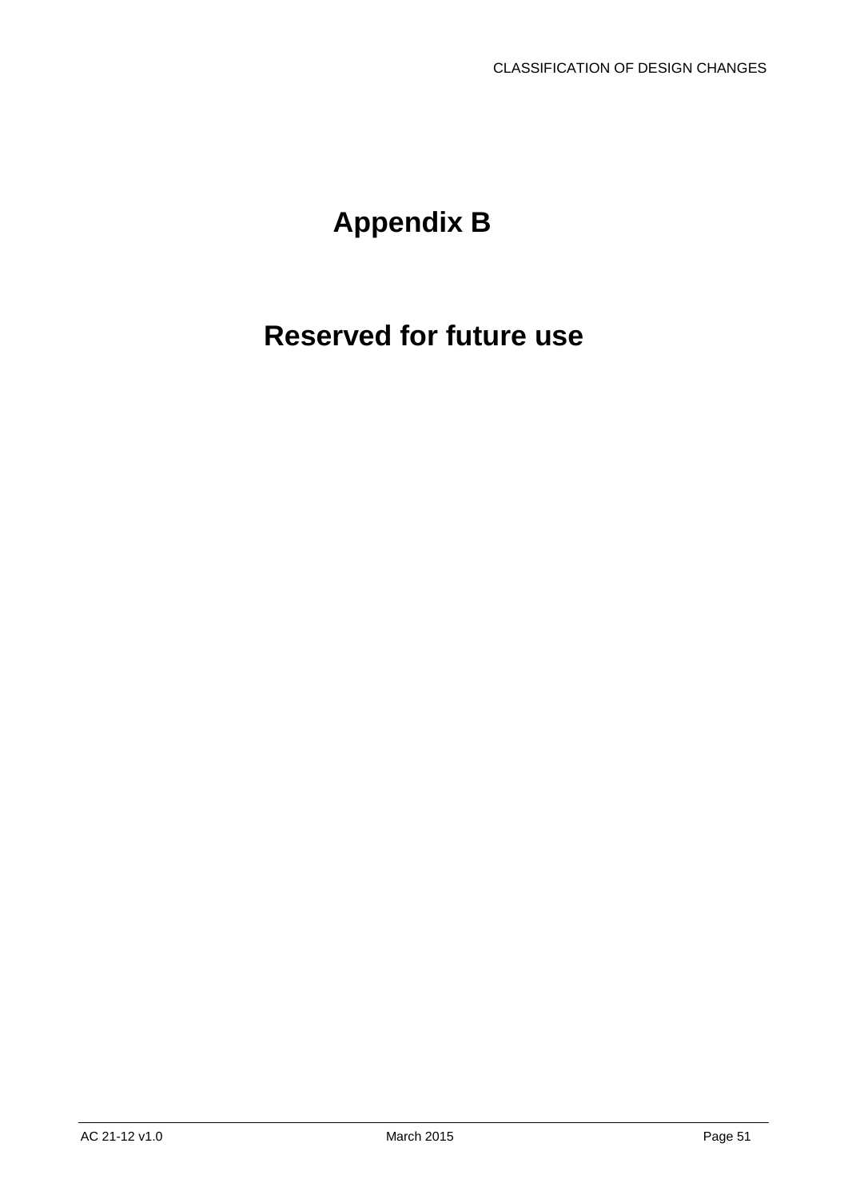# Appendix B

# Reserved for future use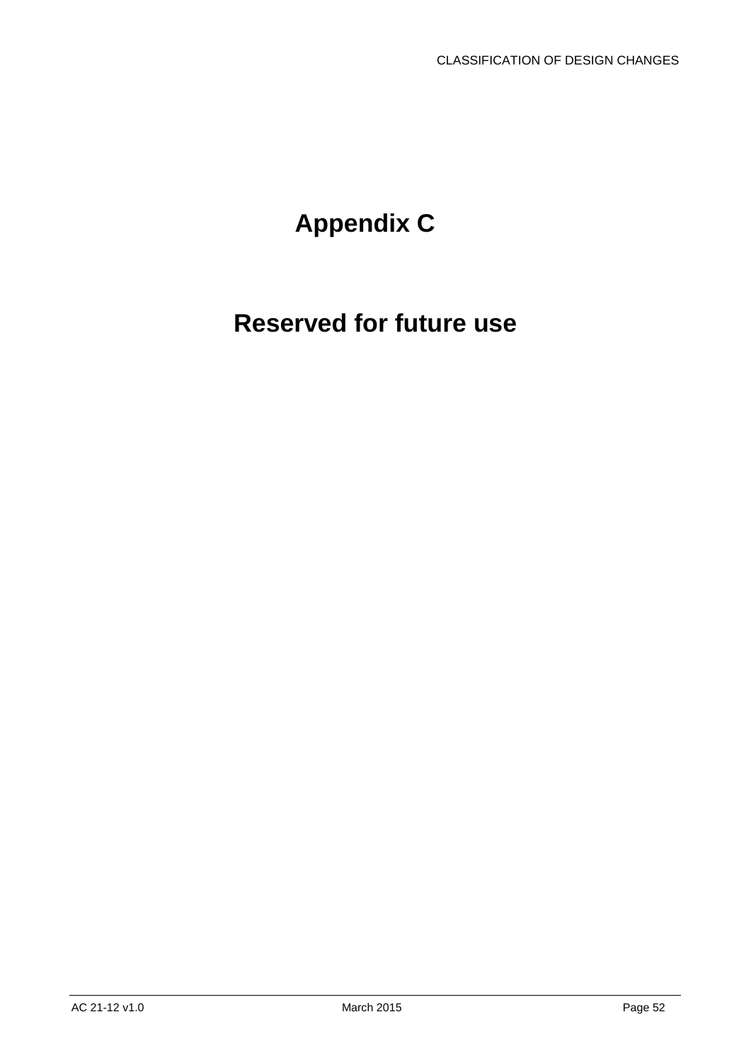# Appendix C

## Reserved for future use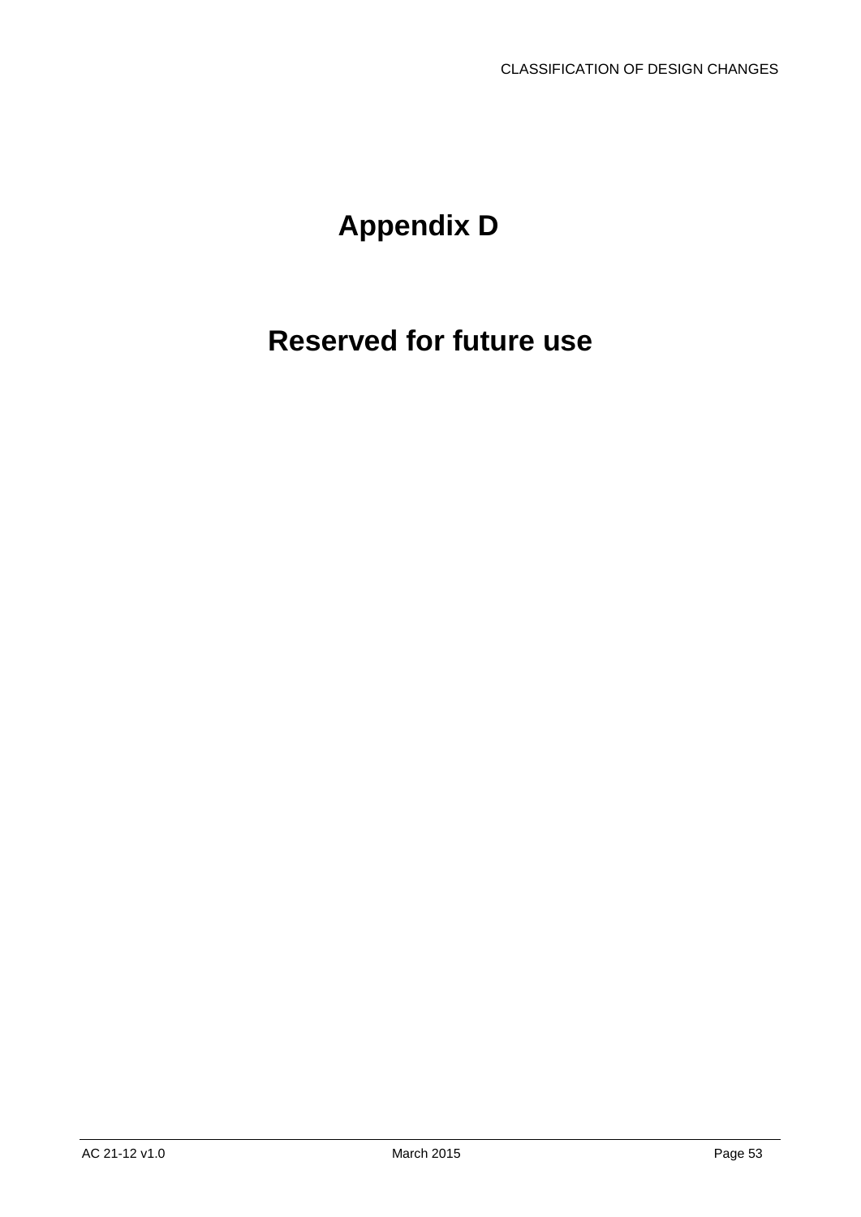# Appendix D

# Reserved for future use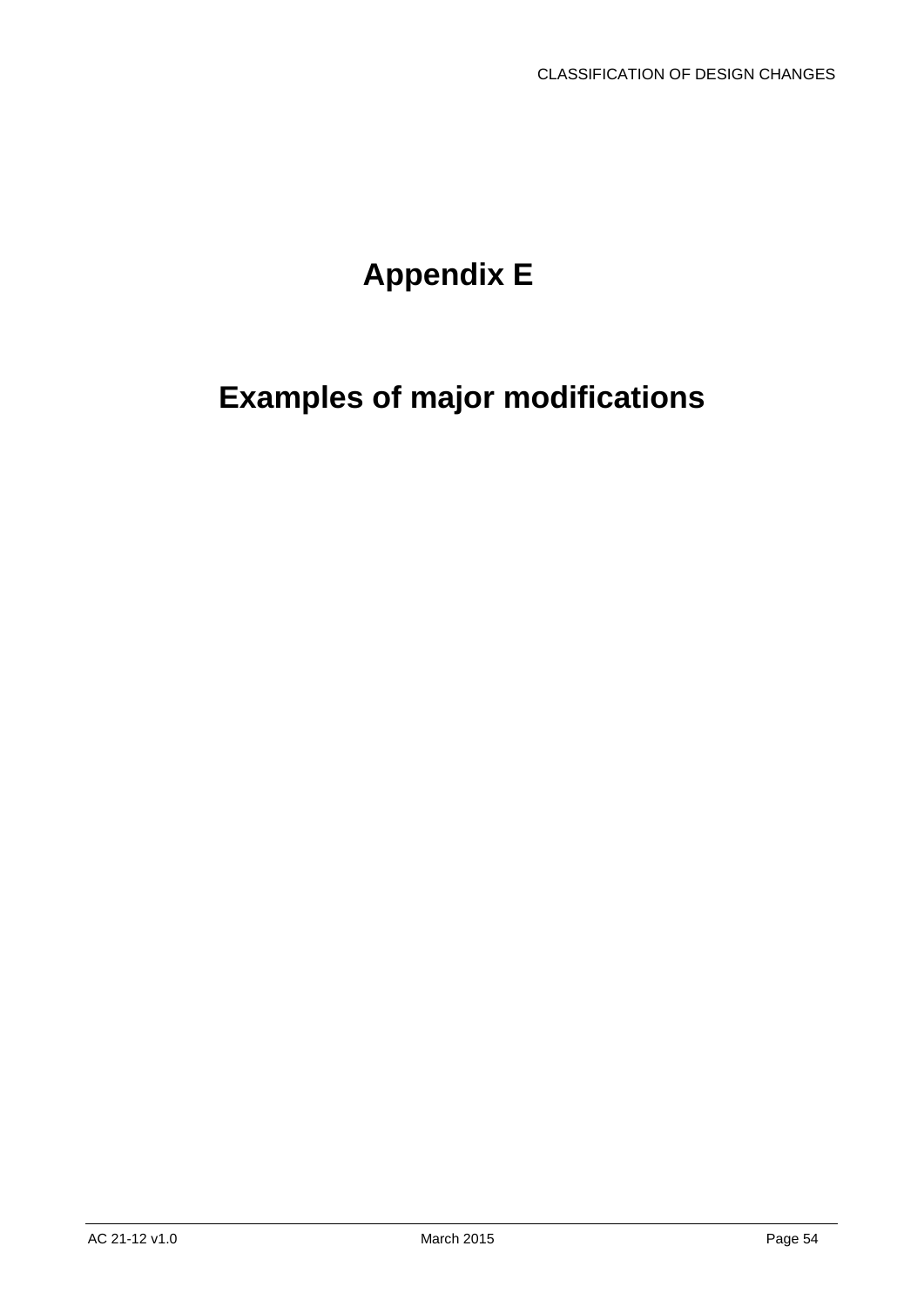# Appendix E

# Examples of major modifications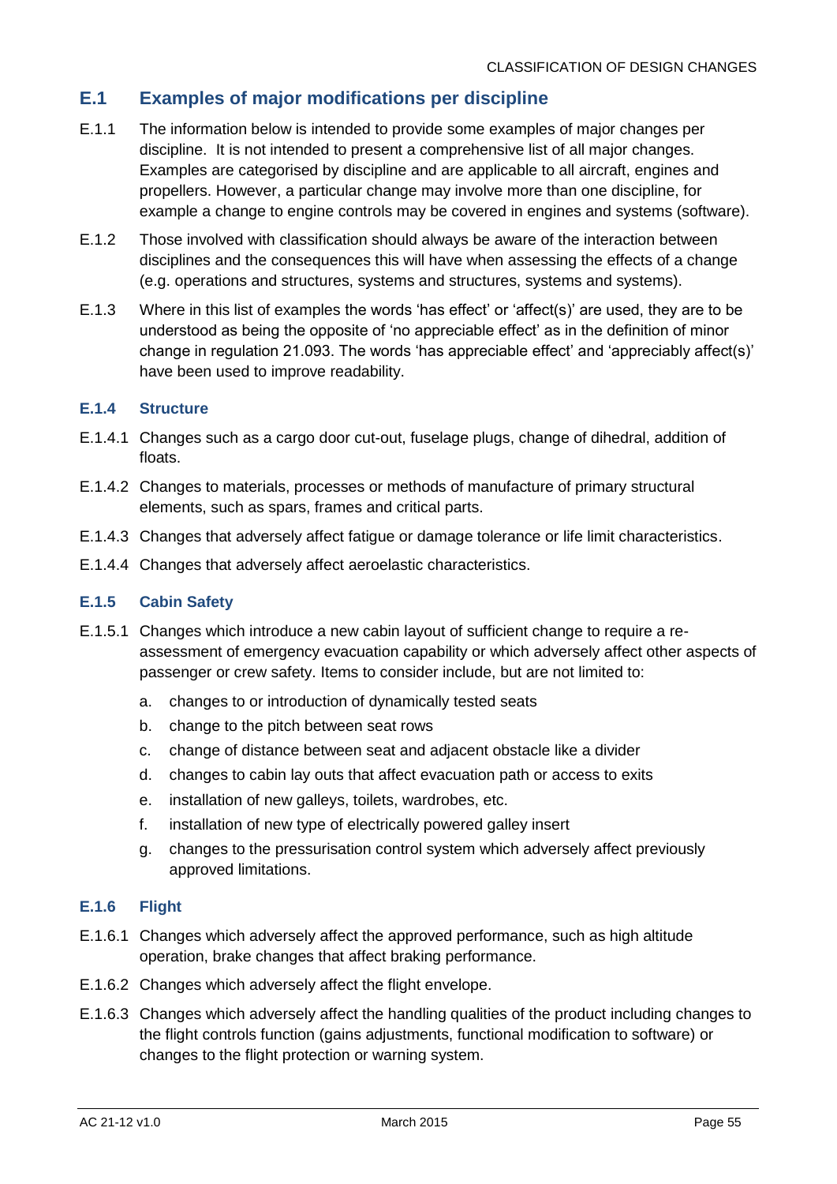## E.1 Examples of major modifications per discipline

E.1.1 The information below is intended to provide some examples of major changes per discipline. It is not intended to present a comprehensive list of all major changes. Examples are categorised by discipline and are applicable to all aircraft, engines and propellers. However, a particular change may involve more than one discipline, for example a change to engine controls may be covered in engines and systems (software).

E.1.2 Those involved with classification should always be aware of the interaction between disciplines and the consequences this will have when assessing the effects of a change (e.g. operations and structures, systems and structures, systems and systems).

E.1.3 Where in this list of examples the words 'has effect' or 'affect(s)' are used, they are to be understood as being the opposite of 'no appreciable effect' as in the definition of minor change in regulation 21.093. The words 'has appreciable effect' and 'appreciably affect(s)' have been used to improve readability.

### E.1.4 Structure

E.1.4.1 Changes such as a cargo door cut-out, fuselage plugs, change of dihedral, addition of floats.

E.1.4.2 Changes to materials, processes or methods of manufacture of primary structural elements, such as spars, frames and critical parts.

E.1.4.3 Changes that adversely affect fatigue or damage tolerance or life limit characteristics.

E.1.4.4 Changes that adversely affect aeroelastic characteristics.

### E.1.5 Cabin Safety

E.1.5.1 Changes which introduce a new cabin layout of sufficient change to require a re-assessment of emergency evacuation capability or which adversely affect other aspects of passenger or crew safety. Items to consider include, but are not limited to:

a. changes to or introduction of dynamically tested seats
b. change to the pitch between seat rows
c. change of distance between seat and adjacent obstacle like a divider
d. changes to cabin lay outs that affect evacuation path or access to exits
e. installation of new galleys, toilets, wardrobes, etc.
f. installation of new type of electrically powered galley insert
g. changes to the pressurisation control system which adversely affect previously approved limitations.

### E.1.6 Flight

E.1.6.1 Changes which adversely affect the approved performance, such as high altitude operation, brake changes that affect braking performance.

E.1.6.2 Changes which adversely affect the flight envelope.

E.1.6.3 Changes which adversely affect the handling qualities of the product including changes to the flight controls function (gains adjustments, functional modification to software) or changes to the flight protection or warning system.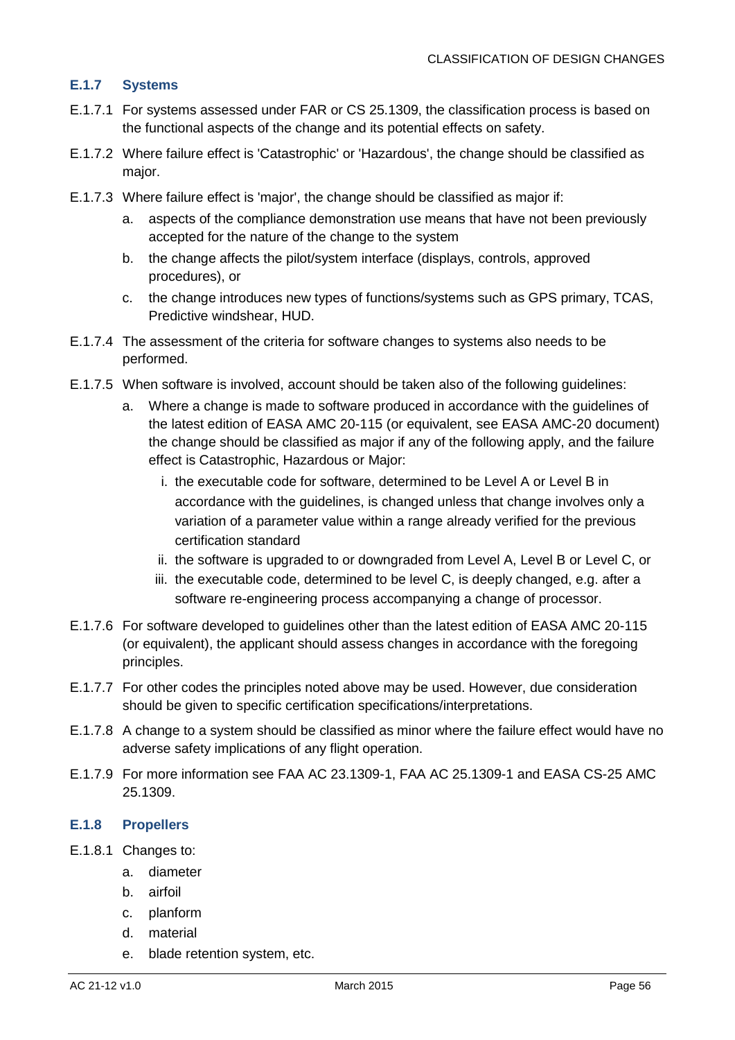### E.1.7 Systems

E.1.7.1 For systems assessed under FAR or CS 25.1309, the classification process is based on the functional aspects of the change and its potential effects on safety.

E.1.7.2 Where failure effect is 'Catastrophic' or 'Hazardous', the change should be classified as major.

E.1.7.3 Where failure effect is 'major', the change should be classified as major if:

a. aspects of the compliance demonstration use means that have not been previously accepted for the nature of the change to the system

b. the change affects the pilot/system interface (displays, controls, approved procedures), or

c. the change introduces new types of functions/systems such as GPS primary, TCAS, Predictive windshear, HUD.

E.1.7.4 The assessment of the criteria for software changes to systems also needs to be performed.

E.1.7.5 When software is involved, account should be taken also of the following guidelines:

a. Where a change is made to software produced in accordance with the guidelines of the latest edition of EASA AMC 20-115 (or equivalent, see EASA AMC-20 document) the change should be classified as major if any of the following apply, and the failure effect is Catastrophic, Hazardous or Major:

   i. the executable code for software, determined to be Level A or Level B in accordance with the guidelines, is changed unless that change involves only a variation of a parameter value within a range already verified for the previous certification standard

   ii. the software is upgraded to or downgraded from Level A, Level B or Level C, or

   iii. the executable code, determined to be level C, is deeply changed, e.g. after a software re-engineering process accompanying a change of processor.

E.1.7.6 For software developed to guidelines other than the latest edition of EASA AMC 20-115 (or equivalent), the applicant should assess changes in accordance with the foregoing principles.

E.1.7.7 For other codes the principles noted above may be used. However, due consideration should be given to specific certification specifications/interpretations.

E.1.7.8 A change to a system should be classified as minor where the failure effect would have no adverse safety implications of any flight operation.

E.1.7.9 For more information see FAA AC 23.1309-1, FAA AC 25.1309-1 and EASA CS-25 AMC 25.1309.

### E.1.8 Propellers

E.1.8.1 Changes to:

a. diameter

b. airfoil

c. planform

d. material

e. blade retention system, etc.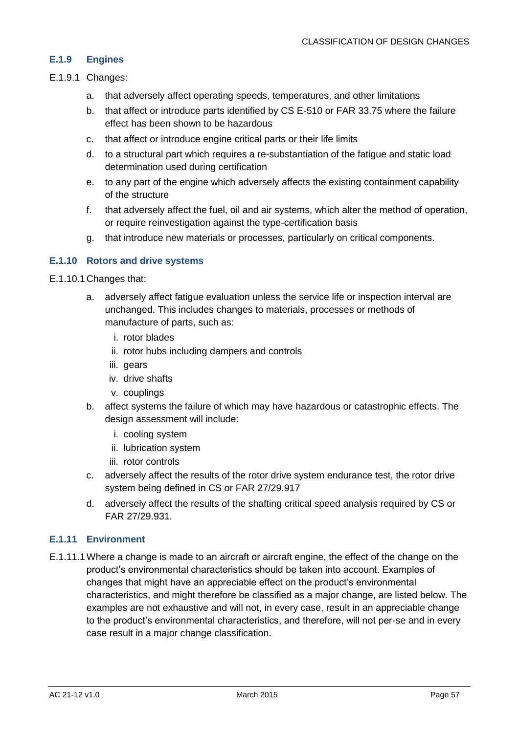### E.1.9 Engines

E.1.9.1 Changes:

a. that adversely affect operating speeds, temperatures, and other limitations

b. that affect or introduce parts identified by CS E-510 or FAR 33.75 where the failure effect has been shown to be hazardous

c. that affect or introduce engine critical parts or their life limits

d. to a structural part which requires a re-substantiation of the fatigue and static load determination used during certification

e. to any part of the engine which adversely affects the existing containment capability of the structure

f. that adversely affect the fuel, oil and air systems, which alter the method of operation, or require reinvestigation against the type-certification basis

g. that introduce new materials or processes, particularly on critical components.

### E.1.10 Rotors and drive systems

E.1.10.1 Changes that:

a. adversely affect fatigue evaluation unless the service life or inspection interval are unchanged. This includes changes to materials, processes or methods of manufacture of parts, such as:

   i. rotor blades
   ii. rotor hubs including dampers and controls
   iii. gears
   iv. drive shafts
   v. couplings

b. affect systems the failure of which may have hazardous or catastrophic effects. The design assessment will include:

   i. cooling system
   ii. lubrication system
   iii. rotor controls

c. adversely affect the results of the rotor drive system endurance test, the rotor drive system being defined in CS or FAR 27/29.917

d. adversely affect the results of the shafting critical speed analysis required by CS or FAR 27/29.931.

### E.1.11 Environment

E.1.11.1 Where a change is made to an aircraft or aircraft engine, the effect of the change on the product's environmental characteristics should be taken into account. Examples of changes that might have an appreciable effect on the product's environmental characteristics, and might therefore be classified as a major change, are listed below. The examples are not exhaustive and will not, in every case, result in an appreciable change to the product's environmental characteristics, and therefore, will not per-se and in every case result in a major change classification.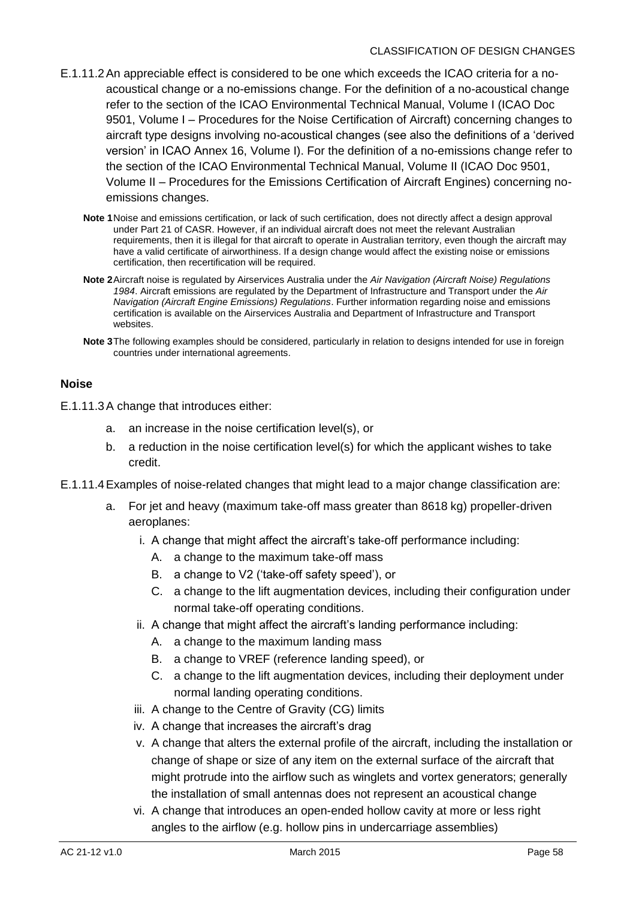E.1.11.2 An appreciable effect is considered to be one which exceeds the ICAO criteria for a no-acoustical change or a no-emissions change. For the definition of a no-acoustical change refer to the section of the ICAO Environmental Technical Manual, Volume I (ICAO Doc 9501, Volume I – Procedures for the Noise Certification of Aircraft) concerning changes to aircraft type designs involving no-acoustical changes (see also the definitions of a 'derived version' in ICAO Annex 16, Volume I). For the definition of a no-emissions change refer to the section of the ICAO Environmental Technical Manual, Volume II (ICAO Doc 9501, Volume II – Procedures for the Emissions Certification of Aircraft Engines) concerning no-emissions changes.

**Note 1** Noise and emissions certification, or lack of such certification, does not directly affect a design approval under Part 21 of CASR. However, if an individual aircraft does not meet the relevant Australian requirements, then it is illegal for that aircraft to operate in Australian territory, even though the aircraft may have a valid certificate of airworthiness. If a design change would affect the existing noise or emissions certification, then recertification will be required.

**Note 2** Aircraft noise is regulated by Airservices Australia under the *Air Navigation (Aircraft Noise) Regulations 1984*. Aircraft emissions are regulated by the Department of Infrastructure and Transport under the *Air Navigation (Aircraft Engine Emissions) Regulations*. Further information regarding noise and emissions certification is available on the Airservices Australia and Department of Infrastructure and Transport websites.

**Note 3** The following examples should be considered, particularly in relation to designs intended for use in foreign countries under international agreements.

### Noise

E.1.11.3 A change that introduces either:

a. an increase in the noise certification level(s), or
b. a reduction in the noise certification level(s) for which the applicant wishes to take credit.

E.1.11.4 Examples of noise-related changes that might lead to a major change classification are:

a. For jet and heavy (maximum take-off mass greater than 8618 kg) propeller-driven aeroplanes:
   i. A change that might affect the aircraft's take-off performance including:
      A. a change to the maximum take-off mass
      B. a change to V2 ('take-off safety speed'), or
      C. a change to the lift augmentation devices, including their configuration under normal take-off operating conditions.
   ii. A change that might affect the aircraft's landing performance including:
      A. a change to the maximum landing mass
      B. a change to VREF (reference landing speed), or
      C. a change to the lift augmentation devices, including their deployment under normal landing operating conditions.
   iii. A change to the Centre of Gravity (CG) limits
   iv. A change that increases the aircraft's drag
   v. A change that alters the external profile of the aircraft, including the installation or change of shape or size of any item on the external surface of the aircraft that might protrude into the airflow such as winglets and vortex generators; generally the installation of small antennas does not represent an acoustical change
   vi. A change that introduces an open-ended hollow cavity at more or less right angles to the airflow (e.g. hollow pins in undercarriage assemblies)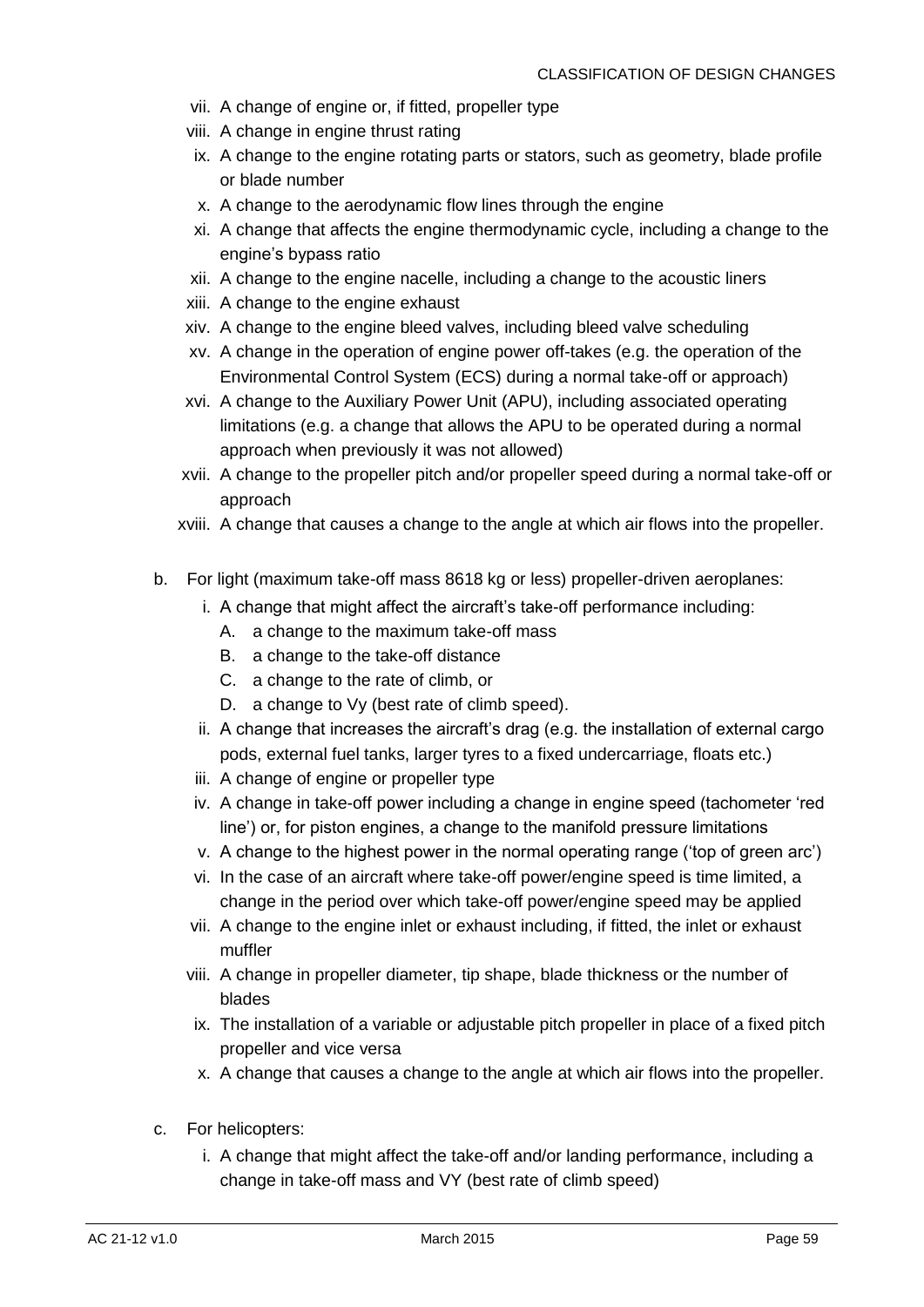vii. A change of engine or, if fitted, propeller type
viii. A change in engine thrust rating
ix. A change to the engine rotating parts or stators, such as geometry, blade profile or blade number
x. A change to the aerodynamic flow lines through the engine
xi. A change that affects the engine thermodynamic cycle, including a change to the engine's bypass ratio
xii. A change to the engine nacelle, including a change to the acoustic liners
xiii. A change to the engine exhaust
xiv. A change to the engine bleed valves, including bleed valve scheduling
xv. A change in the operation of engine power off-takes (e.g. the operation of the Environmental Control System (ECS) during a normal take-off or approach)
xvi. A change to the Auxiliary Power Unit (APU), including associated operating limitations (e.g. a change that allows the APU to be operated during a normal approach when previously it was not allowed)
xvii. A change to the propeller pitch and/or propeller speed during a normal take-off or approach
xviii. A change that causes a change to the angle at which air flows into the propeller.

b. For light (maximum take-off mass 8618 kg or less) propeller-driven aeroplanes:

   i. A change that might affect the aircraft's take-off performance including:
      A. a change to the maximum take-off mass
      B. a change to the take-off distance
      C. a change to the rate of climb, or
      D. a change to Vy (best rate of climb speed).
   ii. A change that increases the aircraft's drag (e.g. the installation of external cargo pods, external fuel tanks, larger tyres to a fixed undercarriage, floats etc.)
   iii. A change of engine or propeller type
   iv. A change in take-off power including a change in engine speed (tachometer 'red line') or, for piston engines, a change to the manifold pressure limitations
   v. A change to the highest power in the normal operating range ('top of green arc')
   vi. In the case of an aircraft where take-off power/engine speed is time limited, a change in the period over which take-off power/engine speed may be applied
   vii. A change to the engine inlet or exhaust including, if fitted, the inlet or exhaust muffler
   viii. A change in propeller diameter, tip shape, blade thickness or the number of blades
   ix. The installation of a variable or adjustable pitch propeller in place of a fixed pitch propeller and vice versa
   x. A change that causes a change to the angle at which air flows into the propeller.

c. For helicopters:

   i. A change that might affect the take-off and/or landing performance, including a change in take-off mass and VY (best rate of climb speed)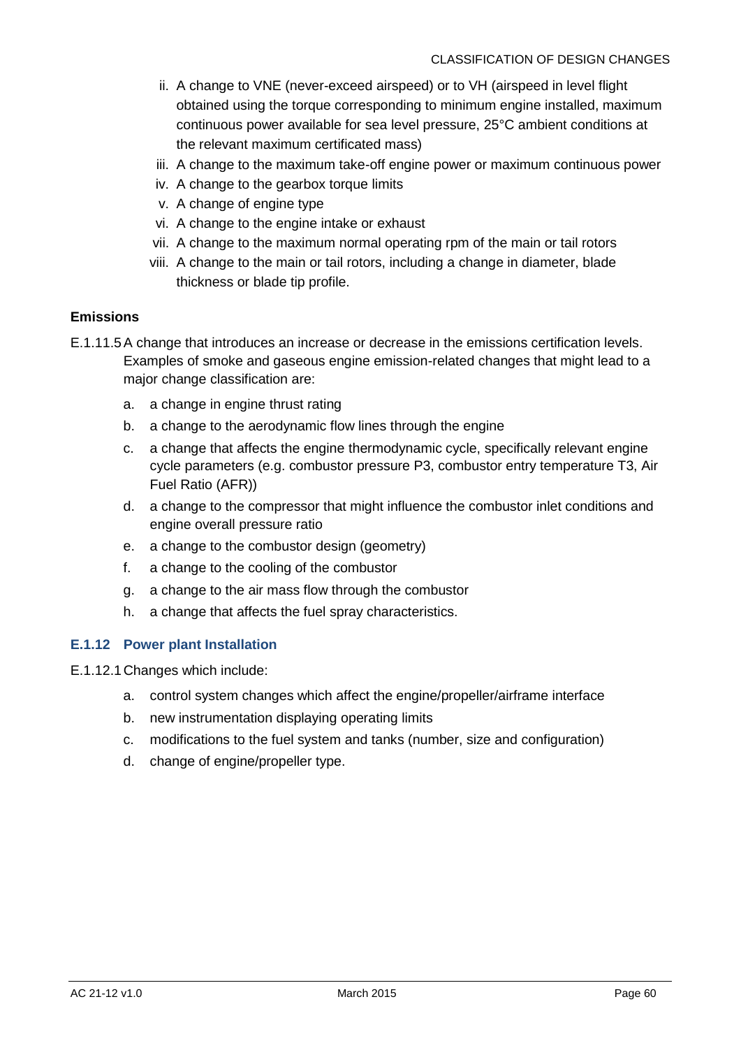ii. A change to VNE (never-exceed airspeed) or to VH (airspeed in level flight obtained using the torque corresponding to minimum engine installed, maximum continuous power available for sea level pressure, 25°C ambient conditions at the relevant maximum certificated mass)

iii. A change to the maximum take-off engine power or maximum continuous power

iv. A change to the gearbox torque limits

v. A change of engine type

vi. A change to the engine intake or exhaust

vii. A change to the maximum normal operating rpm of the main or tail rotors

viii. A change to the main or tail rotors, including a change in diameter, blade thickness or blade tip profile.

**Emissions**

E.1.11.5 A change that introduces an increase or decrease in the emissions certification levels. Examples of smoke and gaseous engine emission-related changes that might lead to a major change classification are:

a. a change in engine thrust rating
b. a change to the aerodynamic flow lines through the engine
c. a change that affects the engine thermodynamic cycle, specifically relevant engine cycle parameters (e.g. combustor pressure P3, combustor entry temperature T3, Air Fuel Ratio (AFR))
d. a change to the compressor that might influence the combustor inlet conditions and engine overall pressure ratio
e. a change to the combustor design (geometry)
f. a change to the cooling of the combustor
g. a change to the air mass flow through the combustor
h. a change that affects the fuel spray characteristics.

### E.1.12 Power plant Installation

E.1.12.1 Changes which include:

a. control system changes which affect the engine/propeller/airframe interface
b. new instrumentation displaying operating limits
c. modifications to the fuel system and tanks (number, size and configuration)
d. change of engine/propeller type.